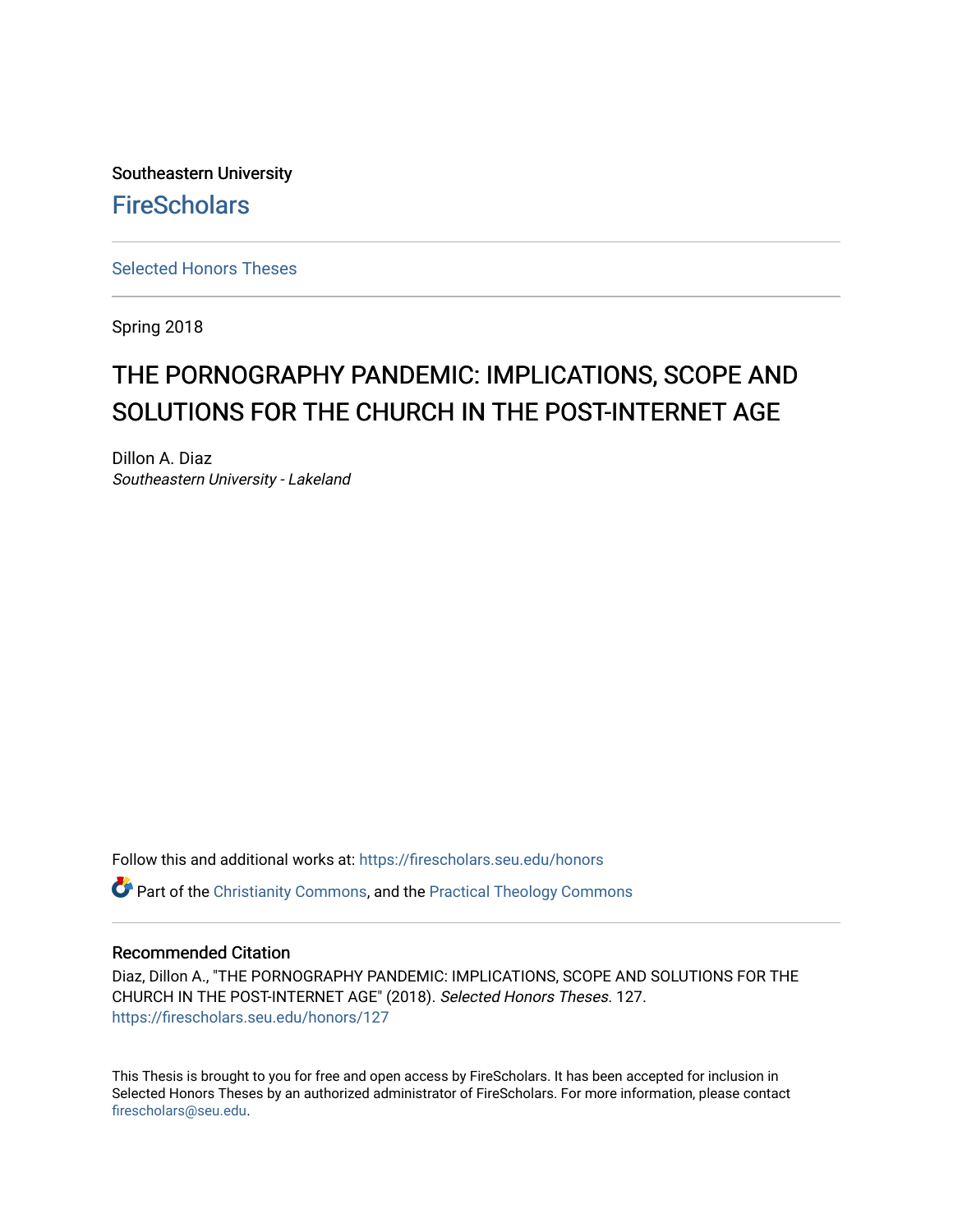Southeastern University

FireScholars

Selected Honors Theses

Spring 2018

# THE PORNOGRAPHY PANDEMIC: IMPLICATIONS, SCOPE AND SOLUTIONS FOR THE CHURCH IN THE POST-INTERNET AGE

Dillon A. Diaz
*Southeastern University - Lakeland*

Follow this and additional works at: https://firescholars.seu.edu/honors

Part of the Christianity Commons, and the Practical Theology Commons

## Recommended Citation

Diaz, Dillon A., "THE PORNOGRAPHY PANDEMIC: IMPLICATIONS, SCOPE AND SOLUTIONS FOR THE CHURCH IN THE POST-INTERNET AGE" (2018). *Selected Honors Theses*. 127.
https://firescholars.seu.edu/honors/127

This Thesis is brought to you for free and open access by FireScholars. It has been accepted for inclusion in Selected Honors Theses by an authorized administrator of FireScholars. For more information, please contact firescholars@seu.edu.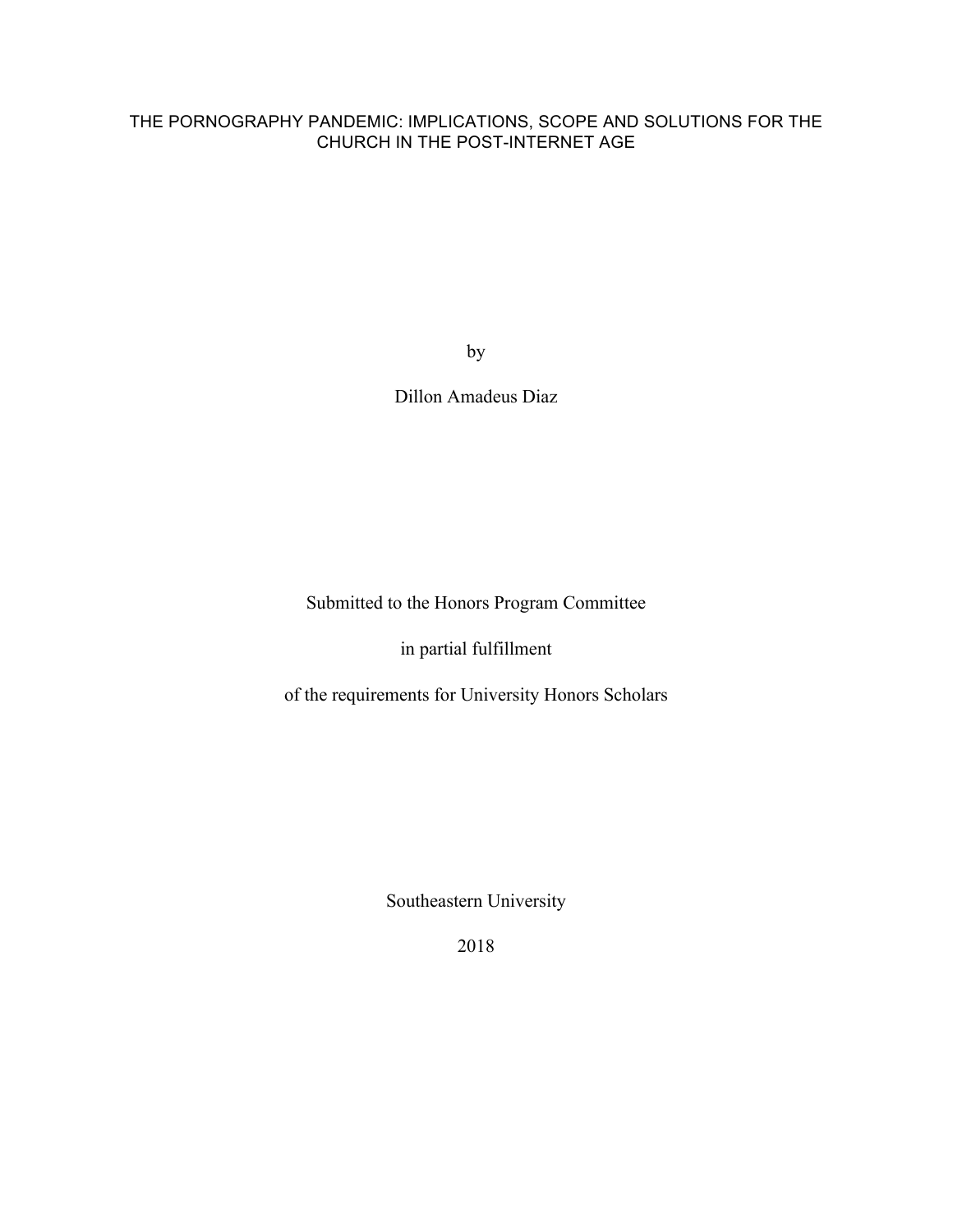# THE PORNOGRAPHY PANDEMIC: IMPLICATIONS, SCOPE AND SOLUTIONS FOR THE CHURCH IN THE POST-INTERNET AGE

by

Dillon Amadeus Diaz

Submitted to the Honors Program Committee

in partial fulfillment

of the requirements for University Honors Scholars

Southeastern University

2018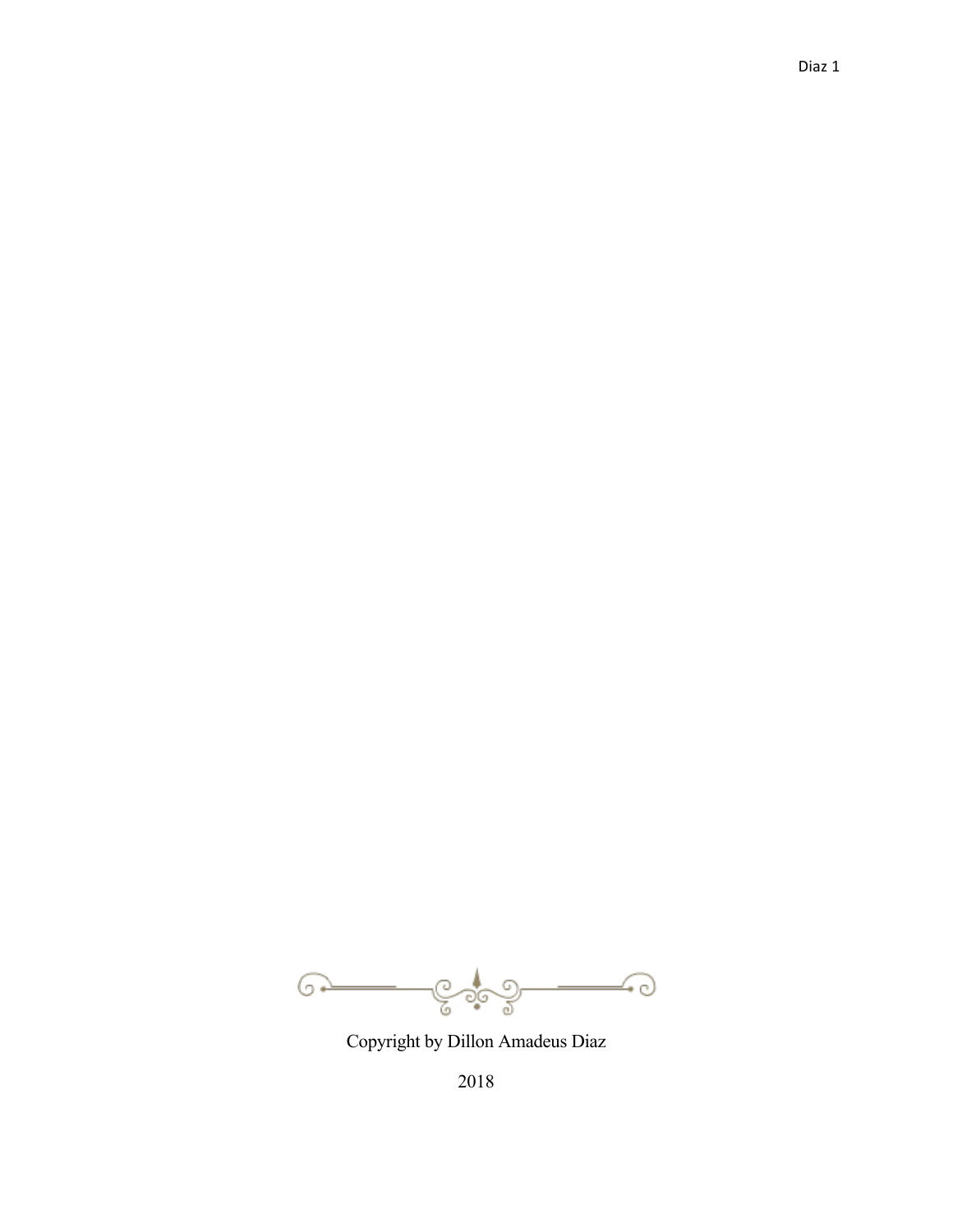Copyright by Dillon Amadeus Diaz

2018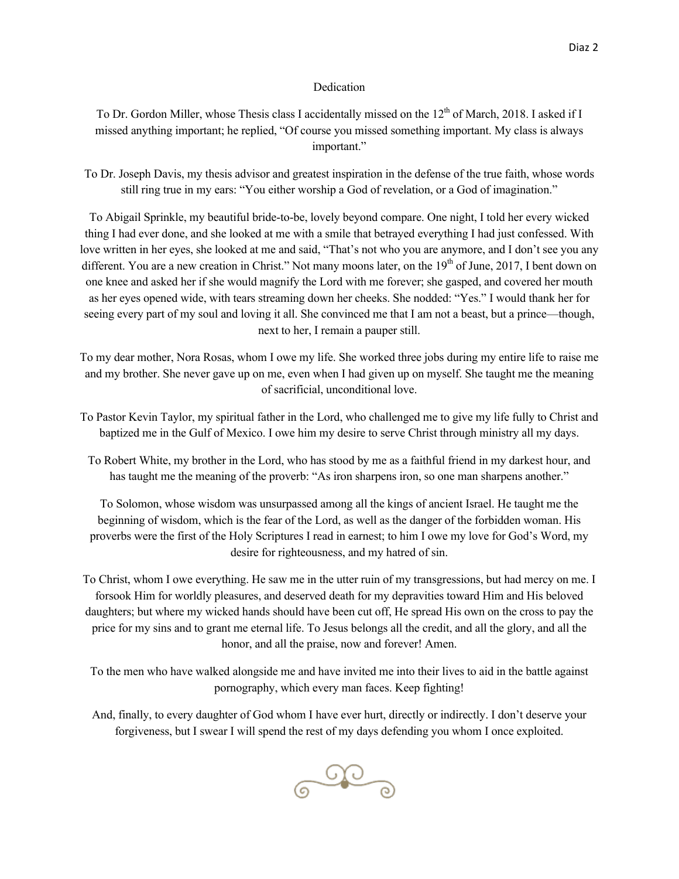# Dedication

To Dr. Gordon Miller, whose Thesis class I accidentally missed on the 12th of March, 2018. I asked if I missed anything important; he replied, "Of course you missed something important. My class is always important."

To Dr. Joseph Davis, my thesis advisor and greatest inspiration in the defense of the true faith, whose words still ring true in my ears: "You either worship a God of revelation, or a God of imagination."

To Abigail Sprinkle, my beautiful bride-to-be, lovely beyond compare. One night, I told her every wicked thing I had ever done, and she looked at me with a smile that betrayed everything I had just confessed. With love written in her eyes, she looked at me and said, "That's not who you are anymore, and I don't see you any different. You are a new creation in Christ." Not many moons later, on the 19th of June, 2017, I bent down on one knee and asked her if she would magnify the Lord with me forever; she gasped, and covered her mouth as her eyes opened wide, with tears streaming down her cheeks. She nodded: "Yes." I would thank her for seeing every part of my soul and loving it all. She convinced me that I am not a beast, but a prince—though, next to her, I remain a pauper still.

To my dear mother, Nora Rosas, whom I owe my life. She worked three jobs during my entire life to raise me and my brother. She never gave up on me, even when I had given up on myself. She taught me the meaning of sacrificial, unconditional love.

To Pastor Kevin Taylor, my spiritual father in the Lord, who challenged me to give my life fully to Christ and baptized me in the Gulf of Mexico. I owe him my desire to serve Christ through ministry all my days.

To Robert White, my brother in the Lord, who has stood by me as a faithful friend in my darkest hour, and has taught me the meaning of the proverb: "As iron sharpens iron, so one man sharpens another."

To Solomon, whose wisdom was unsurpassed among all the kings of ancient Israel. He taught me the beginning of wisdom, which is the fear of the Lord, as well as the danger of the forbidden woman. His proverbs were the first of the Holy Scriptures I read in earnest; to him I owe my love for God's Word, my desire for righteousness, and my hatred of sin.

To Christ, whom I owe everything. He saw me in the utter ruin of my transgressions, but had mercy on me. I forsook Him for worldly pleasures, and deserved death for my depravities toward Him and His beloved daughters; but where my wicked hands should have been cut off, He spread His own on the cross to pay the price for my sins and to grant me eternal life. To Jesus belongs all the credit, and all the glory, and all the honor, and all the praise, now and forever! Amen.

To the men who have walked alongside me and have invited me into their lives to aid in the battle against pornography, which every man faces. Keep fighting!

And, finally, to every daughter of God whom I have ever hurt, directly or indirectly. I don't deserve your forgiveness, but I swear I will spend the rest of my days defending you whom I once exploited.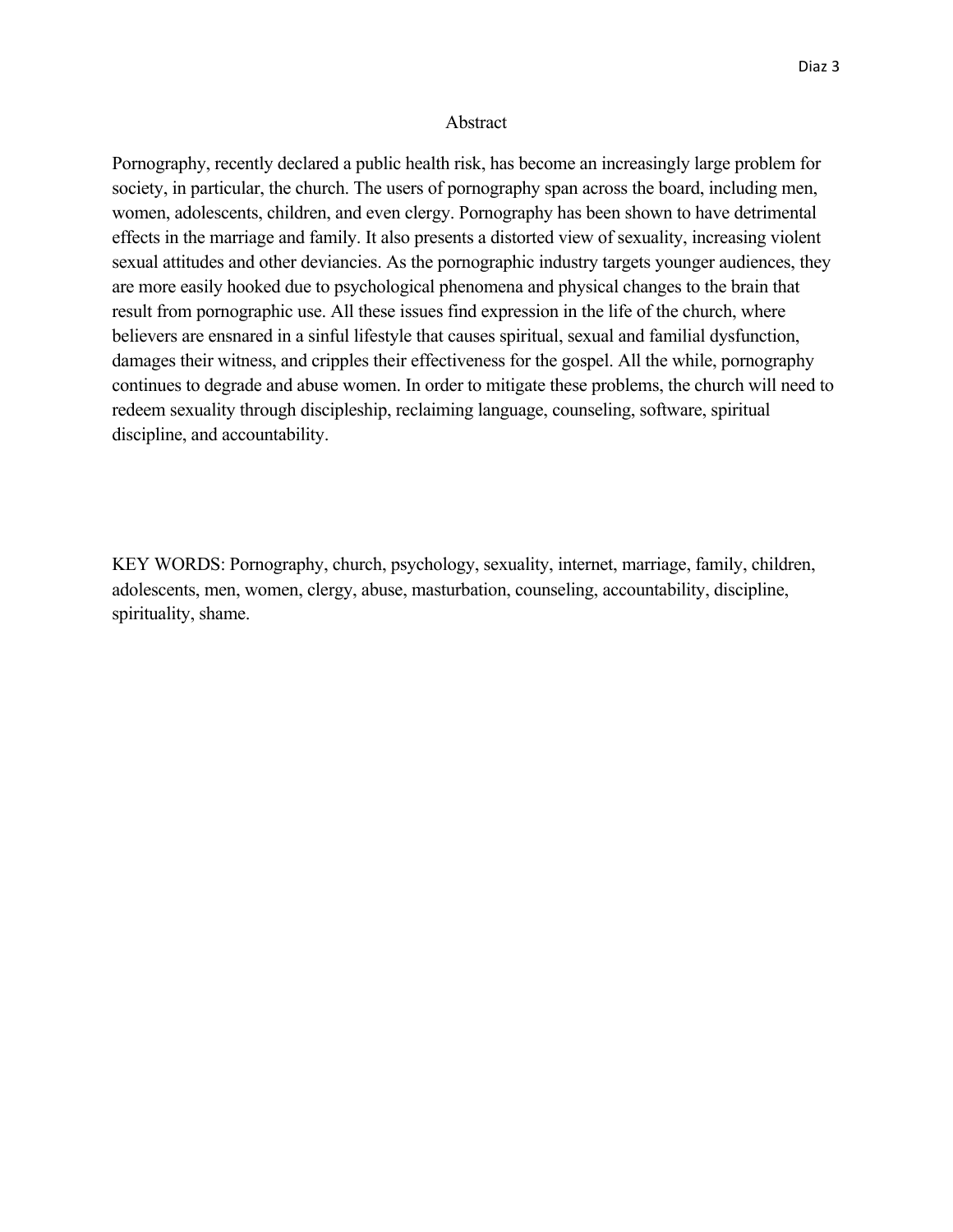## Abstract

Pornography, recently declared a public health risk, has become an increasingly large problem for society, in particular, the church. The users of pornography span across the board, including men, women, adolescents, children, and even clergy. Pornography has been shown to have detrimental effects in the marriage and family. It also presents a distorted view of sexuality, increasing violent sexual attitudes and other deviancies. As the pornographic industry targets younger audiences, they are more easily hooked due to psychological phenomena and physical changes to the brain that result from pornographic use. All these issues find expression in the life of the church, where believers are ensnared in a sinful lifestyle that causes spiritual, sexual and familial dysfunction, damages their witness, and cripples their effectiveness for the gospel. All the while, pornography continues to degrade and abuse women. In order to mitigate these problems, the church will need to redeem sexuality through discipleship, reclaiming language, counseling, software, spiritual discipline, and accountability.

KEY WORDS: Pornography, church, psychology, sexuality, internet, marriage, family, children, adolescents, men, women, clergy, abuse, masturbation, counseling, accountability, discipline, spirituality, shame.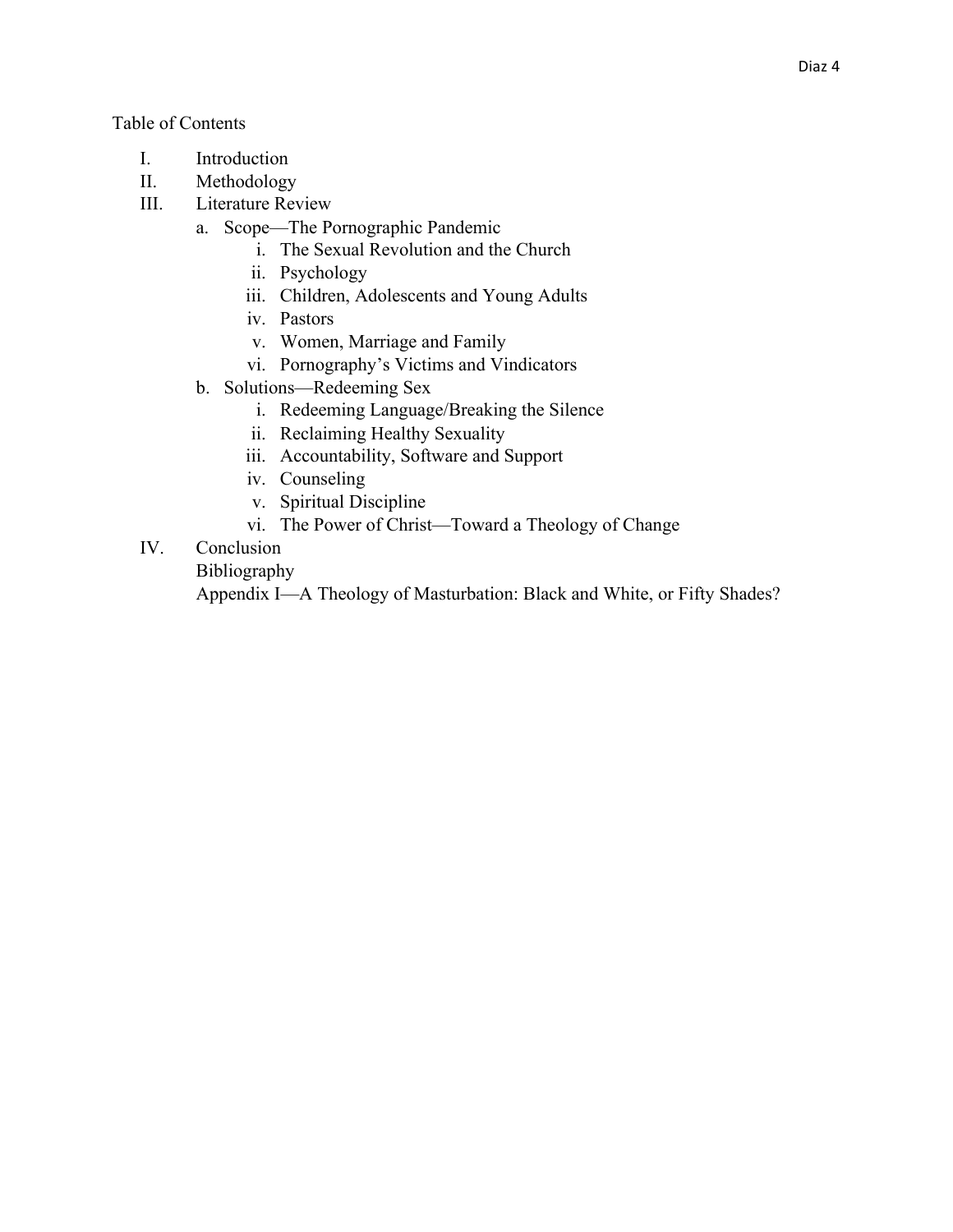Table of Contents

I. Introduction
II. Methodology
III. Literature Review
   a. Scope—The Pornographic Pandemic
      i. The Sexual Revolution and the Church
      ii. Psychology
      iii. Children, Adolescents and Young Adults
      iv. Pastors
      v. Women, Marriage and Family
      vi. Pornography's Victims and Vindicators
   b. Solutions—Redeeming Sex
      i. Redeeming Language/Breaking the Silence
      ii. Reclaiming Healthy Sexuality
      iii. Accountability, Software and Support
      iv. Counseling
      v. Spiritual Discipline
      vi. The Power of Christ—Toward a Theology of Change
IV. Conclusion
   Bibliography
   Appendix I—A Theology of Masturbation: Black and White, or Fifty Shades?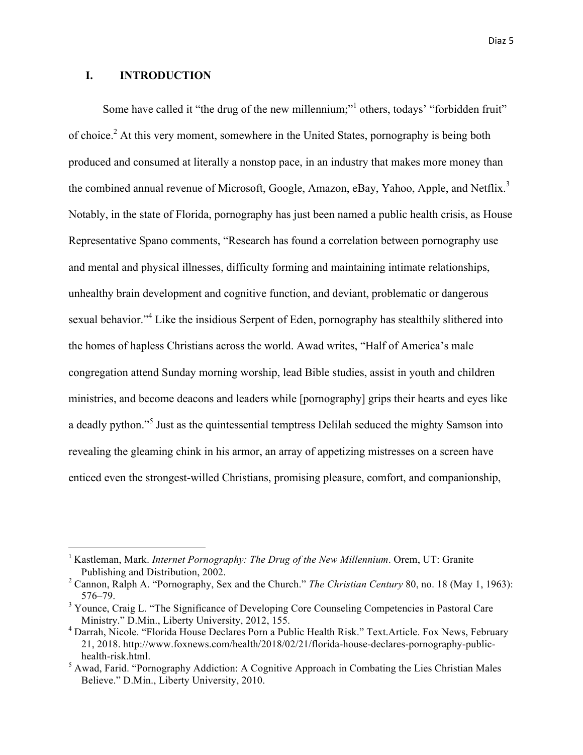## I. INTRODUCTION

Some have called it "the drug of the new millennium;"[1] others, todays' "forbidden fruit" of choice.[2] At this very moment, somewhere in the United States, pornography is being both produced and consumed at literally a nonstop pace, in an industry that makes more money than the combined annual revenue of Microsoft, Google, Amazon, eBay, Yahoo, Apple, and Netflix.[3] Notably, in the state of Florida, pornography has just been named a public health crisis, as House Representative Spano comments, "Research has found a correlation between pornography use and mental and physical illnesses, difficulty forming and maintaining intimate relationships, unhealthy brain development and cognitive function, and deviant, problematic or dangerous sexual behavior."[4] Like the insidious Serpent of Eden, pornography has stealthily slithered into the homes of hapless Christians across the world. Awad writes, "Half of America's male congregation attend Sunday morning worship, lead Bible studies, assist in youth and children ministries, and become deacons and leaders while [pornography] grips their hearts and eyes like a deadly python."[5] Just as the quintessential temptress Delilah seduced the mighty Samson into revealing the gleaming chink in his armor, an array of appetizing mistresses on a screen have enticed even the strongest-willed Christians, promising pleasure, comfort, and companionship,

---

[1] Kastleman, Mark. *Internet Pornography: The Drug of the New Millennium*. Orem, UT: Granite Publishing and Distribution, 2002.

[2] Cannon, Ralph A. "Pornography, Sex and the Church." *The Christian Century* 80, no. 18 (May 1, 1963): 576–79.

[3] Younce, Craig L. "The Significance of Developing Core Counseling Competencies in Pastoral Care Ministry." D.Min., Liberty University, 2012, 155.

[4] Darrah, Nicole. "Florida House Declares Porn a Public Health Risk." Text.Article. Fox News, February 21, 2018. http://www.foxnews.com/health/2018/02/21/florida-house-declares-pornography-public-health-risk.html.

[5] Awad, Farid. "Pornography Addiction: A Cognitive Approach in Combating the Lies Christian Males Believe." D.Min., Liberty University, 2010.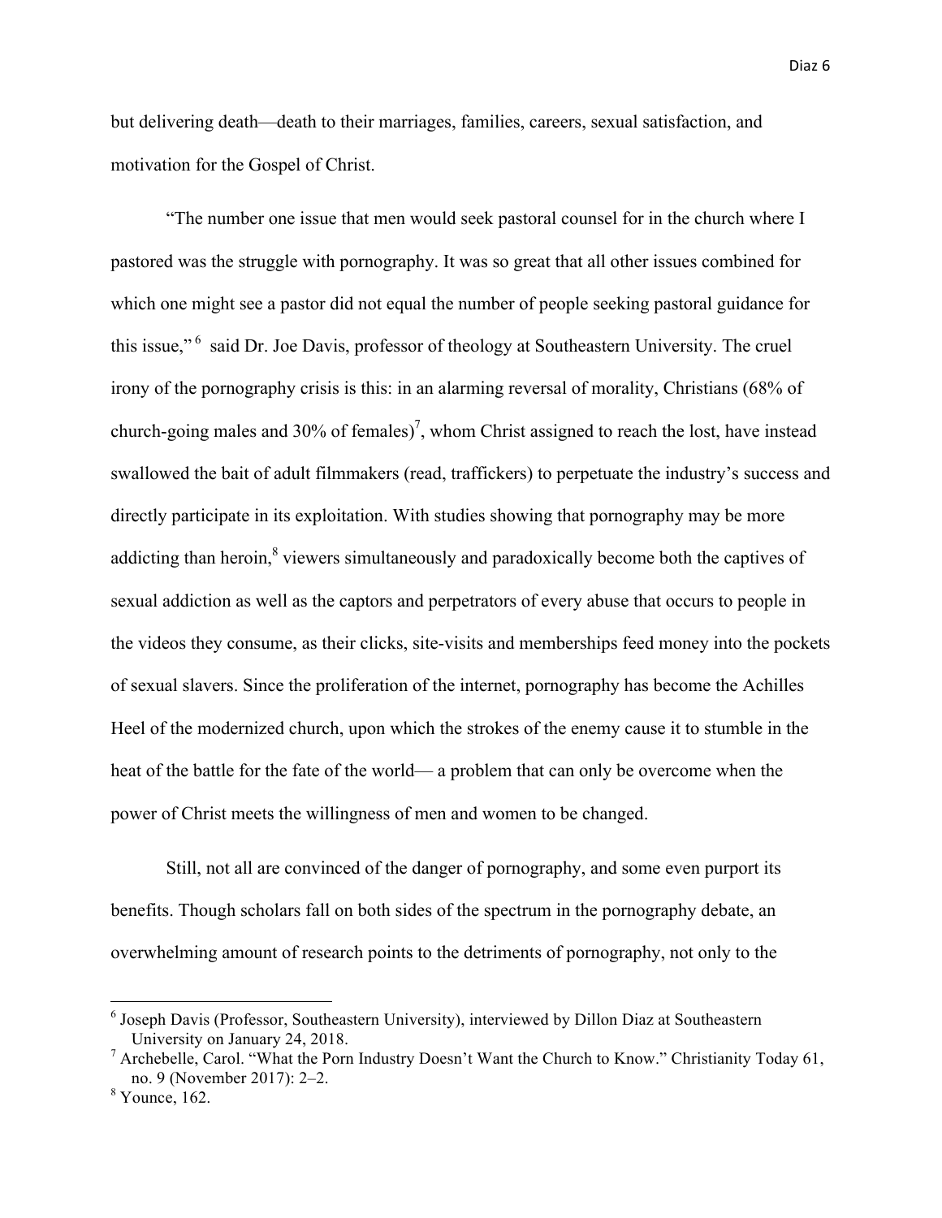but delivering death—death to their marriages, families, careers, sexual satisfaction, and motivation for the Gospel of Christ.

"The number one issue that men would seek pastoral counsel for in the church where I pastored was the struggle with pornography. It was so great that all other issues combined for which one might see a pastor did not equal the number of people seeking pastoral guidance for this issue,"[6] said Dr. Joe Davis, professor of theology at Southeastern University. The cruel irony of the pornography crisis is this: in an alarming reversal of morality, Christians (68% of church-going males and 30% of females)[7], whom Christ assigned to reach the lost, have instead swallowed the bait of adult filmmakers (read, traffickers) to perpetuate the industry's success and directly participate in its exploitation. With studies showing that pornography may be more addicting than heroin,[8] viewers simultaneously and paradoxically become both the captives of sexual addiction as well as the captors and perpetrators of every abuse that occurs to people in the videos they consume, as their clicks, site-visits and memberships feed money into the pockets of sexual slavers. Since the proliferation of the internet, pornography has become the Achilles Heel of the modernized church, upon which the strokes of the enemy cause it to stumble in the heat of the battle for the fate of the world— a problem that can only be overcome when the power of Christ meets the willingness of men and women to be changed.

Still, not all are convinced of the danger of pornography, and some even purport its benefits. Though scholars fall on both sides of the spectrum in the pornography debate, an overwhelming amount of research points to the detriments of pornography, not only to the

---

[6] Joseph Davis (Professor, Southeastern University), interviewed by Dillon Diaz at Southeastern University on January 24, 2018.

[7] Archebelle, Carol. "What the Porn Industry Doesn't Want the Church to Know." Christianity Today 61, no. 9 (November 2017): 2–2.

[8] Younce, 162.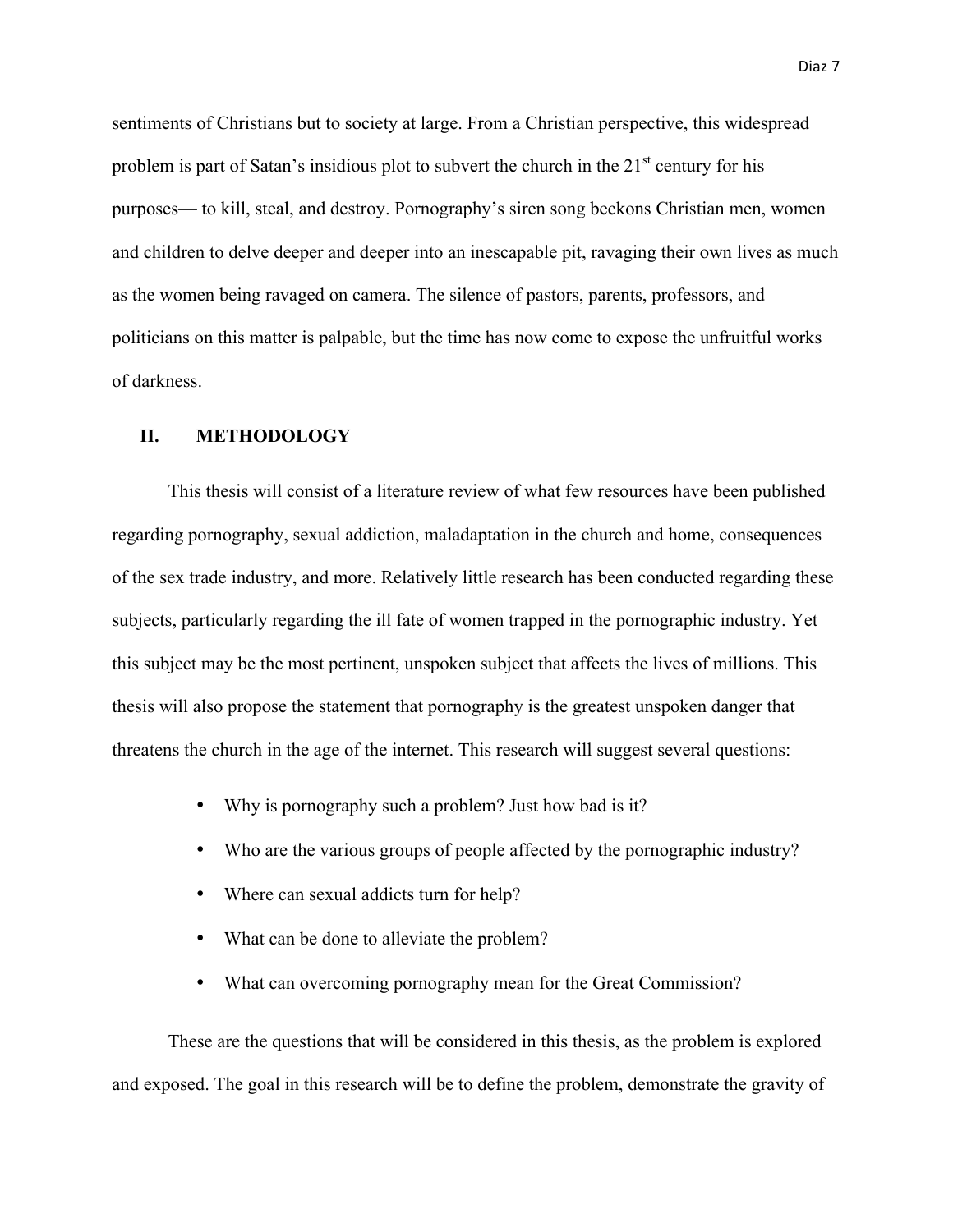sentiments of Christians but to society at large. From a Christian perspective, this widespread problem is part of Satan's insidious plot to subvert the church in the 21st century for his purposes— to kill, steal, and destroy. Pornography's siren song beckons Christian men, women and children to delve deeper and deeper into an inescapable pit, ravaging their own lives as much as the women being ravaged on camera. The silence of pastors, parents, professors, and politicians on this matter is palpable, but the time has now come to expose the unfruitful works of darkness.

## II. METHODOLOGY

This thesis will consist of a literature review of what few resources have been published regarding pornography, sexual addiction, maladaptation in the church and home, consequences of the sex trade industry, and more. Relatively little research has been conducted regarding these subjects, particularly regarding the ill fate of women trapped in the pornographic industry. Yet this subject may be the most pertinent, unspoken subject that affects the lives of millions. This thesis will also propose the statement that pornography is the greatest unspoken danger that threatens the church in the age of the internet. This research will suggest several questions:

- Why is pornography such a problem? Just how bad is it?
- Who are the various groups of people affected by the pornographic industry?
- Where can sexual addicts turn for help?
- What can be done to alleviate the problem?
- What can overcoming pornography mean for the Great Commission?

These are the questions that will be considered in this thesis, as the problem is explored and exposed. The goal in this research will be to define the problem, demonstrate the gravity of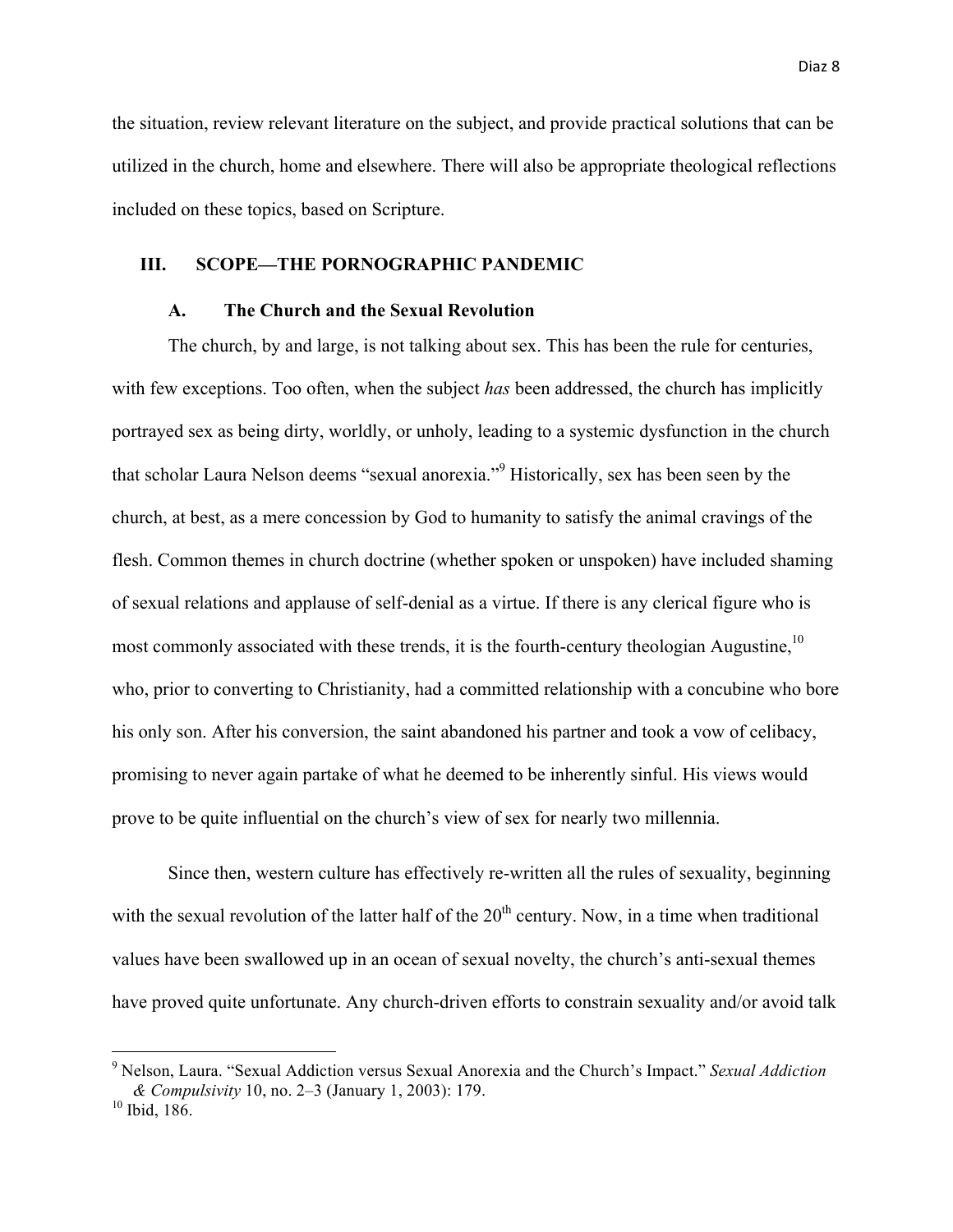the situation, review relevant literature on the subject, and provide practical solutions that can be utilized in the church, home and elsewhere. There will also be appropriate theological reflections included on these topics, based on Scripture.

## III. SCOPE—THE PORNOGRAPHIC PANDEMIC

### A. The Church and the Sexual Revolution

The church, by and large, is not talking about sex. This has been the rule for centuries, with few exceptions. Too often, when the subject *has* been addressed, the church has implicitly portrayed sex as being dirty, worldly, or unholy, leading to a systemic dysfunction in the church that scholar Laura Nelson deems "sexual anorexia."[9] Historically, sex has been seen by the church, at best, as a mere concession by God to humanity to satisfy the animal cravings of the flesh. Common themes in church doctrine (whether spoken or unspoken) have included shaming of sexual relations and applause of self-denial as a virtue. If there is any clerical figure who is most commonly associated with these trends, it is the fourth-century theologian Augustine,[10] who, prior to converting to Christianity, had a committed relationship with a concubine who bore his only son. After his conversion, the saint abandoned his partner and took a vow of celibacy, promising to never again partake of what he deemed to be inherently sinful. His views would prove to be quite influential on the church's view of sex for nearly two millennia.

Since then, western culture has effectively re-written all the rules of sexuality, beginning with the sexual revolution of the latter half of the 20th century. Now, in a time when traditional values have been swallowed up in an ocean of sexual novelty, the church's anti-sexual themes have proved quite unfortunate. Any church-driven efforts to constrain sexuality and/or avoid talk

---

[9] Nelson, Laura. "Sexual Addiction versus Sexual Anorexia and the Church's Impact." *Sexual Addiction & Compulsivity* 10, no. 2–3 (January 1, 2003): 179.

[10] Ibid, 186.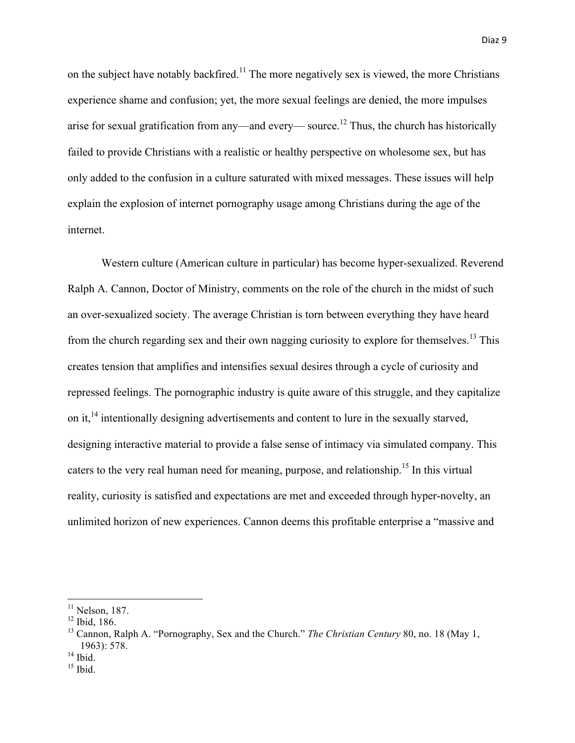on the subject have notably backfired.[11] The more negatively sex is viewed, the more Christians experience shame and confusion; yet, the more sexual feelings are denied, the more impulses arise for sexual gratification from any—and every— source.[12] Thus, the church has historically failed to provide Christians with a realistic or healthy perspective on wholesome sex, but has only added to the confusion in a culture saturated with mixed messages. These issues will help explain the explosion of internet pornography usage among Christians during the age of the internet.

Western culture (American culture in particular) has become hyper-sexualized. Reverend Ralph A. Cannon, Doctor of Ministry, comments on the role of the church in the midst of such an over-sexualized society. The average Christian is torn between everything they have heard from the church regarding sex and their own nagging curiosity to explore for themselves.[13] This creates tension that amplifies and intensifies sexual desires through a cycle of curiosity and repressed feelings. The pornographic industry is quite aware of this struggle, and they capitalize on it,[14] intentionally designing advertisements and content to lure in the sexually starved, designing interactive material to provide a false sense of intimacy via simulated company. This caters to the very real human need for meaning, purpose, and relationship.[15] In this virtual reality, curiosity is satisfied and expectations are met and exceeded through hyper-novelty, an unlimited horizon of new experiences. Cannon deems this profitable enterprise a "massive and

---

[11] Nelson, 187.
[12] Ibid, 186.
[13] Cannon, Ralph A. "Pornography, Sex and the Church." *The Christian Century* 80, no. 18 (May 1, 1963): 578.
[14] Ibid.
[15] Ibid.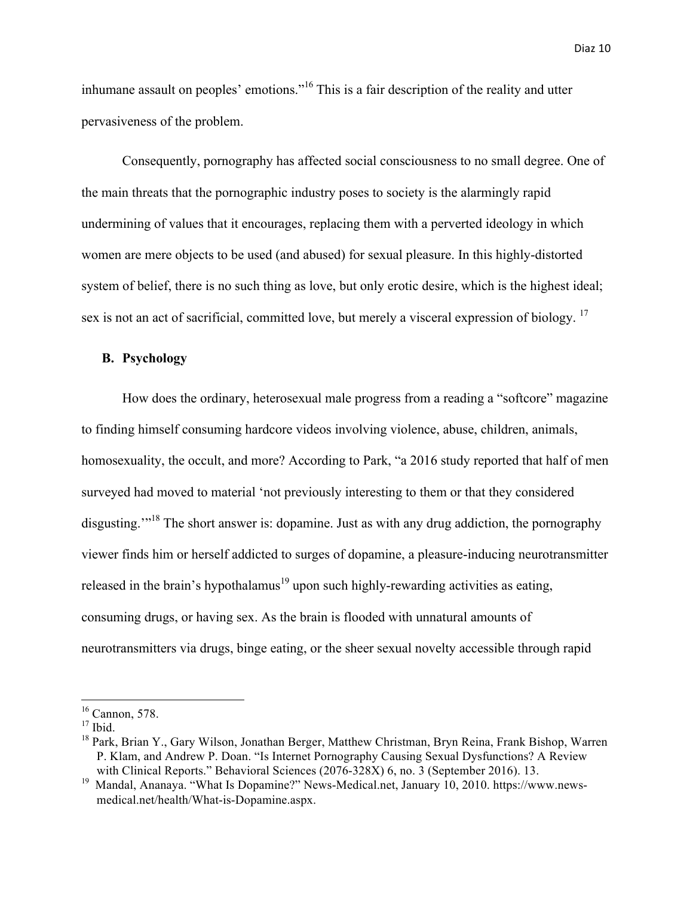inhumane assault on peoples' emotions.'"[16] This is a fair description of the reality and utter pervasiveness of the problem.

Consequently, pornography has affected social consciousness to no small degree. One of the main threats that the pornographic industry poses to society is the alarmingly rapid undermining of values that it encourages, replacing them with a perverted ideology in which women are mere objects to be used (and abused) for sexual pleasure. In this highly-distorted system of belief, there is no such thing as love, but only erotic desire, which is the highest ideal; sex is not an act of sacrificial, committed love, but merely a visceral expression of biology. [17]

### B. Psychology

How does the ordinary, heterosexual male progress from a reading a "softcore" magazine to finding himself consuming hardcore videos involving violence, abuse, children, animals, homosexuality, the occult, and more? According to Park, "a 2016 study reported that half of men surveyed had moved to material 'not previously interesting to them or that they considered disgusting.'"[18] The short answer is: dopamine. Just as with any drug addiction, the pornography viewer finds him or herself addicted to surges of dopamine, a pleasure-inducing neurotransmitter released in the brain's hypothalamus[19] upon such highly-rewarding activities as eating, consuming drugs, or having sex. As the brain is flooded with unnatural amounts of neurotransmitters via drugs, binge eating, or the sheer sexual novelty accessible through rapid

---

[16] Cannon, 578.

[17] Ibid.

[18] Park, Brian Y., Gary Wilson, Jonathan Berger, Matthew Christman, Bryn Reina, Frank Bishop, Warren P. Klam, and Andrew P. Doan. "Is Internet Pornography Causing Sexual Dysfunctions? A Review with Clinical Reports." Behavioral Sciences (2076-328X) 6, no. 3 (September 2016). 13.

[19] Mandal, Ananaya. "What Is Dopamine?" News-Medical.net, January 10, 2010. https://www.news-medical.net/health/What-is-Dopamine.aspx.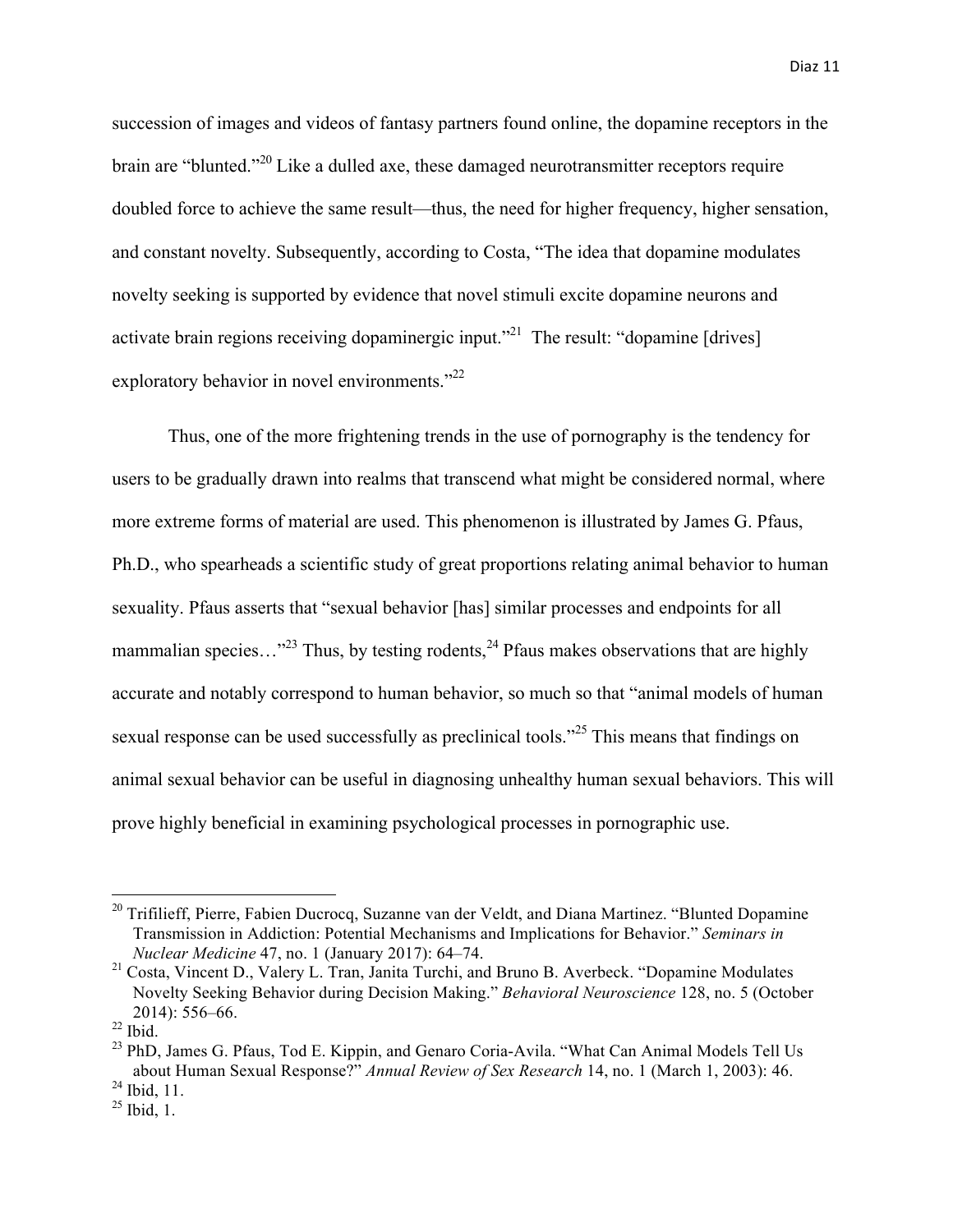succession of images and videos of fantasy partners found online, the dopamine receptors in the brain are "blunted."[20] Like a dulled axe, these damaged neurotransmitter receptors require doubled force to achieve the same result—thus, the need for higher frequency, higher sensation, and constant novelty. Subsequently, according to Costa, "The idea that dopamine modulates novelty seeking is supported by evidence that novel stimuli excite dopamine neurons and activate brain regions receiving dopaminergic input."[21] The result: "dopamine [drives] exploratory behavior in novel environments."[22]

Thus, one of the more frightening trends in the use of pornography is the tendency for users to be gradually drawn into realms that transcend what might be considered normal, where more extreme forms of material are used. This phenomenon is illustrated by James G. Pfaus, Ph.D., who spearheads a scientific study of great proportions relating animal behavior to human sexuality. Pfaus asserts that "sexual behavior [has] similar processes and endpoints for all mammalian species…"[23] Thus, by testing rodents,[24] Pfaus makes observations that are highly accurate and notably correspond to human behavior, so much so that "animal models of human sexual response can be used successfully as preclinical tools."[25] This means that findings on animal sexual behavior can be useful in diagnosing unhealthy human sexual behaviors. This will prove highly beneficial in examining psychological processes in pornographic use.

---

[20] Trifilieff, Pierre, Fabien Ducrocq, Suzanne van der Veldt, and Diana Martinez. "Blunted Dopamine Transmission in Addiction: Potential Mechanisms and Implications for Behavior." *Seminars in Nuclear Medicine* 47, no. 1 (January 2017): 64–74.

[21] Costa, Vincent D., Valery L. Tran, Janita Turchi, and Bruno B. Averbeck. "Dopamine Modulates Novelty Seeking Behavior during Decision Making." *Behavioral Neuroscience* 128, no. 5 (October 2014): 556–66.

[22] Ibid.

[23] PhD, James G. Pfaus, Tod E. Kippin, and Genaro Coria-Avila. "What Can Animal Models Tell Us about Human Sexual Response?" *Annual Review of Sex Research* 14, no. 1 (March 1, 2003): 46.

[24] Ibid, 11.

[25] Ibid, 1.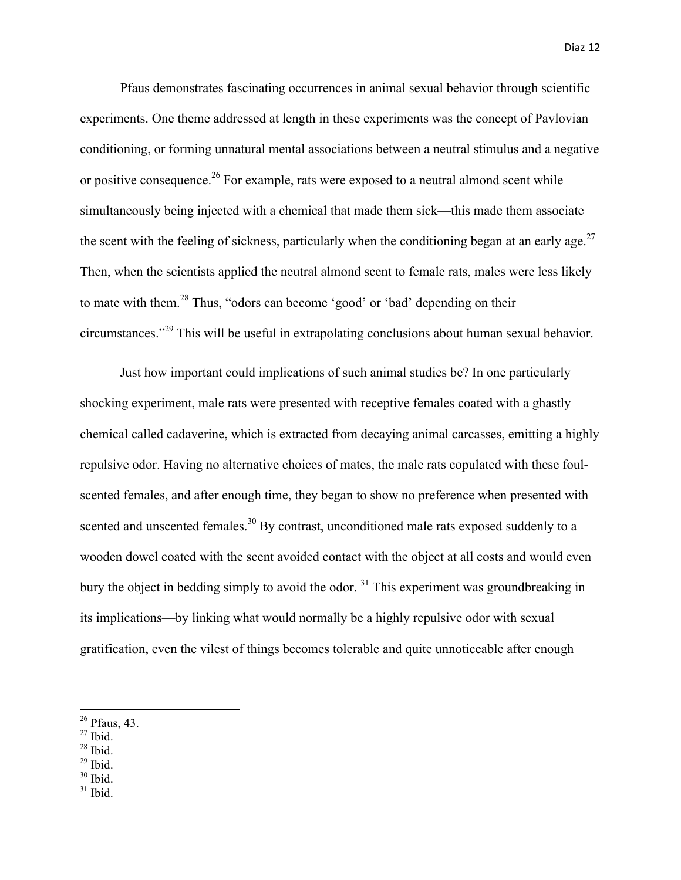Pfaus demonstrates fascinating occurrences in animal sexual behavior through scientific experiments. One theme addressed at length in these experiments was the concept of Pavlovian conditioning, or forming unnatural mental associations between a neutral stimulus and a negative or positive consequence.[26] For example, rats were exposed to a neutral almond scent while simultaneously being injected with a chemical that made them sick—this made them associate the scent with the feeling of sickness, particularly when the conditioning began at an early age.[27] Then, when the scientists applied the neutral almond scent to female rats, males were less likely to mate with them.[28] Thus, "odors can become 'good' or 'bad' depending on their circumstances."[29] This will be useful in extrapolating conclusions about human sexual behavior.

Just how important could implications of such animal studies be? In one particularly shocking experiment, male rats were presented with receptive females coated with a ghastly chemical called cadaverine, which is extracted from decaying animal carcasses, emitting a highly repulsive odor. Having no alternative choices of mates, the male rats copulated with these foul-scented females, and after enough time, they began to show no preference when presented with scented and unscented females.[30] By contrast, unconditioned male rats exposed suddenly to a wooden dowel coated with the scent avoided contact with the object at all costs and would even bury the object in bedding simply to avoid the odor.[31] This experiment was groundbreaking in its implications—by linking what would normally be a highly repulsive odor with sexual gratification, even the vilest of things becomes tolerable and quite unnoticeable after enough

---

[26] Pfaus, 43.
[27] Ibid.
[28] Ibid.
[29] Ibid.
[30] Ibid.
[31] Ibid.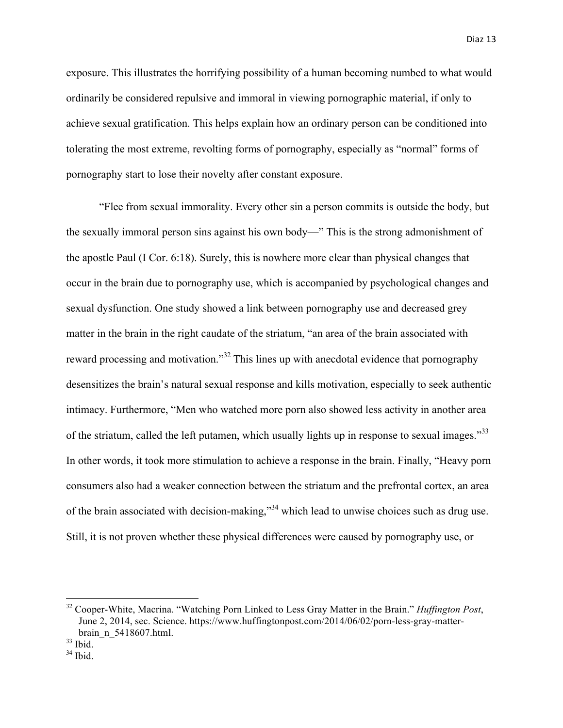exposure. This illustrates the horrifying possibility of a human becoming numbed to what would ordinarily be considered repulsive and immoral in viewing pornographic material, if only to achieve sexual gratification. This helps explain how an ordinary person can be conditioned into tolerating the most extreme, revolting forms of pornography, especially as "normal" forms of pornography start to lose their novelty after constant exposure.

"Flee from sexual immorality. Every other sin a person commits is outside the body, but the sexually immoral person sins against his own body—" This is the strong admonishment of the apostle Paul (I Cor. 6:18). Surely, this is nowhere more clear than physical changes that occur in the brain due to pornography use, which is accompanied by psychological changes and sexual dysfunction. One study showed a link between pornography use and decreased grey matter in the brain in the right caudate of the striatum, "an area of the brain associated with reward processing and motivation."[32] This lines up with anecdotal evidence that pornography desensitizes the brain's natural sexual response and kills motivation, especially to seek authentic intimacy. Furthermore, "Men who watched more porn also showed less activity in another area of the striatum, called the left putamen, which usually lights up in response to sexual images."[33] In other words, it took more stimulation to achieve a response in the brain. Finally, "Heavy porn consumers also had a weaker connection between the striatum and the prefrontal cortex, an area of the brain associated with decision-making,"[34] which lead to unwise choices such as drug use. Still, it is not proven whether these physical differences were caused by pornography use, or

---

[32] Cooper-White, Macrina. "Watching Porn Linked to Less Gray Matter in the Brain." *Huffington Post*, June 2, 2014, sec. Science. https://www.huffingtonpost.com/2014/06/02/porn-less-gray-matter-brain_n_5418607.html.

[33] Ibid.

[34] Ibid.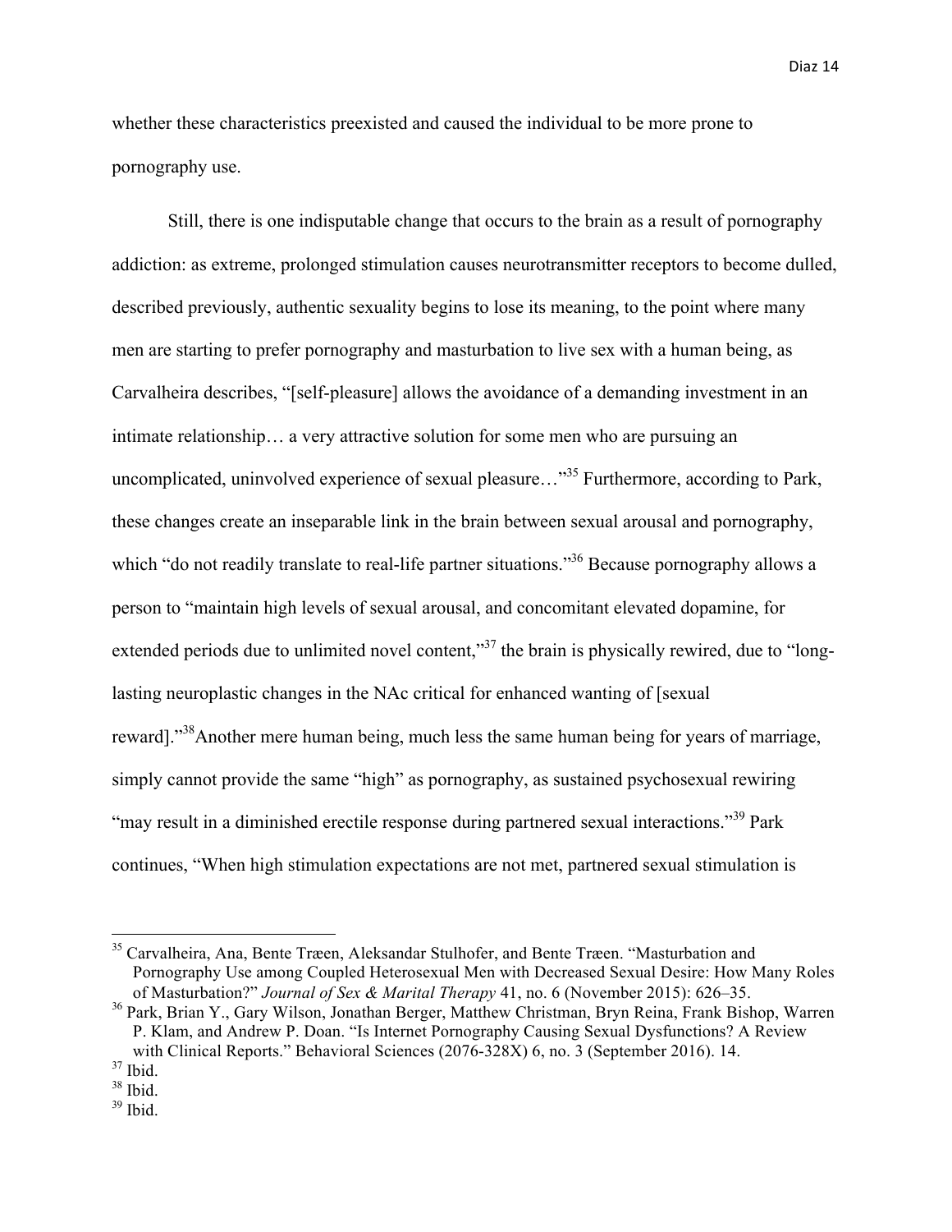whether these characteristics preexisted and caused the individual to be more prone to pornography use.

Still, there is one indisputable change that occurs to the brain as a result of pornography addiction: as extreme, prolonged stimulation causes neurotransmitter receptors to become dulled, described previously, authentic sexuality begins to lose its meaning, to the point where many men are starting to prefer pornography and masturbation to live sex with a human being, as Carvalheira describes, "[self-pleasure] allows the avoidance of a demanding investment in an intimate relationship… a very attractive solution for some men who are pursuing an uncomplicated, uninvolved experience of sexual pleasure…"[35] Furthermore, according to Park, these changes create an inseparable link in the brain between sexual arousal and pornography, which "do not readily translate to real-life partner situations."[36] Because pornography allows a person to "maintain high levels of sexual arousal, and concomitant elevated dopamine, for extended periods due to unlimited novel content,"[37] the brain is physically rewired, due to "long-lasting neuroplastic changes in the NAc critical for enhanced wanting of [sexual reward]."[38]Another mere human being, much less the same human being for years of marriage, simply cannot provide the same "high" as pornography, as sustained psychosexual rewiring "may result in a diminished erectile response during partnered sexual interactions."[39] Park continues, "When high stimulation expectations are not met, partnered sexual stimulation is

---

[35] Carvalheira, Ana, Bente Træen, Aleksandar Stulhofer, and Bente Træen. "Masturbation and Pornography Use among Coupled Heterosexual Men with Decreased Sexual Desire: How Many Roles of Masturbation?" *Journal of Sex & Marital Therapy* 41, no. 6 (November 2015): 626–35.

[36] Park, Brian Y., Gary Wilson, Jonathan Berger, Matthew Christman, Bryn Reina, Frank Bishop, Warren P. Klam, and Andrew P. Doan. "Is Internet Pornography Causing Sexual Dysfunctions? A Review with Clinical Reports." Behavioral Sciences (2076-328X) 6, no. 3 (September 2016). 14.

[37] Ibid.

[38] Ibid.

[39] Ibid.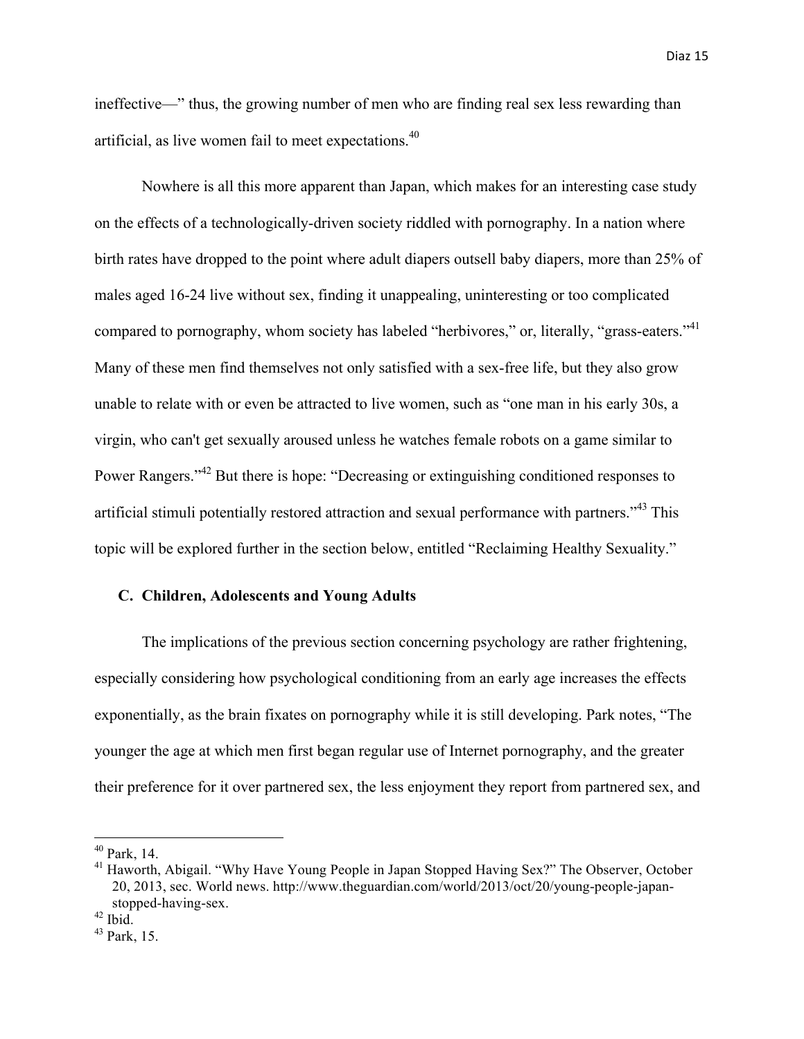ineffective—" thus, the growing number of men who are finding real sex less rewarding than artificial, as live women fail to meet expectations.[40]

Nowhere is all this more apparent than Japan, which makes for an interesting case study on the effects of a technologically-driven society riddled with pornography. In a nation where birth rates have dropped to the point where adult diapers outsell baby diapers, more than 25% of males aged 16-24 live without sex, finding it unappealing, uninteresting or too complicated compared to pornography, whom society has labeled "herbivores," or, literally, "grass-eaters."[41] Many of these men find themselves not only satisfied with a sex-free life, but they also grow unable to relate with or even be attracted to live women, such as "one man in his early 30s, a virgin, who can't get sexually aroused unless he watches female robots on a game similar to Power Rangers."[42] But there is hope: "Decreasing or extinguishing conditioned responses to artificial stimuli potentially restored attraction and sexual performance with partners."[43] This topic will be explored further in the section below, entitled "Reclaiming Healthy Sexuality."

### C. Children, Adolescents and Young Adults

The implications of the previous section concerning psychology are rather frightening, especially considering how psychological conditioning from an early age increases the effects exponentially, as the brain fixates on pornography while it is still developing. Park notes, "The younger the age at which men first began regular use of Internet pornography, and the greater their preference for it over partnered sex, the less enjoyment they report from partnered sex, and

---

[40] Park, 14.

[41] Haworth, Abigail. "Why Have Young People in Japan Stopped Having Sex?" The Observer, October 20, 2013, sec. World news. http://www.theguardian.com/world/2013/oct/20/young-people-japan-stopped-having-sex.

[42] Ibid.

[43] Park, 15.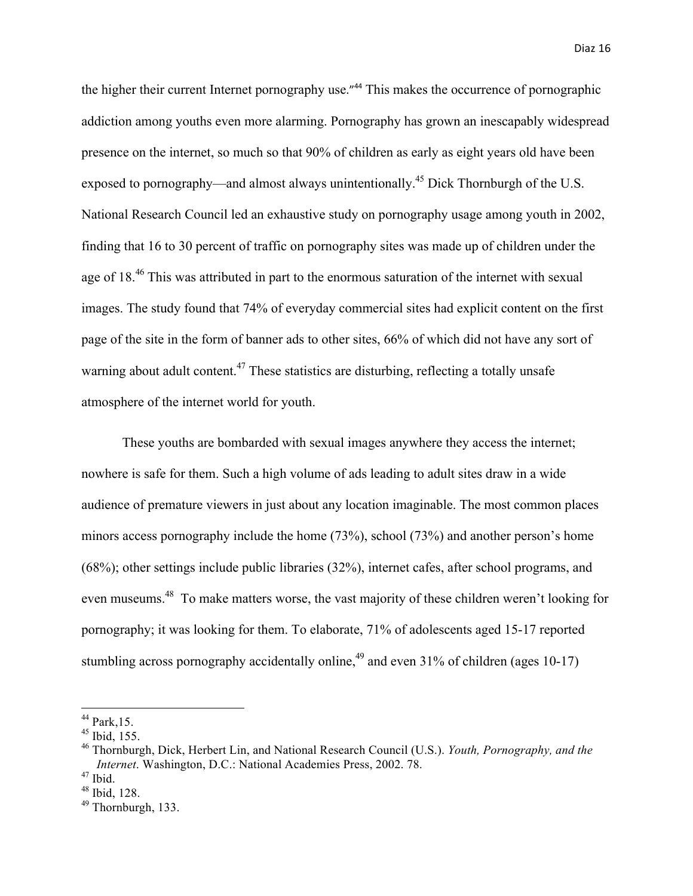the higher their current Internet pornography use."[44] This makes the occurrence of pornographic addiction among youths even more alarming. Pornography has grown an inescapably widespread presence on the internet, so much so that 90% of children as early as eight years old have been exposed to pornography—and almost always unintentionally.[45] Dick Thornburgh of the U.S. National Research Council led an exhaustive study on pornography usage among youth in 2002, finding that 16 to 30 percent of traffic on pornography sites was made up of children under the age of 18.[46] This was attributed in part to the enormous saturation of the internet with sexual images. The study found that 74% of everyday commercial sites had explicit content on the first page of the site in the form of banner ads to other sites, 66% of which did not have any sort of warning about adult content.[47] These statistics are disturbing, reflecting a totally unsafe atmosphere of the internet world for youth.

These youths are bombarded with sexual images anywhere they access the internet; nowhere is safe for them. Such a high volume of ads leading to adult sites draw in a wide audience of premature viewers in just about any location imaginable. The most common places minors access pornography include the home (73%), school (73%) and another person's home (68%); other settings include public libraries (32%), internet cafes, after school programs, and even museums.[48] To make matters worse, the vast majority of these children weren't looking for pornography; it was looking for them. To elaborate, 71% of adolescents aged 15-17 reported stumbling across pornography accidentally online,[49] and even 31% of children (ages 10-17)

---

[44] Park,15.
[45] Ibid, 155.
[46] Thornburgh, Dick, Herbert Lin, and National Research Council (U.S.). *Youth, Pornography, and the Internet*. Washington, D.C.: National Academies Press, 2002. 78.
[47] Ibid.
[48] Ibid, 128.
[49] Thornburgh, 133.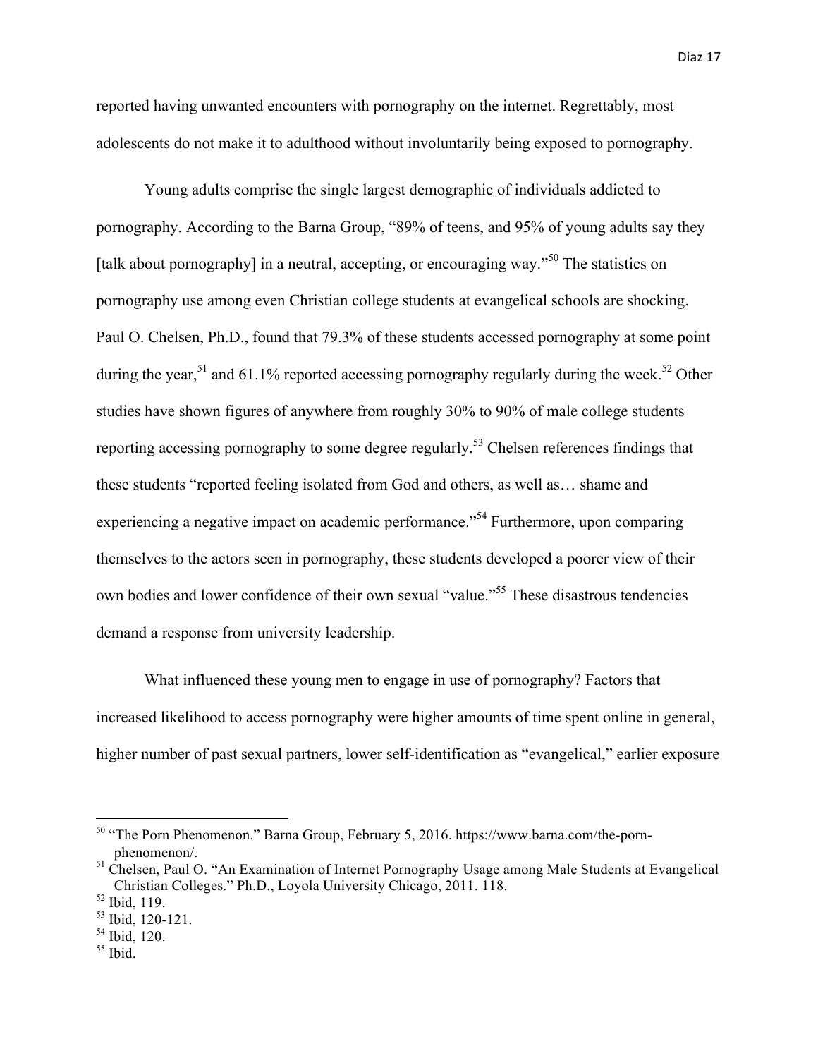reported having unwanted encounters with pornography on the internet. Regrettably, most adolescents do not make it to adulthood without involuntarily being exposed to pornography.

Young adults comprise the single largest demographic of individuals addicted to pornography. According to the Barna Group, "89% of teens, and 95% of young adults say they [talk about pornography] in a neutral, accepting, or encouraging way."[50] The statistics on pornography use among even Christian college students at evangelical schools are shocking. Paul O. Chelsen, Ph.D., found that 79.3% of these students accessed pornography at some point during the year,[51] and 61.1% reported accessing pornography regularly during the week.[52] Other studies have shown figures of anywhere from roughly 30% to 90% of male college students reporting accessing pornography to some degree regularly.[53] Chelsen references findings that these students "reported feeling isolated from God and others, as well as… shame and experiencing a negative impact on academic performance."[54] Furthermore, upon comparing themselves to the actors seen in pornography, these students developed a poorer view of their own bodies and lower confidence of their own sexual "value."[55] These disastrous tendencies demand a response from university leadership.

What influenced these young men to engage in use of pornography? Factors that increased likelihood to access pornography were higher amounts of time spent online in general, higher number of past sexual partners, lower self-identification as "evangelical," earlier exposure

---

[50] "The Porn Phenomenon." Barna Group, February 5, 2016. https://www.barna.com/the-porn-phenomenon/.

[51] Chelsen, Paul O. "An Examination of Internet Pornography Usage among Male Students at Evangelical Christian Colleges." Ph.D., Loyola University Chicago, 2011. 118.

[52] Ibid, 119.

[53] Ibid, 120-121.

[54] Ibid, 120.

[55] Ibid.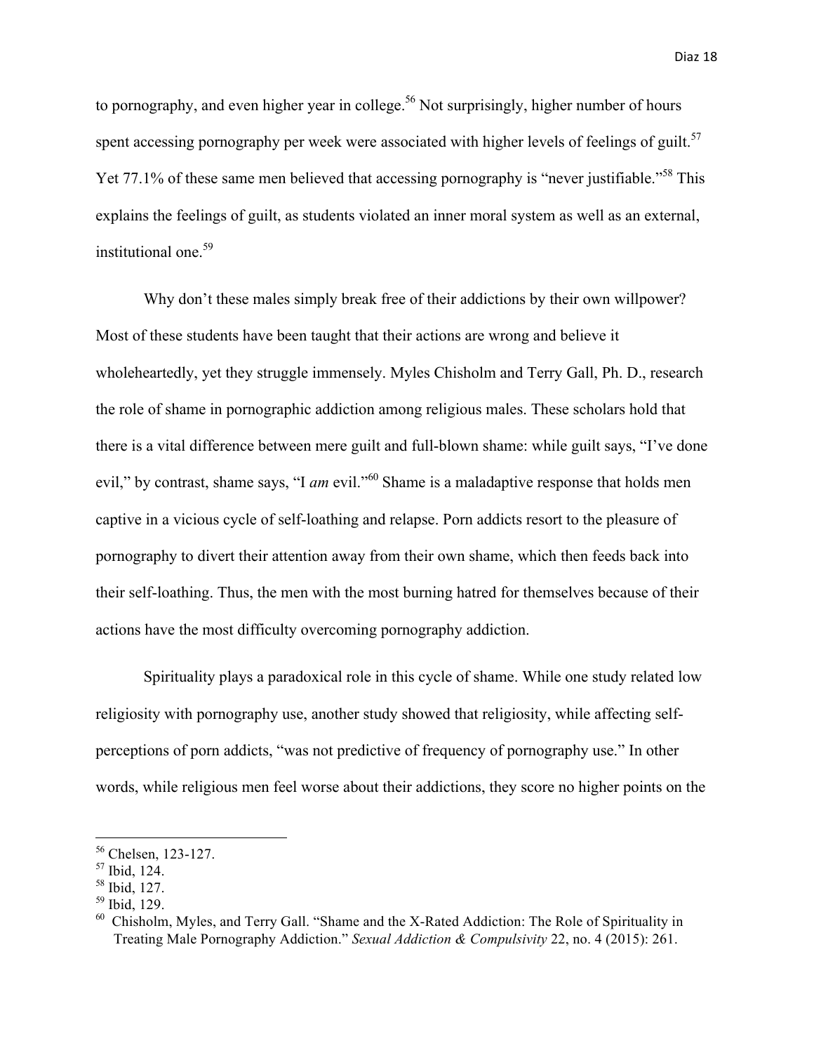to pornography, and even higher year in college.[56] Not surprisingly, higher number of hours spent accessing pornography per week were associated with higher levels of feelings of guilt.[57] Yet 77.1% of these same men believed that accessing pornography is "never justifiable."[58] This explains the feelings of guilt, as students violated an inner moral system as well as an external, institutional one.[59]

Why don't these males simply break free of their addictions by their own willpower? Most of these students have been taught that their actions are wrong and believe it wholeheartedly, yet they struggle immensely. Myles Chisholm and Terry Gall, Ph. D., research the role of shame in pornographic addiction among religious males. These scholars hold that there is a vital difference between mere guilt and full-blown shame: while guilt says, "I've done evil," by contrast, shame says, "I *am* evil."[60] Shame is a maladaptive response that holds men captive in a vicious cycle of self-loathing and relapse. Porn addicts resort to the pleasure of pornography to divert their attention away from their own shame, which then feeds back into their self-loathing. Thus, the men with the most burning hatred for themselves because of their actions have the most difficulty overcoming pornography addiction.

Spirituality plays a paradoxical role in this cycle of shame. While one study related low religiosity with pornography use, another study showed that religiosity, while affecting self-perceptions of porn addicts, "was not predictive of frequency of pornography use." In other words, while religious men feel worse about their addictions, they score no higher points on the

---

[56] Chelsen, 123-127.

[57] Ibid, 124.

[58] Ibid, 127.

[59] Ibid, 129.

[60] Chisholm, Myles, and Terry Gall. "Shame and the X-Rated Addiction: The Role of Spirituality in Treating Male Pornography Addiction." *Sexual Addiction & Compulsivity* 22, no. 4 (2015): 261.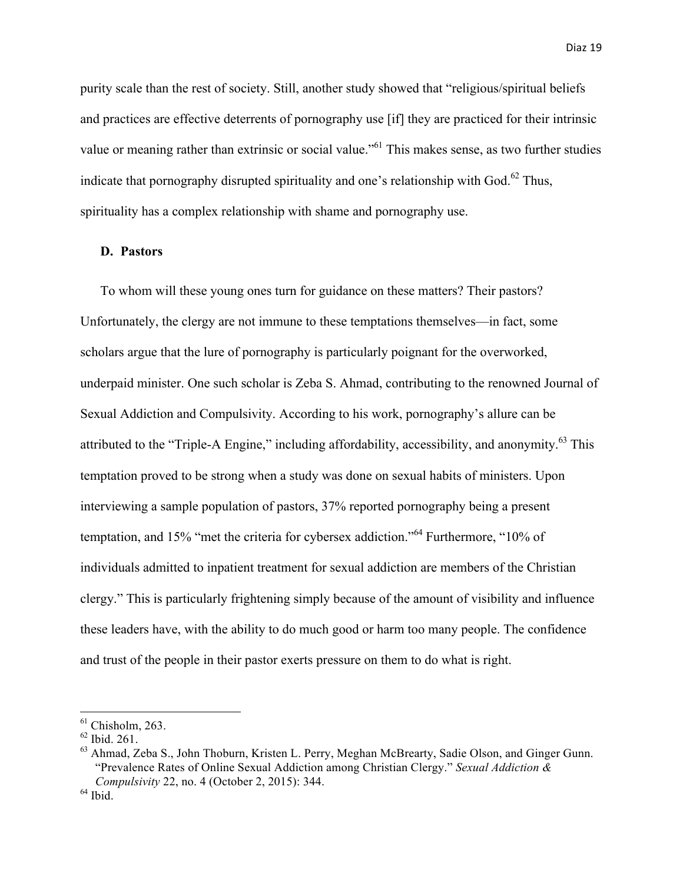purity scale than the rest of society. Still, another study showed that "religious/spiritual beliefs and practices are effective deterrents of pornography use [if] they are practiced for their intrinsic value or meaning rather than extrinsic or social value."[61] This makes sense, as two further studies indicate that pornography disrupted spirituality and one's relationship with God.[62] Thus, spirituality has a complex relationship with shame and pornography use.

### D. Pastors

To whom will these young ones turn for guidance on these matters? Their pastors? Unfortunately, the clergy are not immune to these temptations themselves—in fact, some scholars argue that the lure of pornography is particularly poignant for the overworked, underpaid minister. One such scholar is Zeba S. Ahmad, contributing to the renowned Journal of Sexual Addiction and Compulsivity. According to his work, pornography's allure can be attributed to the "Triple-A Engine," including affordability, accessibility, and anonymity.[63] This temptation proved to be strong when a study was done on sexual habits of ministers. Upon interviewing a sample population of pastors, 37% reported pornography being a present temptation, and 15% "met the criteria for cybersex addiction."[64] Furthermore, "10% of individuals admitted to inpatient treatment for sexual addiction are members of the Christian clergy." This is particularly frightening simply because of the amount of visibility and influence these leaders have, with the ability to do much good or harm too many people. The confidence and trust of the people in their pastor exerts pressure on them to do what is right.

---

[61] Chisholm, 263.

[62] Ibid. 261.

[63] Ahmad, Zeba S., John Thoburn, Kristen L. Perry, Meghan McBrearty, Sadie Olson, and Ginger Gunn. "Prevalence Rates of Online Sexual Addiction among Christian Clergy." *Sexual Addiction & Compulsivity* 22, no. 4 (October 2, 2015): 344.

[64] Ibid.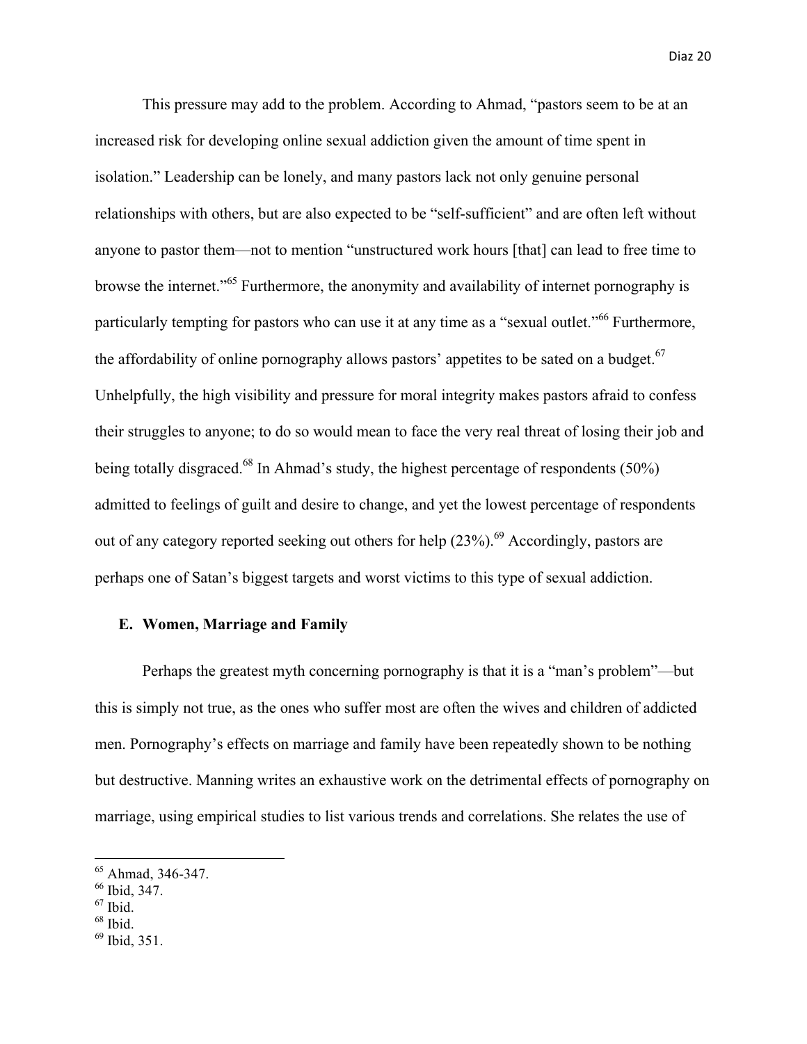This pressure may add to the problem. According to Ahmad, "pastors seem to be at an increased risk for developing online sexual addiction given the amount of time spent in isolation." Leadership can be lonely, and many pastors lack not only genuine personal relationships with others, but are also expected to be "self-sufficient" and are often left without anyone to pastor them—not to mention "unstructured work hours [that] can lead to free time to browse the internet."[65] Furthermore, the anonymity and availability of internet pornography is particularly tempting for pastors who can use it at any time as a "sexual outlet."[66] Furthermore, the affordability of online pornography allows pastors' appetites to be sated on a budget.[67] Unhelpfully, the high visibility and pressure for moral integrity makes pastors afraid to confess their struggles to anyone; to do so would mean to face the very real threat of losing their job and being totally disgraced.[68] In Ahmad's study, the highest percentage of respondents (50%) admitted to feelings of guilt and desire to change, and yet the lowest percentage of respondents out of any category reported seeking out others for help (23%).[69] Accordingly, pastors are perhaps one of Satan's biggest targets and worst victims to this type of sexual addiction.

### E. Women, Marriage and Family

Perhaps the greatest myth concerning pornography is that it is a "man's problem"—but this is simply not true, as the ones who suffer most are often the wives and children of addicted men. Pornography's effects on marriage and family have been repeatedly shown to be nothing but destructive. Manning writes an exhaustive work on the detrimental effects of pornography on marriage, using empirical studies to list various trends and correlations. She relates the use of

---

[65] Ahmad, 346-347.
[66] Ibid, 347.
[67] Ibid.
[68] Ibid.
[69] Ibid, 351.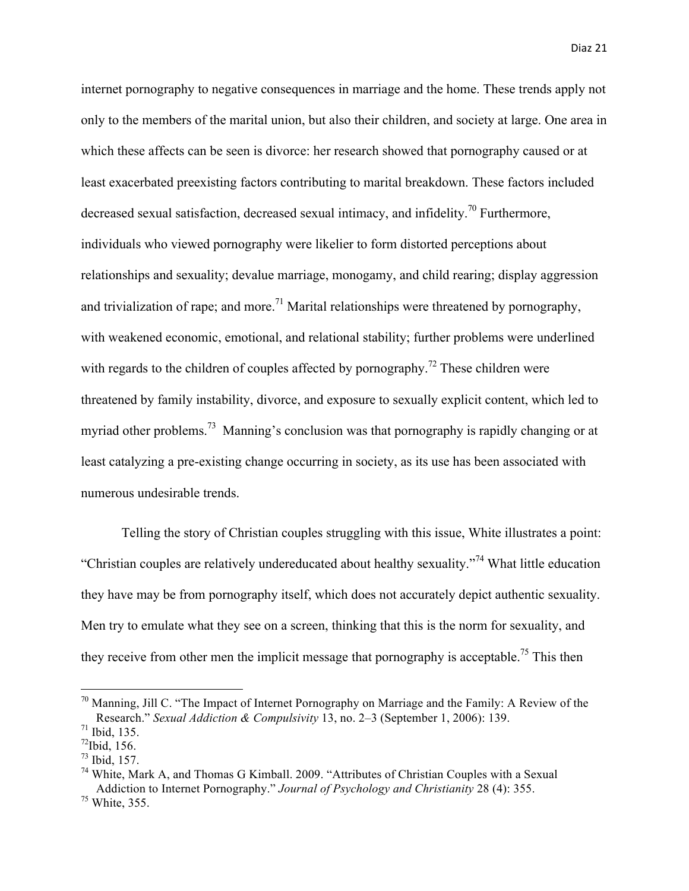internet pornography to negative consequences in marriage and the home. These trends apply not only to the members of the marital union, but also their children, and society at large. One area in which these affects can be seen is divorce: her research showed that pornography caused or at least exacerbated preexisting factors contributing to marital breakdown. These factors included decreased sexual satisfaction, decreased sexual intimacy, and infidelity.[70] Furthermore, individuals who viewed pornography were likelier to form distorted perceptions about relationships and sexuality; devalue marriage, monogamy, and child rearing; display aggression and trivialization of rape; and more.[71] Marital relationships were threatened by pornography, with weakened economic, emotional, and relational stability; further problems were underlined with regards to the children of couples affected by pornography.[72] These children were threatened by family instability, divorce, and exposure to sexually explicit content, which led to myriad other problems.[73] Manning's conclusion was that pornography is rapidly changing or at least catalyzing a pre-existing change occurring in society, as its use has been associated with numerous undesirable trends.

Telling the story of Christian couples struggling with this issue, White illustrates a point: "Christian couples are relatively undereducated about healthy sexuality."[74] What little education they have may be from pornography itself, which does not accurately depict authentic sexuality. Men try to emulate what they see on a screen, thinking that this is the norm for sexuality, and they receive from other men the implicit message that pornography is acceptable.[75] This then

---

[70] Manning, Jill C. "The Impact of Internet Pornography on Marriage and the Family: A Review of the Research." *Sexual Addiction & Compulsivity* 13, no. 2–3 (September 1, 2006): 139.

[71] Ibid, 135.

[72] Ibid, 156.

[73] Ibid, 157.

[74] White, Mark A, and Thomas G Kimball. 2009. "Attributes of Christian Couples with a Sexual Addiction to Internet Pornography." *Journal of Psychology and Christianity* 28 (4): 355.

[75] White, 355.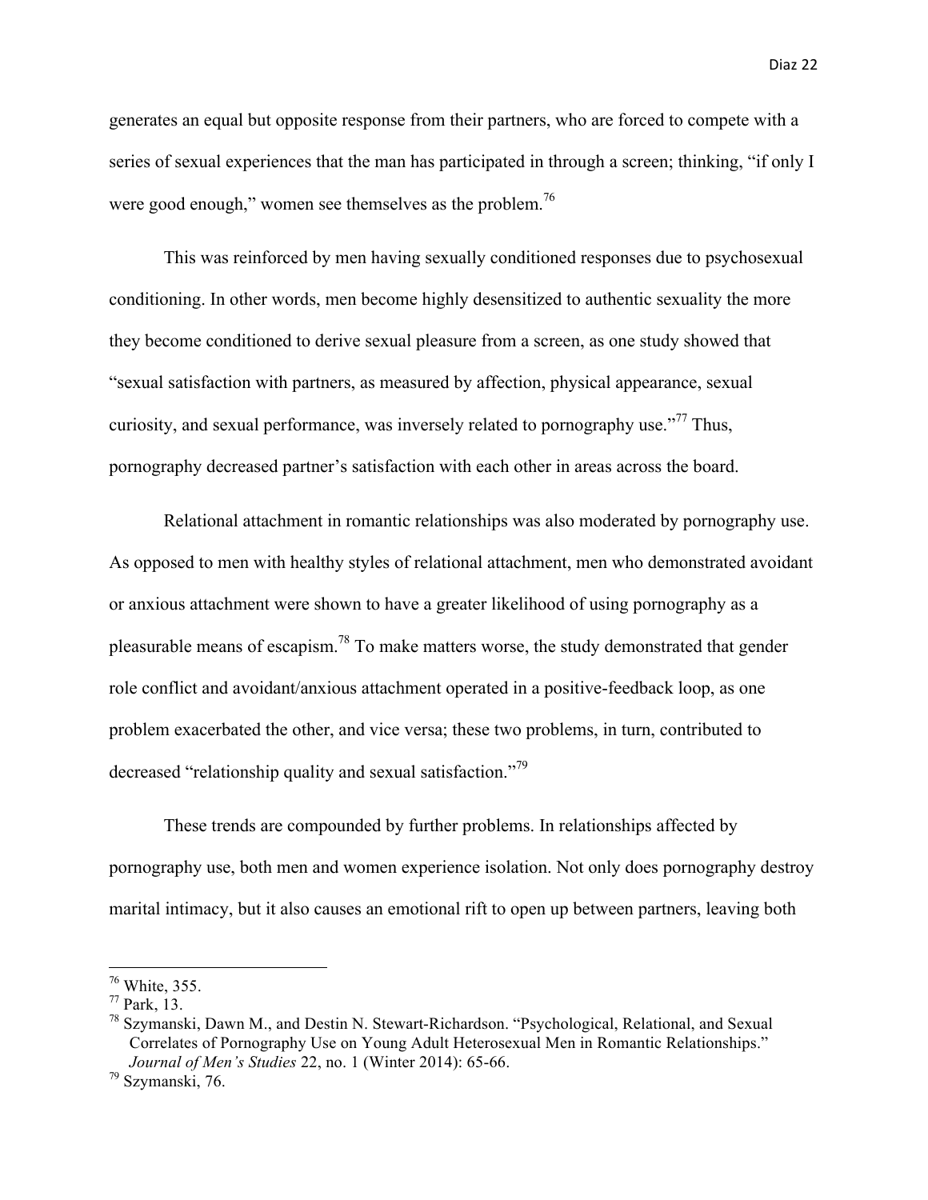generates an equal but opposite response from their partners, who are forced to compete with a series of sexual experiences that the man has participated in through a screen; thinking, "if only I were good enough," women see themselves as the problem.[76]

This was reinforced by men having sexually conditioned responses due to psychosexual conditioning. In other words, men become highly desensitized to authentic sexuality the more they become conditioned to derive sexual pleasure from a screen, as one study showed that "sexual satisfaction with partners, as measured by affection, physical appearance, sexual curiosity, and sexual performance, was inversely related to pornography use."[77] Thus, pornography decreased partner's satisfaction with each other in areas across the board.

Relational attachment in romantic relationships was also moderated by pornography use. As opposed to men with healthy styles of relational attachment, men who demonstrated avoidant or anxious attachment were shown to have a greater likelihood of using pornography as a pleasurable means of escapism.[78] To make matters worse, the study demonstrated that gender role conflict and avoidant/anxious attachment operated in a positive-feedback loop, as one problem exacerbated the other, and vice versa; these two problems, in turn, contributed to decreased "relationship quality and sexual satisfaction."[79]

These trends are compounded by further problems. In relationships affected by pornography use, both men and women experience isolation. Not only does pornography destroy marital intimacy, but it also causes an emotional rift to open up between partners, leaving both

---

[76] White, 355.

[77] Park, 13.

[78] Szymanski, Dawn M., and Destin N. Stewart-Richardson. "Psychological, Relational, and Sexual Correlates of Pornography Use on Young Adult Heterosexual Men in Romantic Relationships." *Journal of Men's Studies* 22, no. 1 (Winter 2014): 65-66.

[79] Szymanski, 76.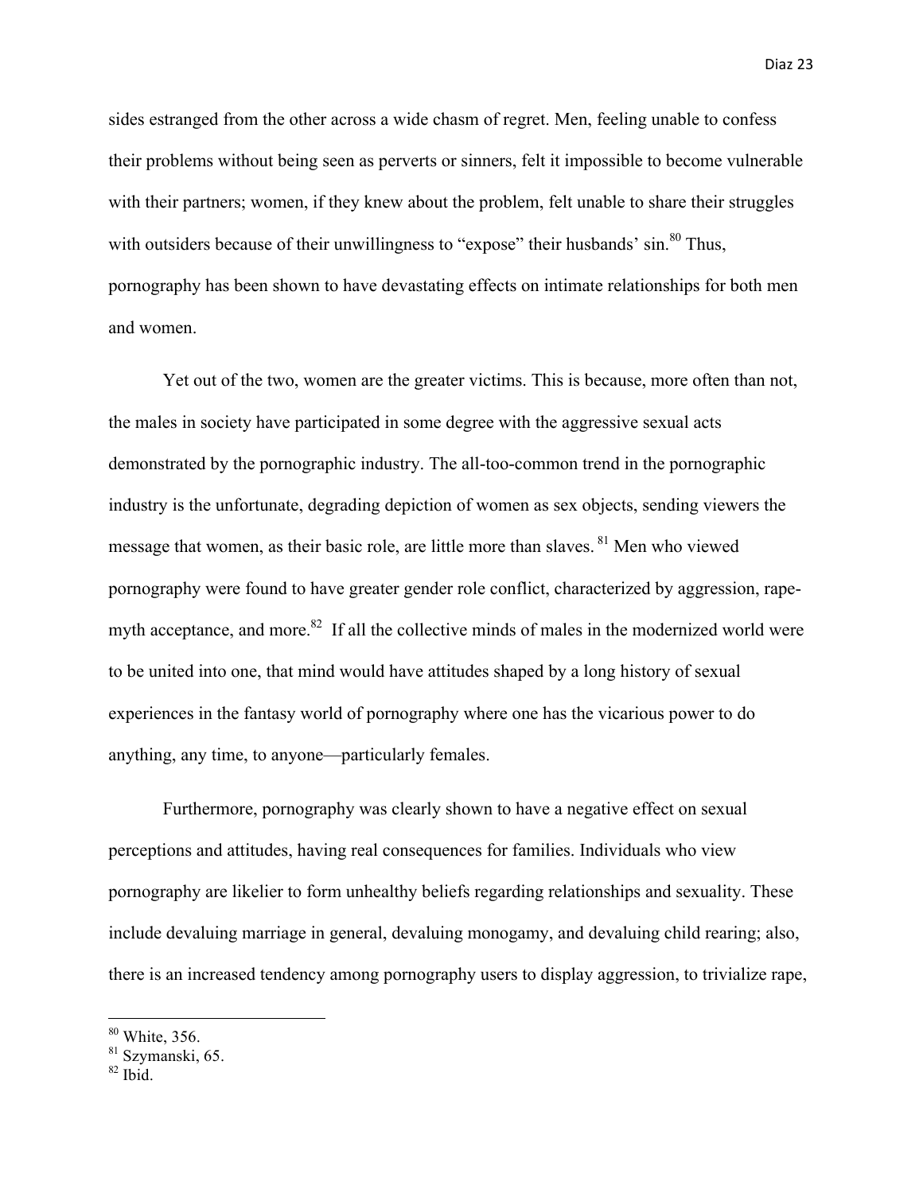sides estranged from the other across a wide chasm of regret. Men, feeling unable to confess their problems without being seen as perverts or sinners, felt it impossible to become vulnerable with their partners; women, if they knew about the problem, felt unable to share their struggles with outsiders because of their unwillingness to "expose" their husbands' sin.[80] Thus, pornography has been shown to have devastating effects on intimate relationships for both men and women.

Yet out of the two, women are the greater victims. This is because, more often than not, the males in society have participated in some degree with the aggressive sexual acts demonstrated by the pornographic industry. The all-too-common trend in the pornographic industry is the unfortunate, degrading depiction of women as sex objects, sending viewers the message that women, as their basic role, are little more than slaves. [81] Men who viewed pornography were found to have greater gender role conflict, characterized by aggression, rape-myth acceptance, and more.[82] If all the collective minds of males in the modernized world were to be united into one, that mind would have attitudes shaped by a long history of sexual experiences in the fantasy world of pornography where one has the vicarious power to do anything, any time, to anyone—particularly females.

Furthermore, pornography was clearly shown to have a negative effect on sexual perceptions and attitudes, having real consequences for families. Individuals who view pornography are likelier to form unhealthy beliefs regarding relationships and sexuality. These include devaluing marriage in general, devaluing monogamy, and devaluing child rearing; also, there is an increased tendency among pornography users to display aggression, to trivialize rape,

---

[80] White, 356.
[81] Szymanski, 65.
[82] Ibid.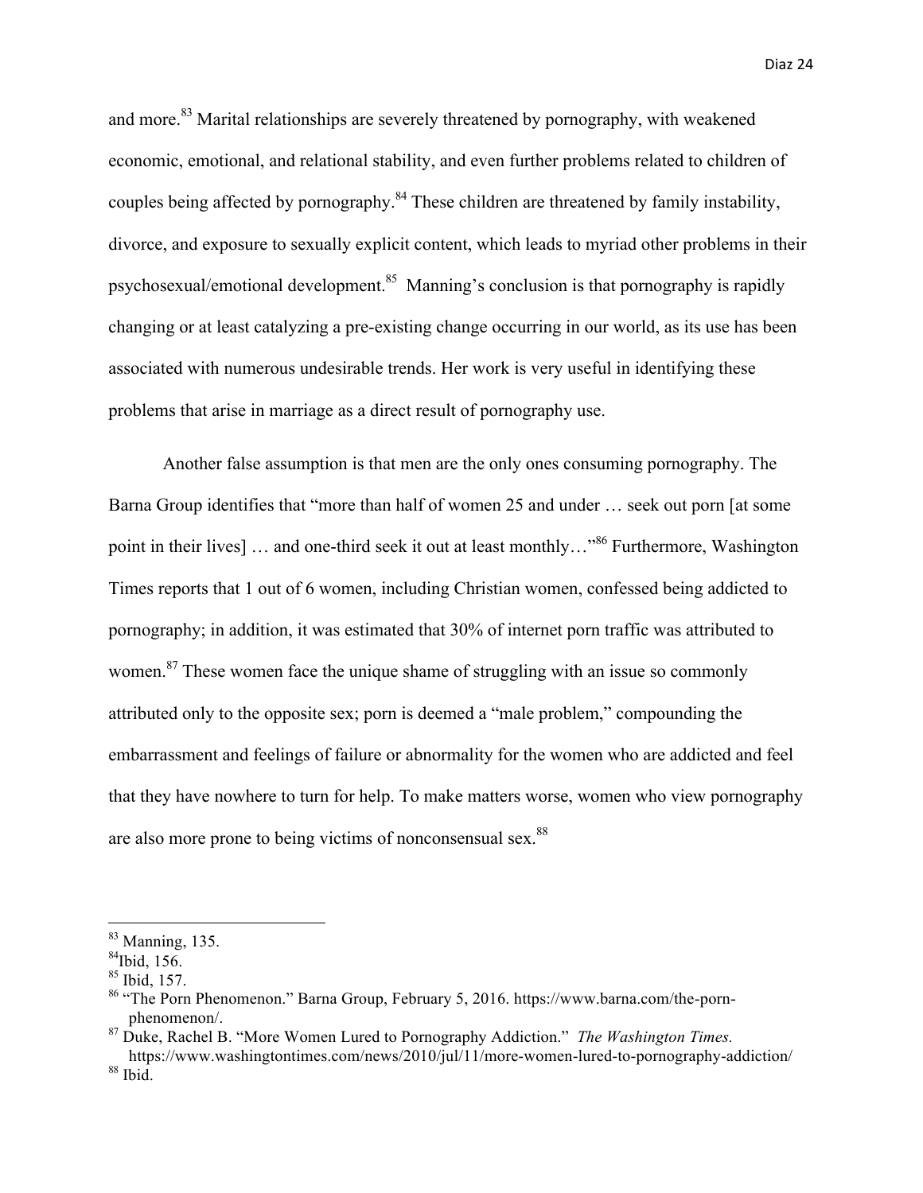and more.[83] Marital relationships are severely threatened by pornography, with weakened economic, emotional, and relational stability, and even further problems related to children of couples being affected by pornography.[84] These children are threatened by family instability, divorce, and exposure to sexually explicit content, which leads to myriad other problems in their psychosexual/emotional development.[85] Manning's conclusion is that pornography is rapidly changing or at least catalyzing a pre-existing change occurring in our world, as its use has been associated with numerous undesirable trends. Her work is very useful in identifying these problems that arise in marriage as a direct result of pornography use.

Another false assumption is that men are the only ones consuming pornography. The Barna Group identifies that "more than half of women 25 and under … seek out porn [at some point in their lives] … and one-third seek it out at least monthly…"[86] Furthermore, Washington Times reports that 1 out of 6 women, including Christian women, confessed being addicted to pornography; in addition, it was estimated that 30% of internet porn traffic was attributed to women.[87] These women face the unique shame of struggling with an issue so commonly attributed only to the opposite sex; porn is deemed a "male problem," compounding the embarrassment and feelings of failure or abnormality for the women who are addicted and feel that they have nowhere to turn for help. To make matters worse, women who view pornography are also more prone to being victims of nonconsensual sex.[88]

---

[83] Manning, 135.
[84] Ibid, 156.
[85] Ibid, 157.
[86] "The Porn Phenomenon." Barna Group, February 5, 2016. https://www.barna.com/the-porn-phenomenon/.
[87] Duke, Rachel B. "More Women Lured to Pornography Addiction." *The Washington Times.* https://www.washingtontimes.com/news/2010/jul/11/more-women-lured-to-pornography-addiction/
[88] Ibid.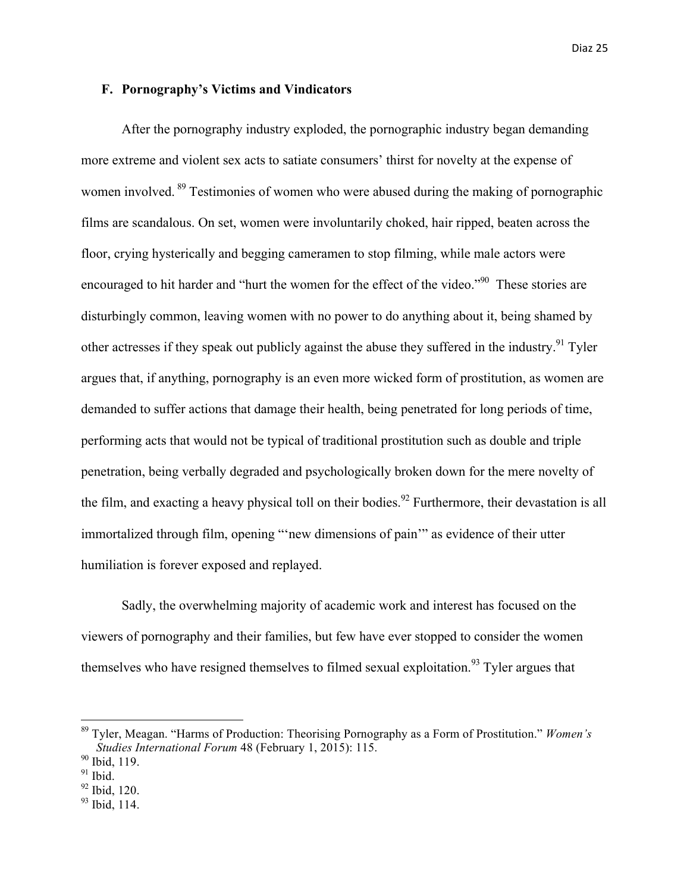### F. Pornography's Victims and Vindicators

After the pornography industry exploded, the pornographic industry began demanding more extreme and violent sex acts to satiate consumers' thirst for novelty at the expense of women involved. [89] Testimonies of women who were abused during the making of pornographic films are scandalous. On set, women were involuntarily choked, hair ripped, beaten across the floor, crying hysterically and begging cameramen to stop filming, while male actors were encouraged to hit harder and "hurt the women for the effect of the video."[90] These stories are disturbingly common, leaving women with no power to do anything about it, being shamed by other actresses if they speak out publicly against the abuse they suffered in the industry.[91] Tyler argues that, if anything, pornography is an even more wicked form of prostitution, as women are demanded to suffer actions that damage their health, being penetrated for long periods of time, performing acts that would not be typical of traditional prostitution such as double and triple penetration, being verbally degraded and psychologically broken down for the mere novelty of the film, and exacting a heavy physical toll on their bodies.[92] Furthermore, their devastation is all immortalized through film, opening "'new dimensions of pain'" as evidence of their utter humiliation is forever exposed and replayed.

Sadly, the overwhelming majority of academic work and interest has focused on the viewers of pornography and their families, but few have ever stopped to consider the women themselves who have resigned themselves to filmed sexual exploitation.[93] Tyler argues that

---

[89] Tyler, Meagan. "Harms of Production: Theorising Pornography as a Form of Prostitution." *Women's Studies International Forum* 48 (February 1, 2015): 115.

[90] Ibid, 119.

[91] Ibid.

[92] Ibid, 120.

[93] Ibid, 114.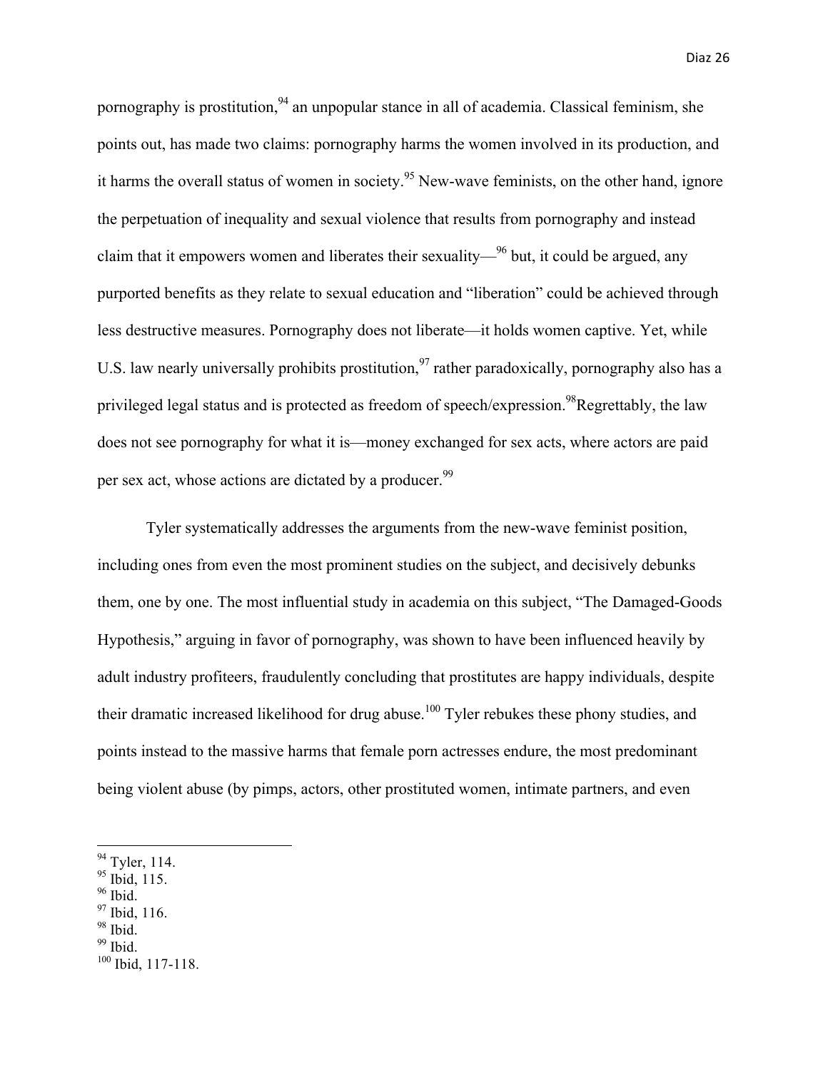pornography is prostitution,[94] an unpopular stance in all of academia. Classical feminism, she points out, has made two claims: pornography harms the women involved in its production, and it harms the overall status of women in society.[95] New-wave feminists, on the other hand, ignore the perpetuation of inequality and sexual violence that results from pornography and instead claim that it empowers women and liberates their sexuality—[96] but, it could be argued, any purported benefits as they relate to sexual education and "liberation" could be achieved through less destructive measures. Pornography does not liberate—it holds women captive. Yet, while U.S. law nearly universally prohibits prostitution,[97] rather paradoxically, pornography also has a privileged legal status and is protected as freedom of speech/expression.[98]Regrettably, the law does not see pornography for what it is—money exchanged for sex acts, where actors are paid per sex act, whose actions are dictated by a producer.[99]

Tyler systematically addresses the arguments from the new-wave feminist position, including ones from even the most prominent studies on the subject, and decisively debunks them, one by one. The most influential study in academia on this subject, "The Damaged-Goods Hypothesis," arguing in favor of pornography, was shown to have been influenced heavily by adult industry profiteers, fraudulently concluding that prostitutes are happy individuals, despite their dramatic increased likelihood for drug abuse.[100] Tyler rebukes these phony studies, and points instead to the massive harms that female porn actresses endure, the most predominant being violent abuse (by pimps, actors, other prostituted women, intimate partners, and even

[94] Tyler, 114.
[95] Ibid, 115.
[96] Ibid.
[97] Ibid, 116.
[98] Ibid.
[99] Ibid.
[100] Ibid, 117-118.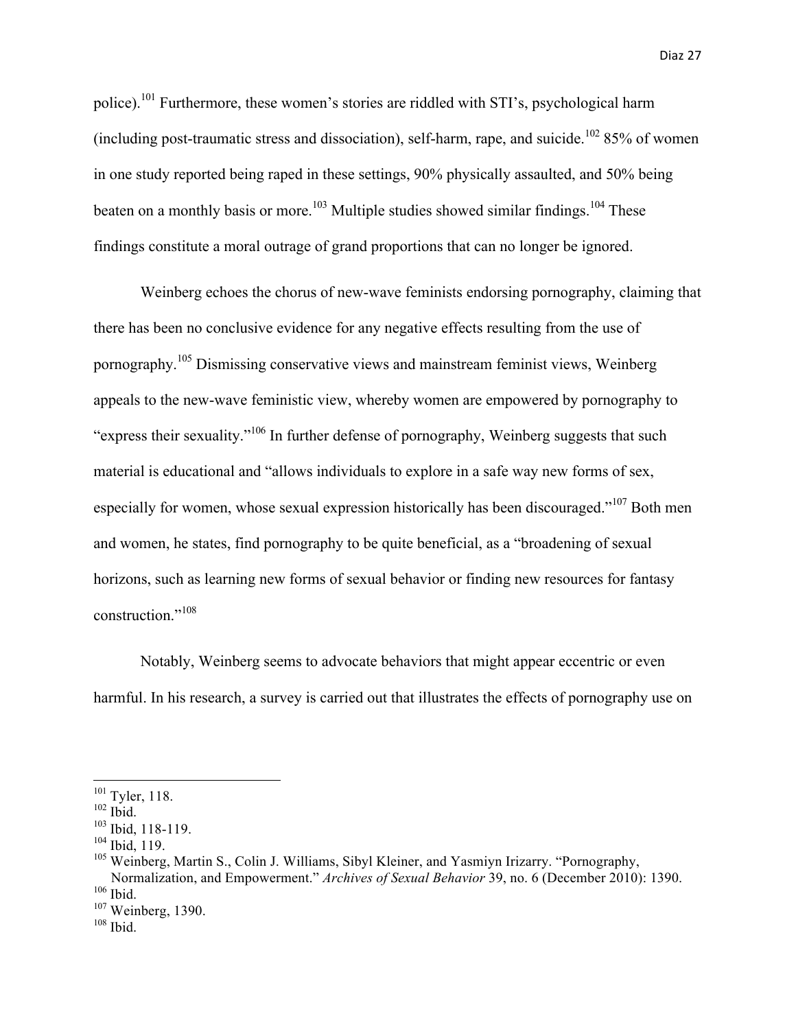police).[101] Furthermore, these women's stories are riddled with STI's, psychological harm (including post-traumatic stress and dissociation), self-harm, rape, and suicide.[102] 85% of women in one study reported being raped in these settings, 90% physically assaulted, and 50% being beaten on a monthly basis or more.[103] Multiple studies showed similar findings.[104] These findings constitute a moral outrage of grand proportions that can no longer be ignored.

Weinberg echoes the chorus of new-wave feminists endorsing pornography, claiming that there has been no conclusive evidence for any negative effects resulting from the use of pornography.[105] Dismissing conservative views and mainstream feminist views, Weinberg appeals to the new-wave feministic view, whereby women are empowered by pornography to "express their sexuality."[106] In further defense of pornography, Weinberg suggests that such material is educational and "allows individuals to explore in a safe way new forms of sex, especially for women, whose sexual expression historically has been discouraged."[107] Both men and women, he states, find pornography to be quite beneficial, as a "broadening of sexual horizons, such as learning new forms of sexual behavior or finding new resources for fantasy construction."[108]

Notably, Weinberg seems to advocate behaviors that might appear eccentric or even harmful. In his research, a survey is carried out that illustrates the effects of pornography use on

---

[101] Tyler, 118.
[102] Ibid.
[103] Ibid, 118-119.
[104] Ibid, 119.
[105] Weinberg, Martin S., Colin J. Williams, Sibyl Kleiner, and Yasmiyn Irizarry. "Pornography, Normalization, and Empowerment." *Archives of Sexual Behavior* 39, no. 6 (December 2010): 1390.
[106] Ibid.
[107] Weinberg, 1390.
[108] Ibid.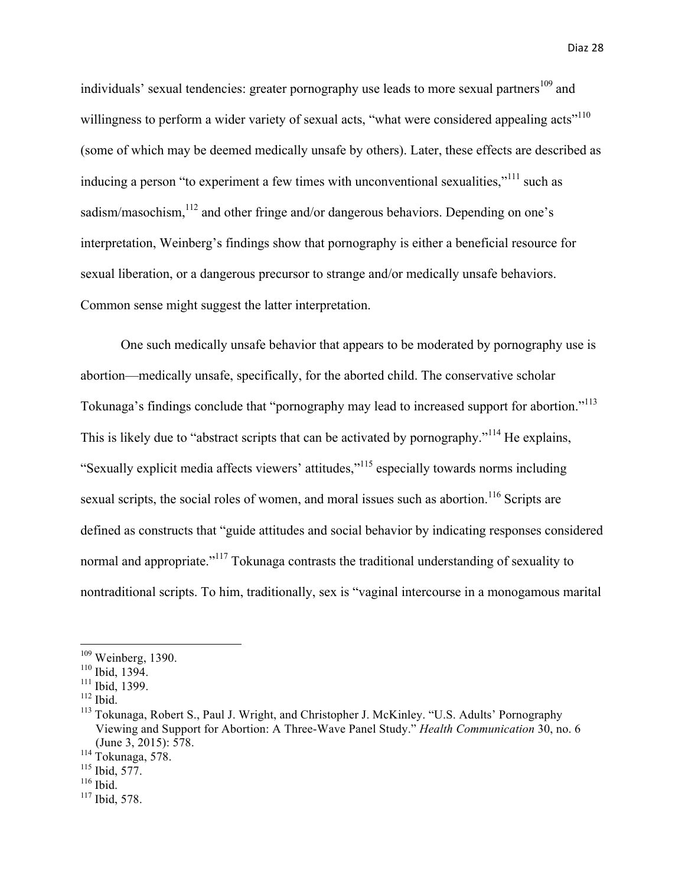individuals' sexual tendencies: greater pornography use leads to more sexual partners[109] and willingness to perform a wider variety of sexual acts, "what were considered appealing acts"[110] (some of which may be deemed medically unsafe by others). Later, these effects are described as inducing a person "to experiment a few times with unconventional sexualities,"[111] such as sadism/masochism,[112] and other fringe and/or dangerous behaviors. Depending on one's interpretation, Weinberg's findings show that pornography is either a beneficial resource for sexual liberation, or a dangerous precursor to strange and/or medically unsafe behaviors. Common sense might suggest the latter interpretation.

One such medically unsafe behavior that appears to be moderated by pornography use is abortion—medically unsafe, specifically, for the aborted child. The conservative scholar Tokunaga's findings conclude that "pornography may lead to increased support for abortion."[113] This is likely due to "abstract scripts that can be activated by pornography."[114] He explains, "Sexually explicit media affects viewers' attitudes,"[115] especially towards norms including sexual scripts, the social roles of women, and moral issues such as abortion.[116] Scripts are defined as constructs that "guide attitudes and social behavior by indicating responses considered normal and appropriate."[117] Tokunaga contrasts the traditional understanding of sexuality to nontraditional scripts. To him, traditionally, sex is "vaginal intercourse in a monogamous marital

---

[109] Weinberg, 1390.
[110] Ibid, 1394.
[111] Ibid, 1399.
[112] Ibid.
[113] Tokunaga, Robert S., Paul J. Wright, and Christopher J. McKinley. "U.S. Adults' Pornography Viewing and Support for Abortion: A Three-Wave Panel Study." *Health Communication* 30, no. 6 (June 3, 2015): 578.
[114] Tokunaga, 578.
[115] Ibid, 577.
[116] Ibid.
[117] Ibid, 578.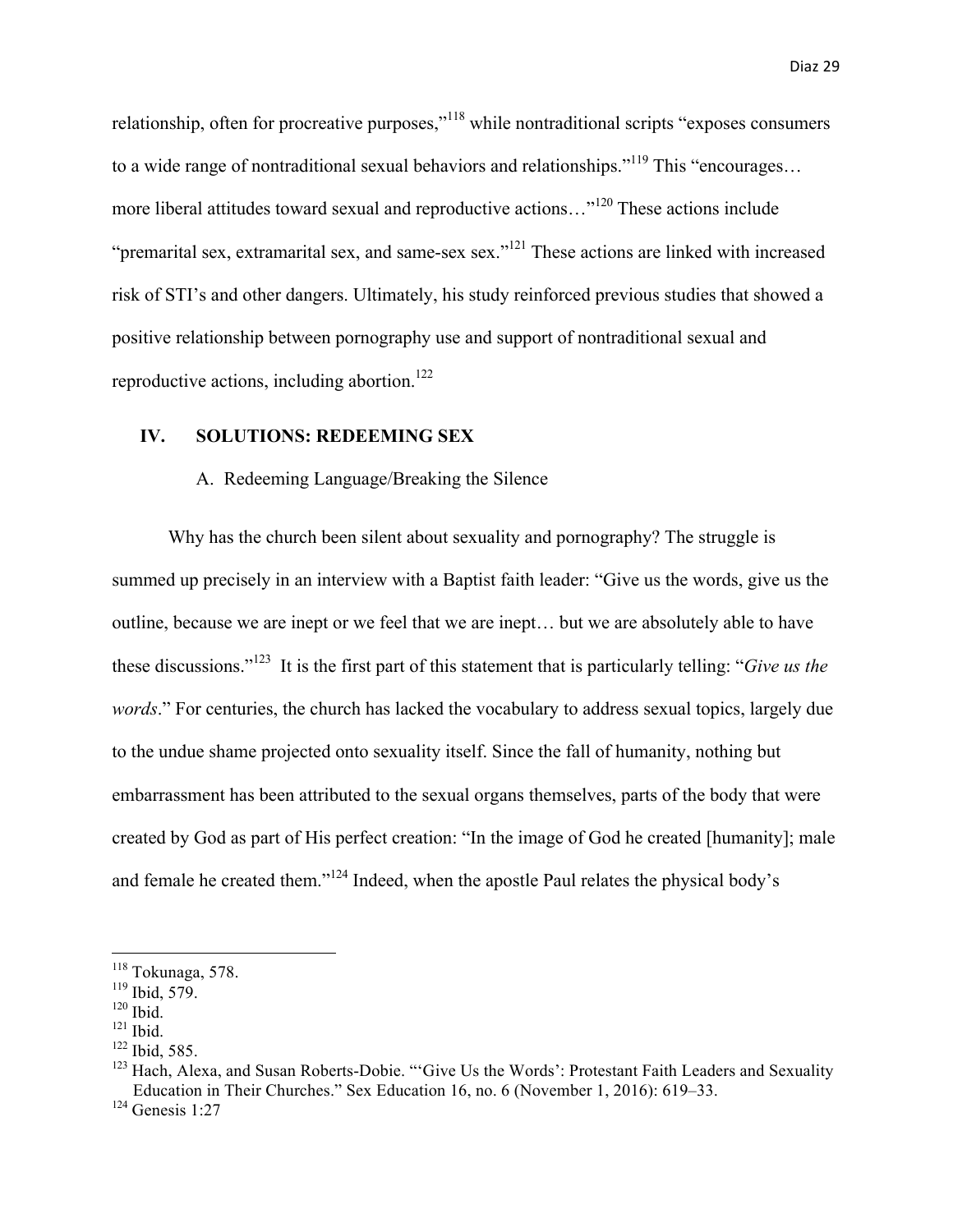relationship, often for procreative purposes,"[118] while nontraditional scripts "exposes consumers to a wide range of nontraditional sexual behaviors and relationships."[119] This "encourages… more liberal attitudes toward sexual and reproductive actions…"[120] These actions include "premarital sex, extramarital sex, and same-sex sex."[121] These actions are linked with increased risk of STI's and other dangers. Ultimately, his study reinforced previous studies that showed a positive relationship between pornography use and support of nontraditional sexual and reproductive actions, including abortion.[122]

## IV. SOLUTIONS: REDEEMING SEX

### A. Redeeming Language/Breaking the Silence

Why has the church been silent about sexuality and pornography? The struggle is summed up precisely in an interview with a Baptist faith leader: "Give us the words, give us the outline, because we are inept or we feel that we are inept… but we are absolutely able to have these discussions."[123] It is the first part of this statement that is particularly telling: "*Give us the words*." For centuries, the church has lacked the vocabulary to address sexual topics, largely due to the undue shame projected onto sexuality itself. Since the fall of humanity, nothing but embarrassment has been attributed to the sexual organs themselves, parts of the body that were created by God as part of His perfect creation: "In the image of God he created [humanity]; male and female he created them."[124] Indeed, when the apostle Paul relates the physical body's

---

[118] Tokunaga, 578.

[119] Ibid, 579.

[120] Ibid.

[121] Ibid.

[122] Ibid, 585.

[123] Hach, Alexa, and Susan Roberts-Dobie. "'Give Us the Words': Protestant Faith Leaders and Sexuality Education in Their Churches." Sex Education 16, no. 6 (November 1, 2016): 619–33.

[124] Genesis 1:27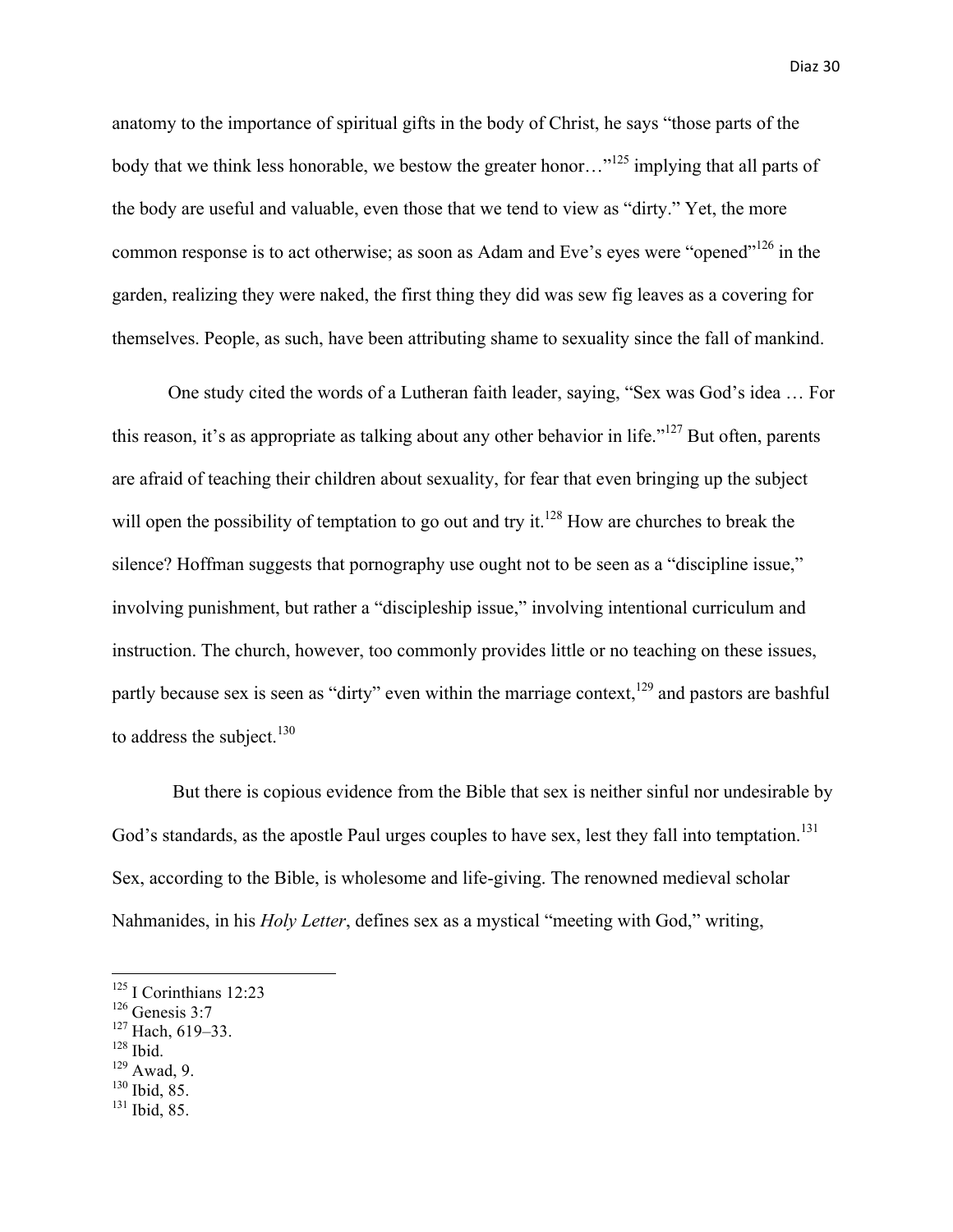anatomy to the importance of spiritual gifts in the body of Christ, he says "those parts of the body that we think less honorable, we bestow the greater honor…"[125] implying that all parts of the body are useful and valuable, even those that we tend to view as "dirty." Yet, the more common response is to act otherwise; as soon as Adam and Eve's eyes were "opened"[126] in the garden, realizing they were naked, the first thing they did was sew fig leaves as a covering for themselves. People, as such, have been attributing shame to sexuality since the fall of mankind.

One study cited the words of a Lutheran faith leader, saying, "Sex was God's idea … For this reason, it's as appropriate as talking about any other behavior in life."[127] But often, parents are afraid of teaching their children about sexuality, for fear that even bringing up the subject will open the possibility of temptation to go out and try it.[128] How are churches to break the silence? Hoffman suggests that pornography use ought not to be seen as a "discipline issue," involving punishment, but rather a "discipleship issue," involving intentional curriculum and instruction. The church, however, too commonly provides little or no teaching on these issues, partly because sex is seen as "dirty" even within the marriage context,[129] and pastors are bashful to address the subject.[130]

But there is copious evidence from the Bible that sex is neither sinful nor undesirable by God's standards, as the apostle Paul urges couples to have sex, lest they fall into temptation.[131] Sex, according to the Bible, is wholesome and life-giving. The renowned medieval scholar Nahmanides, in his *Holy Letter*, defines sex as a mystical "meeting with God," writing,

---

[125] I Corinthians 12:23
[126] Genesis 3:7
[127] Hach, 619–33.
[128] Ibid.
[129] Awad, 9.
[130] Ibid, 85.
[131] Ibid, 85.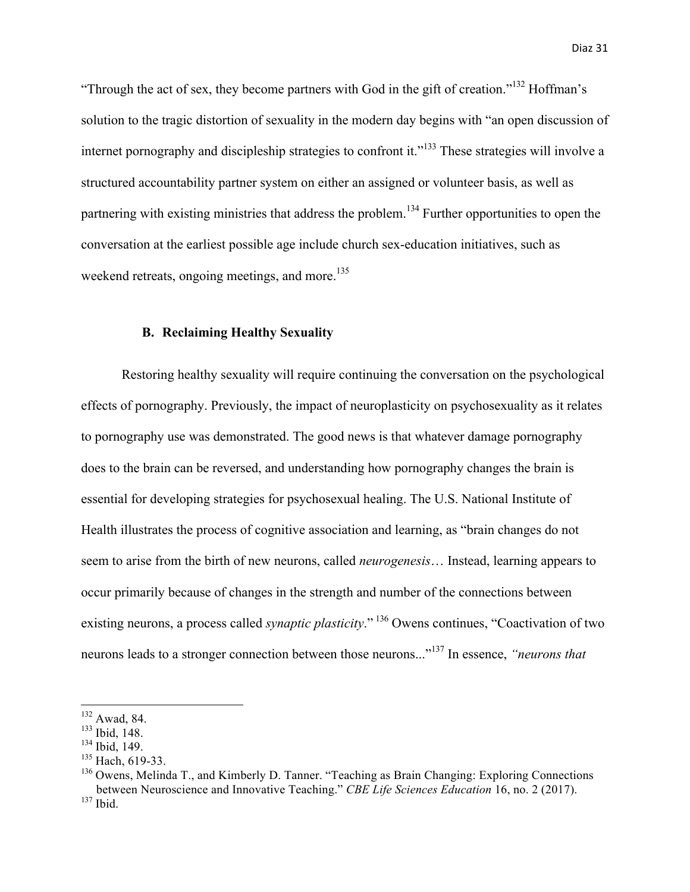"Through the act of sex, they become partners with God in the gift of creation."[132] Hoffman's solution to the tragic distortion of sexuality in the modern day begins with "an open discussion of internet pornography and discipleship strategies to confront it."[133] These strategies will involve a structured accountability partner system on either an assigned or volunteer basis, as well as partnering with existing ministries that address the problem.[134] Further opportunities to open the conversation at the earliest possible age include church sex-education initiatives, such as weekend retreats, ongoing meetings, and more.[135]

### B. Reclaiming Healthy Sexuality

Restoring healthy sexuality will require continuing the conversation on the psychological effects of pornography. Previously, the impact of neuroplasticity on psychosexuality as it relates to pornography use was demonstrated. The good news is that whatever damage pornography does to the brain can be reversed, and understanding how pornography changes the brain is essential for developing strategies for psychosexual healing. The U.S. National Institute of Health illustrates the process of cognitive association and learning, as "brain changes do not seem to arise from the birth of new neurons, called *neurogenesis*… Instead, learning appears to occur primarily because of changes in the strength and number of the connections between existing neurons, a process called *synaptic plasticity*." [136] Owens continues, "Coactivation of two neurons leads to a stronger connection between those neurons..."[137] In essence, *"neurons that*

---

[132] Awad, 84.
[133] Ibid, 148.
[134] Ibid, 149.
[135] Hach, 619-33.
[136] Owens, Melinda T., and Kimberly D. Tanner. "Teaching as Brain Changing: Exploring Connections between Neuroscience and Innovative Teaching." *CBE Life Sciences Education* 16, no. 2 (2017).
[137] Ibid.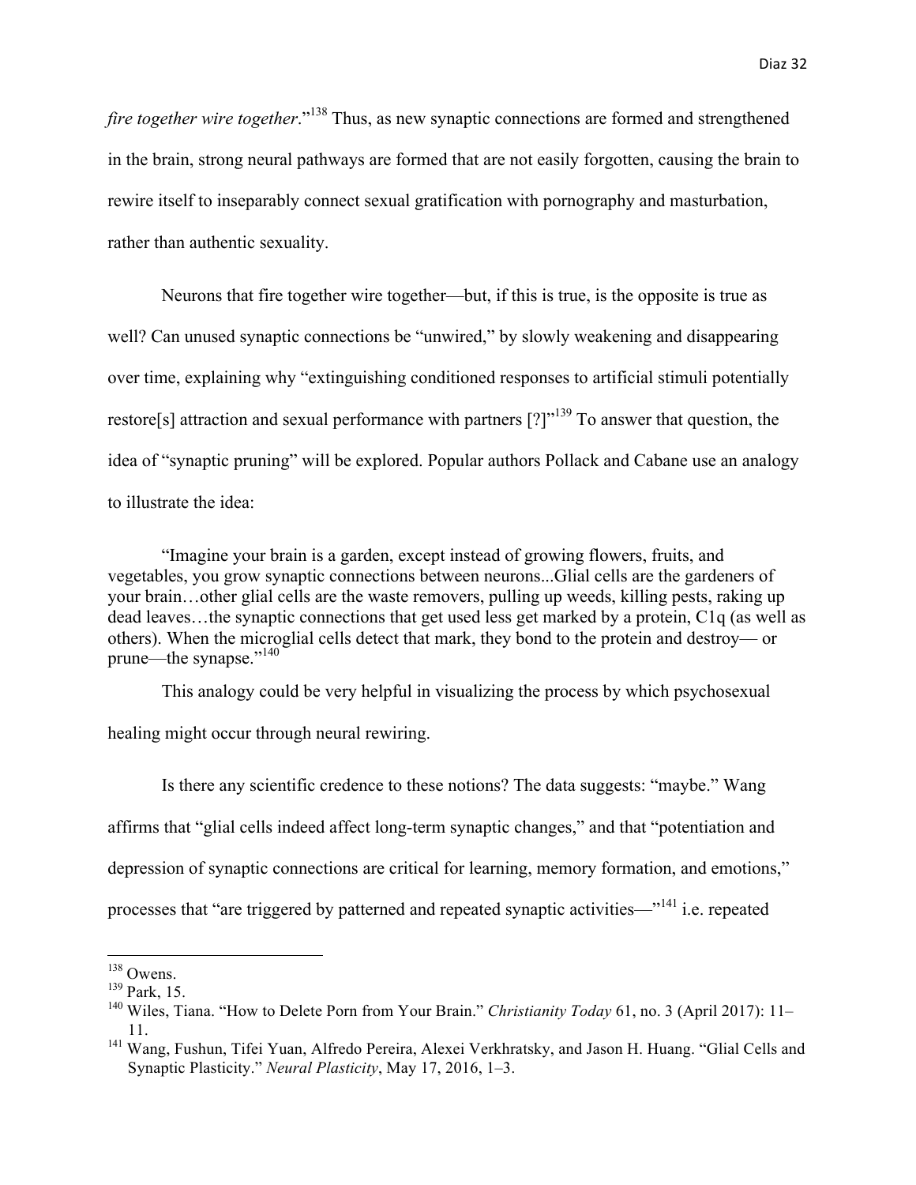*fire together wire together*."[138] Thus, as new synaptic connections are formed and strengthened in the brain, strong neural pathways are formed that are not easily forgotten, causing the brain to rewire itself to inseparably connect sexual gratification with pornography and masturbation, rather than authentic sexuality.

Neurons that fire together wire together—but, if this is true, is the opposite is true as well? Can unused synaptic connections be "unwired," by slowly weakening and disappearing over time, explaining why "extinguishing conditioned responses to artificial stimuli potentially restore[s] attraction and sexual performance with partners [?]"[139] To answer that question, the idea of "synaptic pruning" will be explored. Popular authors Pollack and Cabane use an analogy to illustrate the idea:

> "Imagine your brain is a garden, except instead of growing flowers, fruits, and vegetables, you grow synaptic connections between neurons...Glial cells are the gardeners of your brain…other glial cells are the waste removers, pulling up weeds, killing pests, raking up dead leaves…the synaptic connections that get used less get marked by a protein, C1q (as well as others). When the microglial cells detect that mark, they bond to the protein and destroy— or prune—the synapse."[140]

This analogy could be very helpful in visualizing the process by which psychosexual healing might occur through neural rewiring.

Is there any scientific credence to these notions? The data suggests: "maybe." Wang affirms that "glial cells indeed affect long-term synaptic changes," and that "potentiation and depression of synaptic connections are critical for learning, memory formation, and emotions," processes that "are triggered by patterned and repeated synaptic activities—"[141] i.e. repeated

---

[138] Owens.

[139] Park, 15.

[140] Wiles, Tiana. "How to Delete Porn from Your Brain." *Christianity Today* 61, no. 3 (April 2017): 11–11.

[141] Wang, Fushun, Tifei Yuan, Alfredo Pereira, Alexei Verkhratsky, and Jason H. Huang. "Glial Cells and Synaptic Plasticity." *Neural Plasticity*, May 17, 2016, 1–3.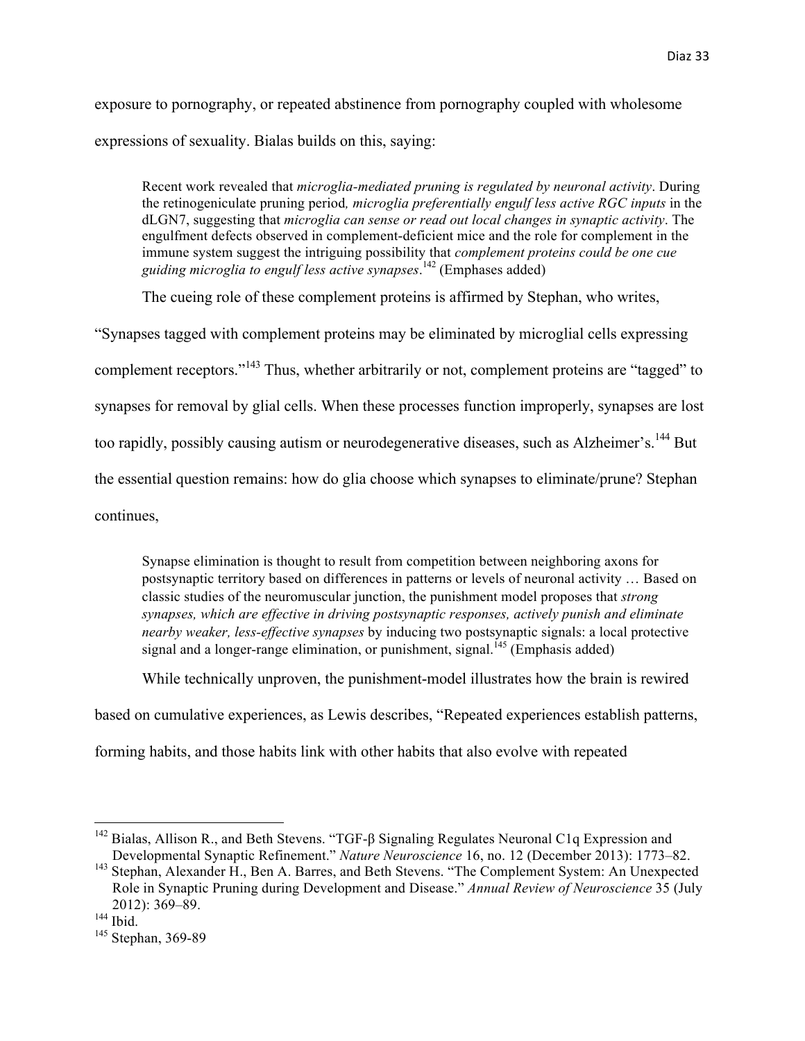exposure to pornography, or repeated abstinence from pornography coupled with wholesome expressions of sexuality. Bialas builds on this, saying:

> Recent work revealed that *microglia-mediated pruning is regulated by neuronal activity*. During the retinogeniculate pruning period*, microglia preferentially engulf less active RGC inputs* in the dLGN7, suggesting that *microglia can sense or read out local changes in synaptic activity*. The engulfment defects observed in complement-deficient mice and the role for complement in the immune system suggest the intriguing possibility that *complement proteins could be one cue guiding microglia to engulf less active synapses*.[142] (Emphases added)

The cueing role of these complement proteins is affirmed by Stephan, who writes, "Synapses tagged with complement proteins may be eliminated by microglial cells expressing complement receptors."[143] Thus, whether arbitrarily or not, complement proteins are "tagged" to synapses for removal by glial cells. When these processes function improperly, synapses are lost too rapidly, possibly causing autism or neurodegenerative diseases, such as Alzheimer's.[144] But the essential question remains: how do glia choose which synapses to eliminate/prune? Stephan continues,

> Synapse elimination is thought to result from competition between neighboring axons for postsynaptic territory based on differences in patterns or levels of neuronal activity … Based on classic studies of the neuromuscular junction, the punishment model proposes that *strong synapses, which are effective in driving postsynaptic responses, actively punish and eliminate nearby weaker, less-effective synapses* by inducing two postsynaptic signals: a local protective signal and a longer-range elimination, or punishment, signal.[145] (Emphasis added)

While technically unproven, the punishment-model illustrates how the brain is rewired based on cumulative experiences, as Lewis describes, "Repeated experiences establish patterns, forming habits, and those habits link with other habits that also evolve with repeated

---

[142] Bialas, Allison R., and Beth Stevens. "TGF-β Signaling Regulates Neuronal C1q Expression and Developmental Synaptic Refinement." *Nature Neuroscience* 16, no. 12 (December 2013): 1773–82.

[143] Stephan, Alexander H., Ben A. Barres, and Beth Stevens. "The Complement System: An Unexpected Role in Synaptic Pruning during Development and Disease." *Annual Review of Neuroscience* 35 (July 2012): 369–89.

[144] Ibid.

[145] Stephan, 369-89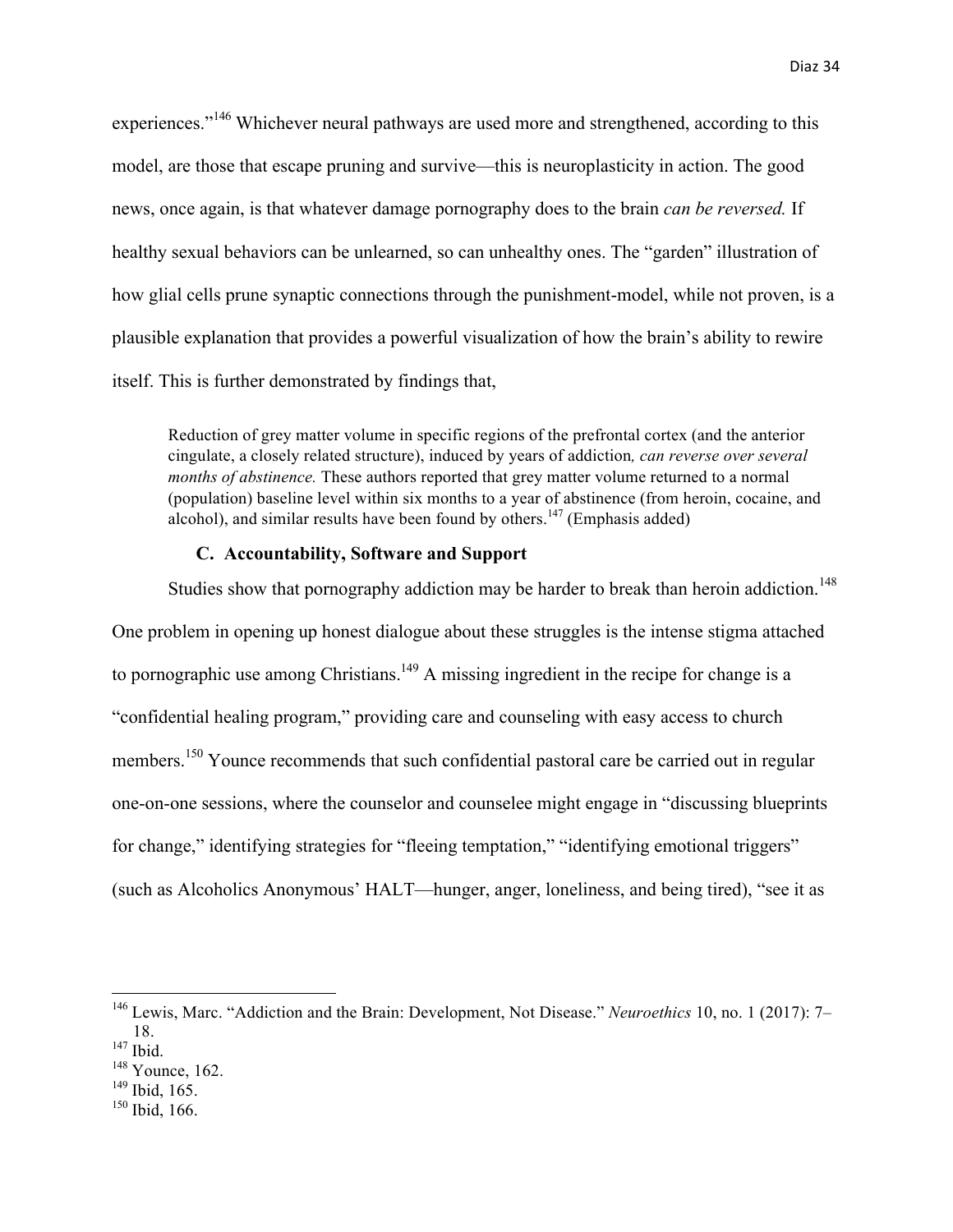experiences."[146] Whichever neural pathways are used more and strengthened, according to this model, are those that escape pruning and survive—this is neuroplasticity in action. The good news, once again, is that whatever damage pornography does to the brain *can be reversed.* If healthy sexual behaviors can be unlearned, so can unhealthy ones. The "garden" illustration of how glial cells prune synaptic connections through the punishment-model, while not proven, is a plausible explanation that provides a powerful visualization of how the brain's ability to rewire itself. This is further demonstrated by findings that,

> Reduction of grey matter volume in specific regions of the prefrontal cortex (and the anterior cingulate, a closely related structure), induced by years of addiction*, can reverse over several months of abstinence.* These authors reported that grey matter volume returned to a normal (population) baseline level within six months to a year of abstinence (from heroin, cocaine, and alcohol), and similar results have been found by others.[147] (Emphasis added)

### C. Accountability, Software and Support

Studies show that pornography addiction may be harder to break than heroin addiction.[148] One problem in opening up honest dialogue about these struggles is the intense stigma attached to pornographic use among Christians.[149] A missing ingredient in the recipe for change is a "confidential healing program," providing care and counseling with easy access to church members.[150] Younce recommends that such confidential pastoral care be carried out in regular one-on-one sessions, where the counselor and counselee might engage in "discussing blueprints for change," identifying strategies for "fleeing temptation," "identifying emotional triggers" (such as Alcoholics Anonymous' HALT—hunger, anger, loneliness, and being tired), "see it as

---

[146] Lewis, Marc. "Addiction and the Brain: Development, Not Disease." *Neuroethics* 10, no. 1 (2017): 7–18.

[147] Ibid.

[148] Younce, 162.

[149] Ibid, 165.

[150] Ibid, 166.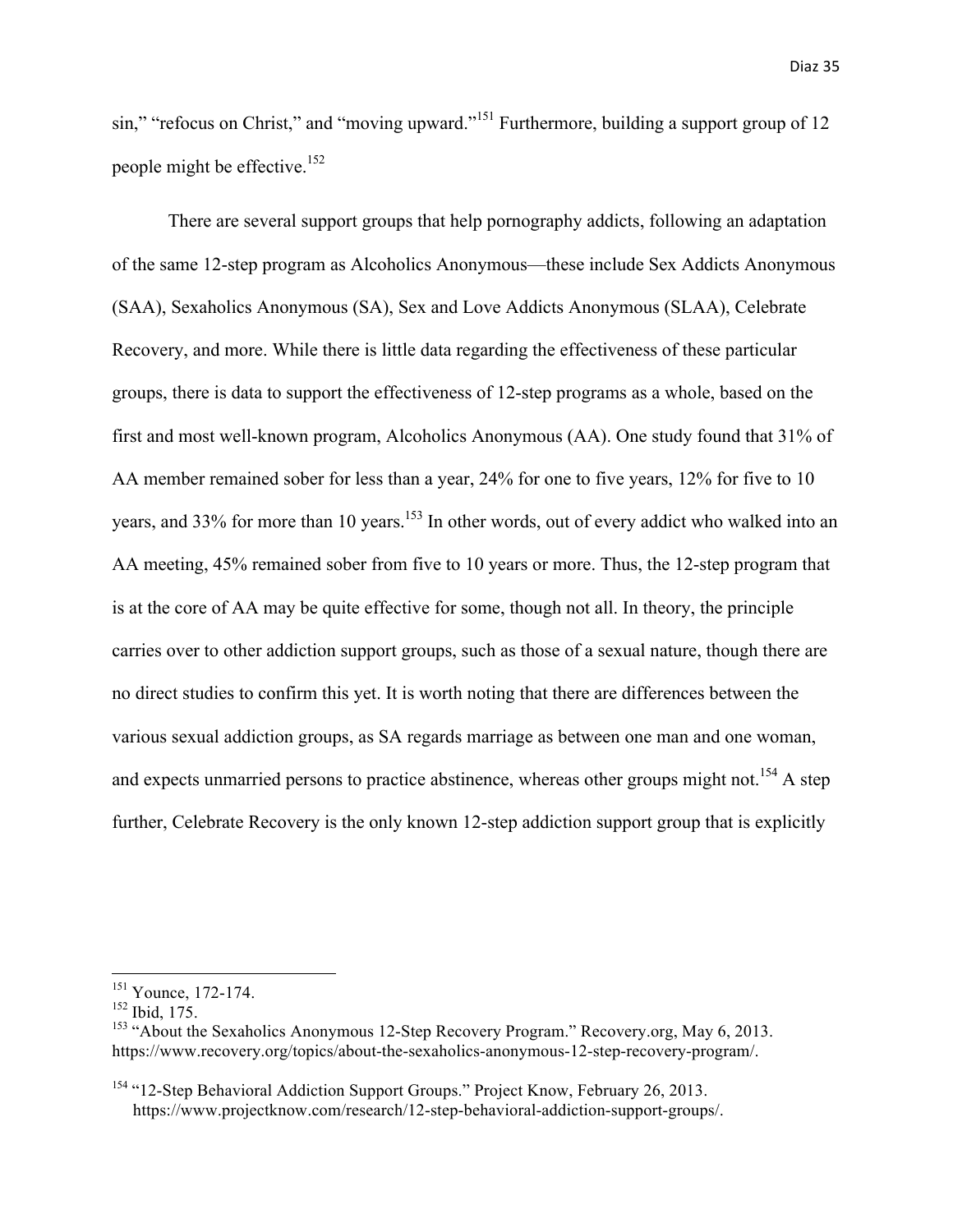sin," "refocus on Christ," and "moving upward."[151] Furthermore, building a support group of 12 people might be effective.[152]

There are several support groups that help pornography addicts, following an adaptation of the same 12-step program as Alcoholics Anonymous—these include Sex Addicts Anonymous (SAA), Sexaholics Anonymous (SA), Sex and Love Addicts Anonymous (SLAA), Celebrate Recovery, and more. While there is little data regarding the effectiveness of these particular groups, there is data to support the effectiveness of 12-step programs as a whole, based on the first and most well-known program, Alcoholics Anonymous (AA). One study found that 31% of AA member remained sober for less than a year, 24% for one to five years, 12% for five to 10 years, and 33% for more than 10 years.[153] In other words, out of every addict who walked into an AA meeting, 45% remained sober from five to 10 years or more. Thus, the 12-step program that is at the core of AA may be quite effective for some, though not all. In theory, the principle carries over to other addiction support groups, such as those of a sexual nature, though there are no direct studies to confirm this yet. It is worth noting that there are differences between the various sexual addiction groups, as SA regards marriage as between one man and one woman, and expects unmarried persons to practice abstinence, whereas other groups might not.[154] A step further, Celebrate Recovery is the only known 12-step addiction support group that is explicitly

---

[151] Younce, 172-174.

[152] Ibid, 175.

[153] "About the Sexaholics Anonymous 12-Step Recovery Program." Recovery.org, May 6, 2013. https://www.recovery.org/topics/about-the-sexaholics-anonymous-12-step-recovery-program/.

[154] "12-Step Behavioral Addiction Support Groups." Project Know, February 26, 2013. https://www.projectknow.com/research/12-step-behavioral-addiction-support-groups/.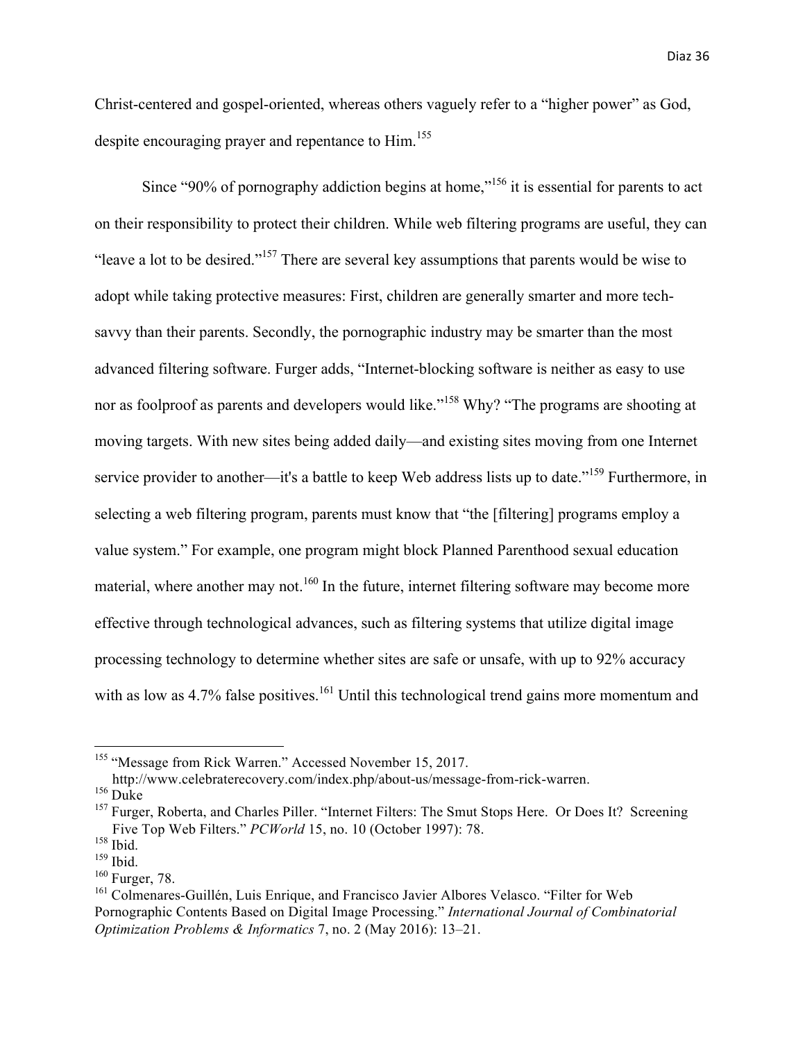Christ-centered and gospel-oriented, whereas others vaguely refer to a "higher power" as God, despite encouraging prayer and repentance to Him.[155]

Since "90% of pornography addiction begins at home,"[156] it is essential for parents to act on their responsibility to protect their children. While web filtering programs are useful, they can "leave a lot to be desired."[157] There are several key assumptions that parents would be wise to adopt while taking protective measures: First, children are generally smarter and more tech-savvy than their parents. Secondly, the pornographic industry may be smarter than the most advanced filtering software. Furger adds, "Internet-blocking software is neither as easy to use nor as foolproof as parents and developers would like."[158] Why? "The programs are shooting at moving targets. With new sites being added daily—and existing sites moving from one Internet service provider to another—it's a battle to keep Web address lists up to date."[159] Furthermore, in selecting a web filtering program, parents must know that "the [filtering] programs employ a value system." For example, one program might block Planned Parenthood sexual education material, where another may not.[160] In the future, internet filtering software may become more effective through technological advances, such as filtering systems that utilize digital image processing technology to determine whether sites are safe or unsafe, with up to 92% accuracy with as low as 4.7% false positives.[161] Until this technological trend gains more momentum and

---

[155] "Message from Rick Warren." Accessed November 15, 2017. http://www.celebraterecovery.com/index.php/about-us/message-from-rick-warren.

[156] Duke

[157] Furger, Roberta, and Charles Piller. "Internet Filters: The Smut Stops Here. Or Does It? Screening Five Top Web Filters." *PCWorld* 15, no. 10 (October 1997): 78.

[158] Ibid.

[159] Ibid.

[160] Furger, 78.

[161] Colmenares-Guillén, Luis Enrique, and Francisco Javier Albores Velasco. "Filter for Web Pornographic Contents Based on Digital Image Processing." *International Journal of Combinatorial Optimization Problems & Informatics* 7, no. 2 (May 2016): 13–21.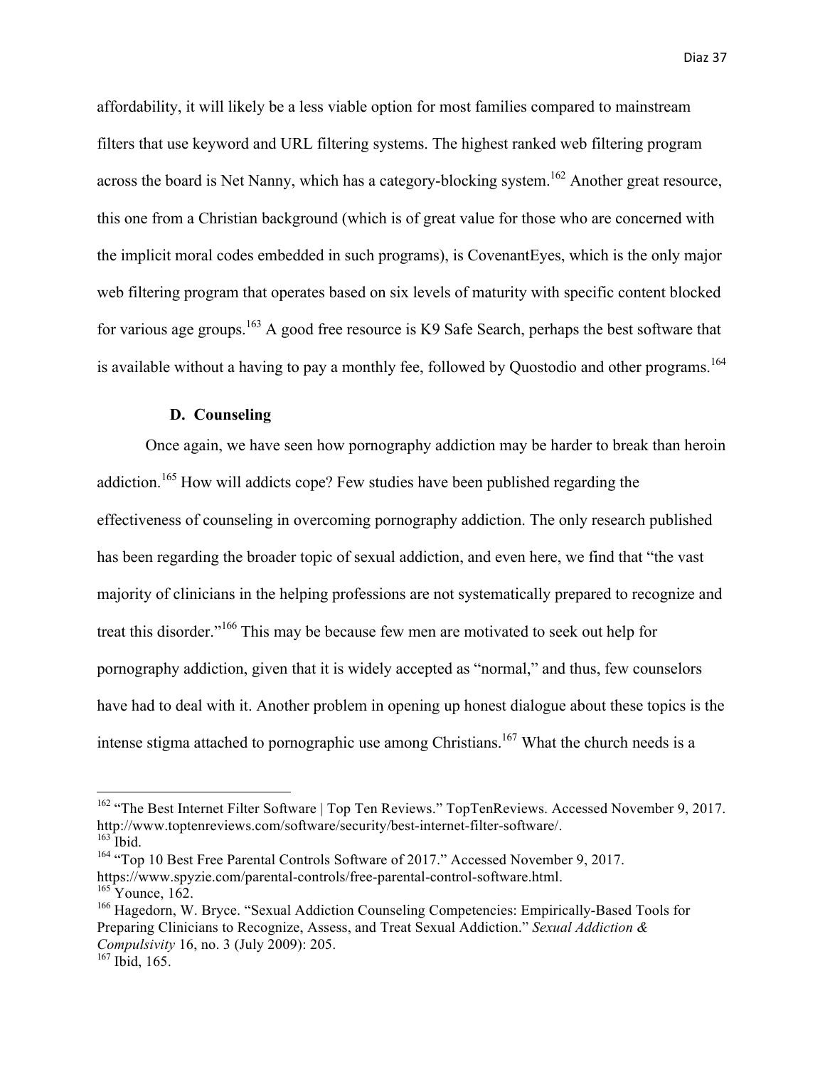affordability, it will likely be a less viable option for most families compared to mainstream filters that use keyword and URL filtering systems. The highest ranked web filtering program across the board is Net Nanny, which has a category-blocking system.[162] Another great resource, this one from a Christian background (which is of great value for those who are concerned with the implicit moral codes embedded in such programs), is CovenantEyes, which is the only major web filtering program that operates based on six levels of maturity with specific content blocked for various age groups.[163] A good free resource is K9 Safe Search, perhaps the best software that is available without a having to pay a monthly fee, followed by Quostodio and other programs.[164]

### D. Counseling

Once again, we have seen how pornography addiction may be harder to break than heroin addiction.[165] How will addicts cope? Few studies have been published regarding the effectiveness of counseling in overcoming pornography addiction. The only research published has been regarding the broader topic of sexual addiction, and even here, we find that "the vast majority of clinicians in the helping professions are not systematically prepared to recognize and treat this disorder."[166] This may be because few men are motivated to seek out help for pornography addiction, given that it is widely accepted as "normal," and thus, few counselors have had to deal with it. Another problem in opening up honest dialogue about these topics is the intense stigma attached to pornographic use among Christians.[167] What the church needs is a

---

[162] "The Best Internet Filter Software | Top Ten Reviews." TopTenReviews. Accessed November 9, 2017. http://www.toptenreviews.com/software/security/best-internet-filter-software/.

[163] Ibid.

[164] "Top 10 Best Free Parental Controls Software of 2017." Accessed November 9, 2017. https://www.spyzie.com/parental-controls/free-parental-control-software.html.

[165] Younce, 162.

[166] Hagedorn, W. Bryce. "Sexual Addiction Counseling Competencies: Empirically-Based Tools for Preparing Clinicians to Recognize, Assess, and Treat Sexual Addiction." *Sexual Addiction & Compulsivity* 16, no. 3 (July 2009): 205.

[167] Ibid, 165.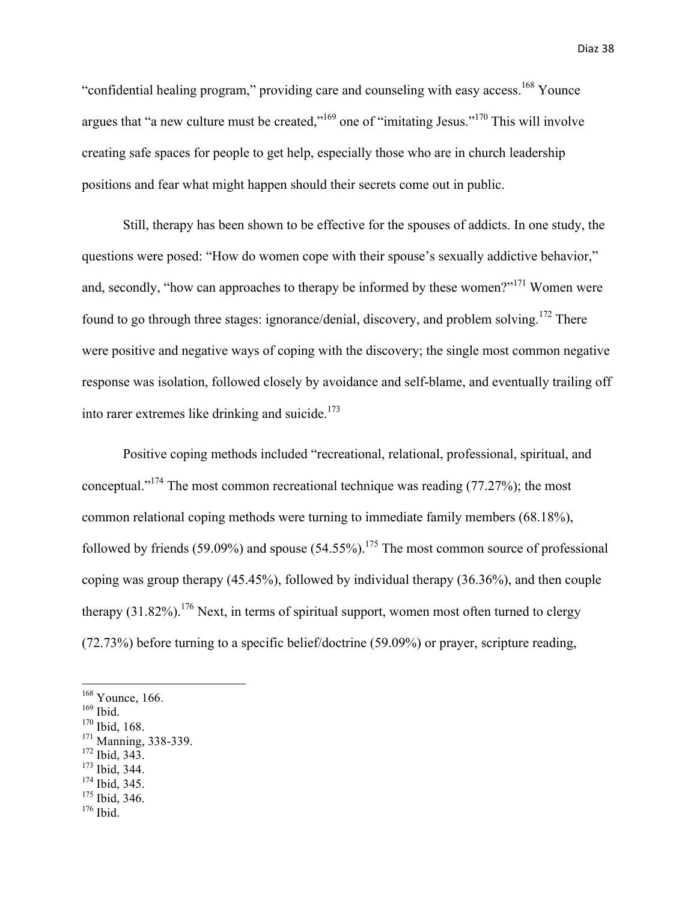"confidential healing program," providing care and counseling with easy access.[168] Younce argues that "a new culture must be created,"[169] one of "imitating Jesus."[170] This will involve creating safe spaces for people to get help, especially those who are in church leadership positions and fear what might happen should their secrets come out in public.

Still, therapy has been shown to be effective for the spouses of addicts. In one study, the questions were posed: "How do women cope with their spouse's sexually addictive behavior," and, secondly, "how can approaches to therapy be informed by these women?"[171] Women were found to go through three stages: ignorance/denial, discovery, and problem solving.[172] There were positive and negative ways of coping with the discovery; the single most common negative response was isolation, followed closely by avoidance and self-blame, and eventually trailing off into rarer extremes like drinking and suicide.[173]

Positive coping methods included "recreational, relational, professional, spiritual, and conceptual."[174] The most common recreational technique was reading (77.27%); the most common relational coping methods were turning to immediate family members (68.18%), followed by friends (59.09%) and spouse (54.55%).[175] The most common source of professional coping was group therapy (45.45%), followed by individual therapy (36.36%), and then couple therapy (31.82%).[176] Next, in terms of spiritual support, women most often turned to clergy (72.73%) before turning to a specific belief/doctrine (59.09%) or prayer, scripture reading,

---

[168] Younce, 166.
[169] Ibid.
[170] Ibid, 168.
[171] Manning, 338-339.
[172] Ibid, 343.
[173] Ibid, 344.
[174] Ibid, 345.
[175] Ibid, 346.
[176] Ibid.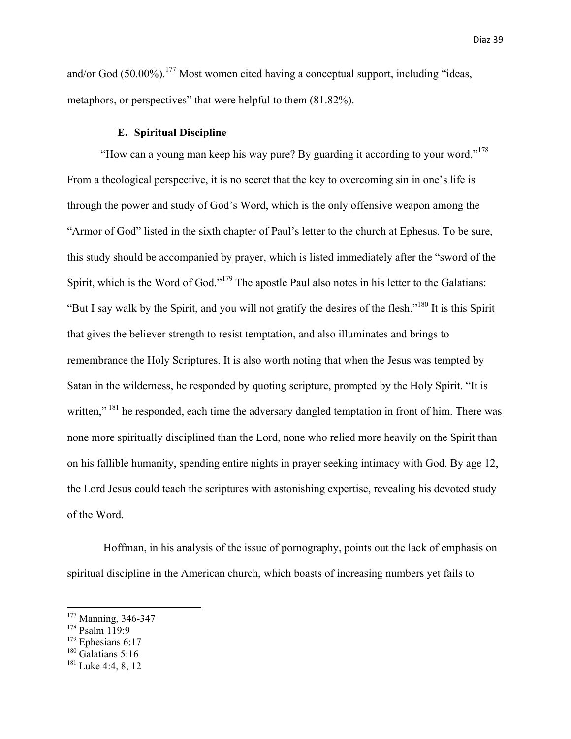and/or God (50.00%).[177] Most women cited having a conceptual support, including "ideas, metaphors, or perspectives" that were helpful to them (81.82%).

### E. Spiritual Discipline

"How can a young man keep his way pure? By guarding it according to your word."[178] From a theological perspective, it is no secret that the key to overcoming sin in one's life is through the power and study of God's Word, which is the only offensive weapon among the "Armor of God" listed in the sixth chapter of Paul's letter to the church at Ephesus. To be sure, this study should be accompanied by prayer, which is listed immediately after the "sword of the Spirit, which is the Word of God."[179] The apostle Paul also notes in his letter to the Galatians: "But I say walk by the Spirit, and you will not gratify the desires of the flesh."[180] It is this Spirit that gives the believer strength to resist temptation, and also illuminates and brings to remembrance the Holy Scriptures. It is also worth noting that when the Jesus was tempted by Satan in the wilderness, he responded by quoting scripture, prompted by the Holy Spirit. "It is written," [181] he responded, each time the adversary dangled temptation in front of him. There was none more spiritually disciplined than the Lord, none who relied more heavily on the Spirit than on his fallible humanity, spending entire nights in prayer seeking intimacy with God. By age 12, the Lord Jesus could teach the scriptures with astonishing expertise, revealing his devoted study of the Word.

Hoffman, in his analysis of the issue of pornography, points out the lack of emphasis on spiritual discipline in the American church, which boasts of increasing numbers yet fails to

---

[177] Manning, 346-347
[178] Psalm 119:9
[179] Ephesians 6:17
[180] Galatians 5:16
[181] Luke 4:4, 8, 12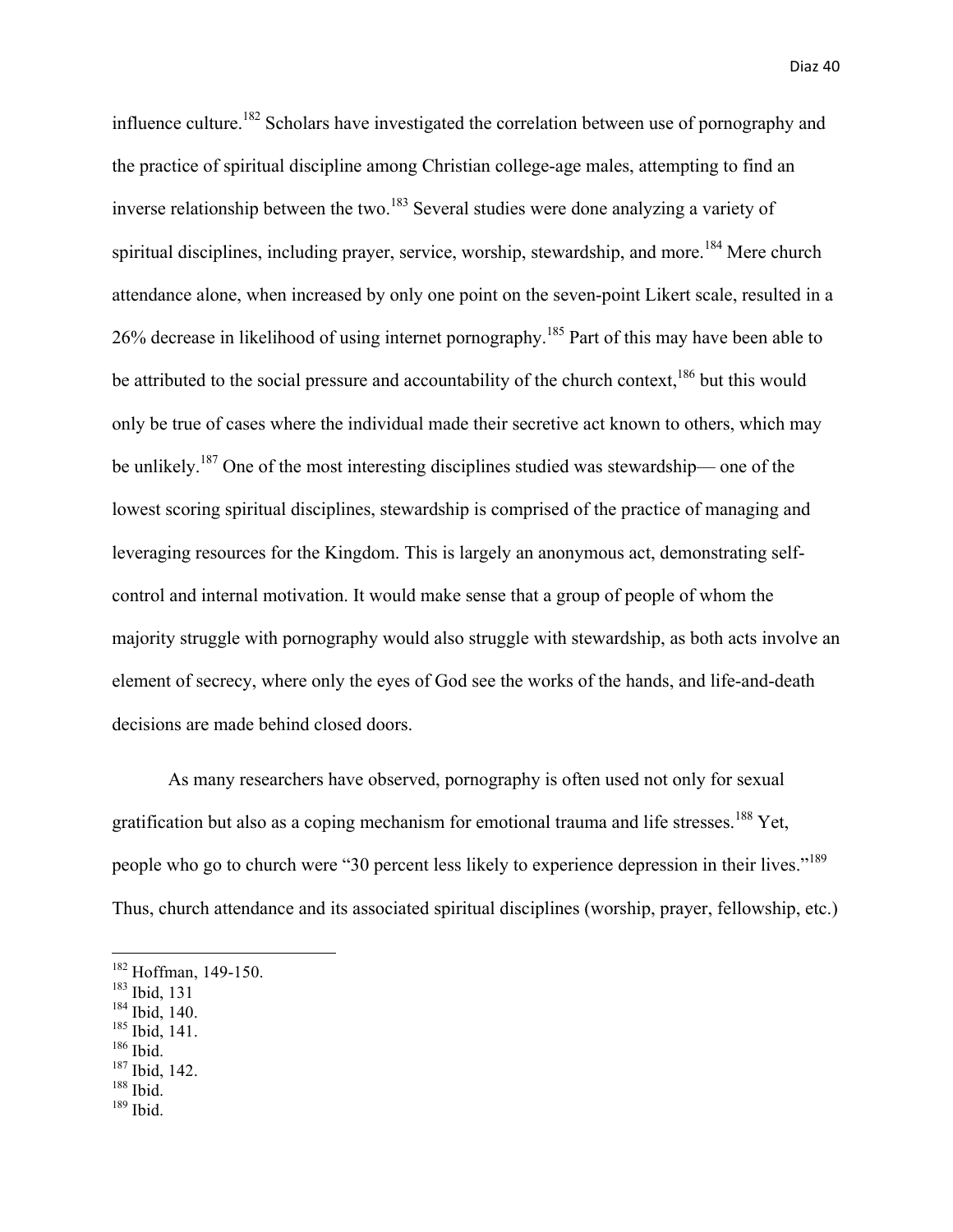influence culture.[182] Scholars have investigated the correlation between use of pornography and the practice of spiritual discipline among Christian college-age males, attempting to find an inverse relationship between the two.[183] Several studies were done analyzing a variety of spiritual disciplines, including prayer, service, worship, stewardship, and more.[184] Mere church attendance alone, when increased by only one point on the seven-point Likert scale, resulted in a 26% decrease in likelihood of using internet pornography.[185] Part of this may have been able to be attributed to the social pressure and accountability of the church context,[186] but this would only be true of cases where the individual made their secretive act known to others, which may be unlikely.[187] One of the most interesting disciplines studied was stewardship— one of the lowest scoring spiritual disciplines, stewardship is comprised of the practice of managing and leveraging resources for the Kingdom. This is largely an anonymous act, demonstrating self-control and internal motivation. It would make sense that a group of people of whom the majority struggle with pornography would also struggle with stewardship, as both acts involve an element of secrecy, where only the eyes of God see the works of the hands, and life-and-death decisions are made behind closed doors.

As many researchers have observed, pornography is often used not only for sexual gratification but also as a coping mechanism for emotional trauma and life stresses.[188] Yet, people who go to church were "30 percent less likely to experience depression in their lives."[189] Thus, church attendance and its associated spiritual disciplines (worship, prayer, fellowship, etc.)

---

[182] Hoffman, 149-150.
[183] Ibid, 131
[184] Ibid, 140.
[185] Ibid, 141.
[186] Ibid.
[187] Ibid, 142.
[188] Ibid.
[189] Ibid.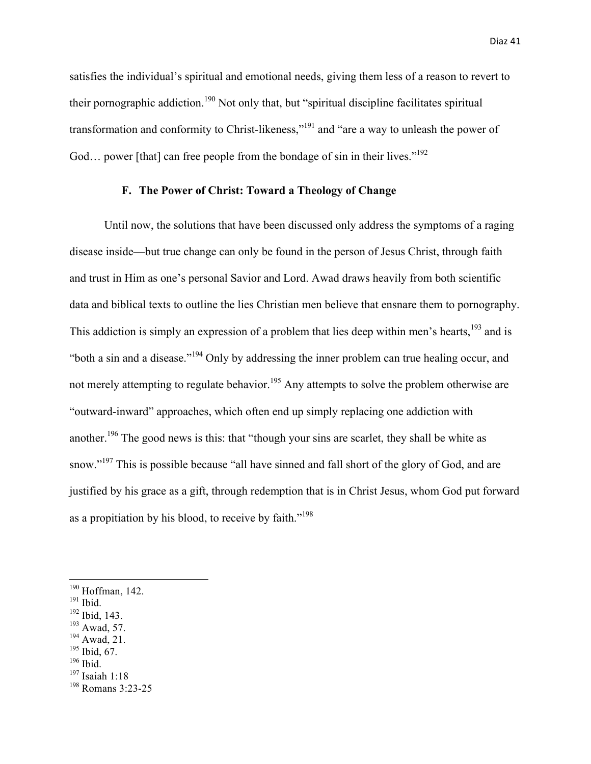satisfies the individual's spiritual and emotional needs, giving them less of a reason to revert to their pornographic addiction.[190] Not only that, but "spiritual discipline facilitates spiritual transformation and conformity to Christ-likeness,"[191] and "are a way to unleash the power of God… power [that] can free people from the bondage of sin in their lives."[192]

### F. The Power of Christ: Toward a Theology of Change

Until now, the solutions that have been discussed only address the symptoms of a raging disease inside—but true change can only be found in the person of Jesus Christ, through faith and trust in Him as one's personal Savior and Lord. Awad draws heavily from both scientific data and biblical texts to outline the lies Christian men believe that ensnare them to pornography. This addiction is simply an expression of a problem that lies deep within men's hearts,[193] and is "both a sin and a disease."[194] Only by addressing the inner problem can true healing occur, and not merely attempting to regulate behavior.[195] Any attempts to solve the problem otherwise are "outward-inward" approaches, which often end up simply replacing one addiction with another.[196] The good news is this: that "though your sins are scarlet, they shall be white as snow."[197] This is possible because "all have sinned and fall short of the glory of God, and are justified by his grace as a gift, through redemption that is in Christ Jesus, whom God put forward as a propitiation by his blood, to receive by faith."[198]

---

[190] Hoffman, 142.
[191] Ibid.
[192] Ibid, 143.
[193] Awad, 57.
[194] Awad, 21.
[195] Ibid, 67.
[196] Ibid.
[197] Isaiah 1:18
[198] Romans 3:23-25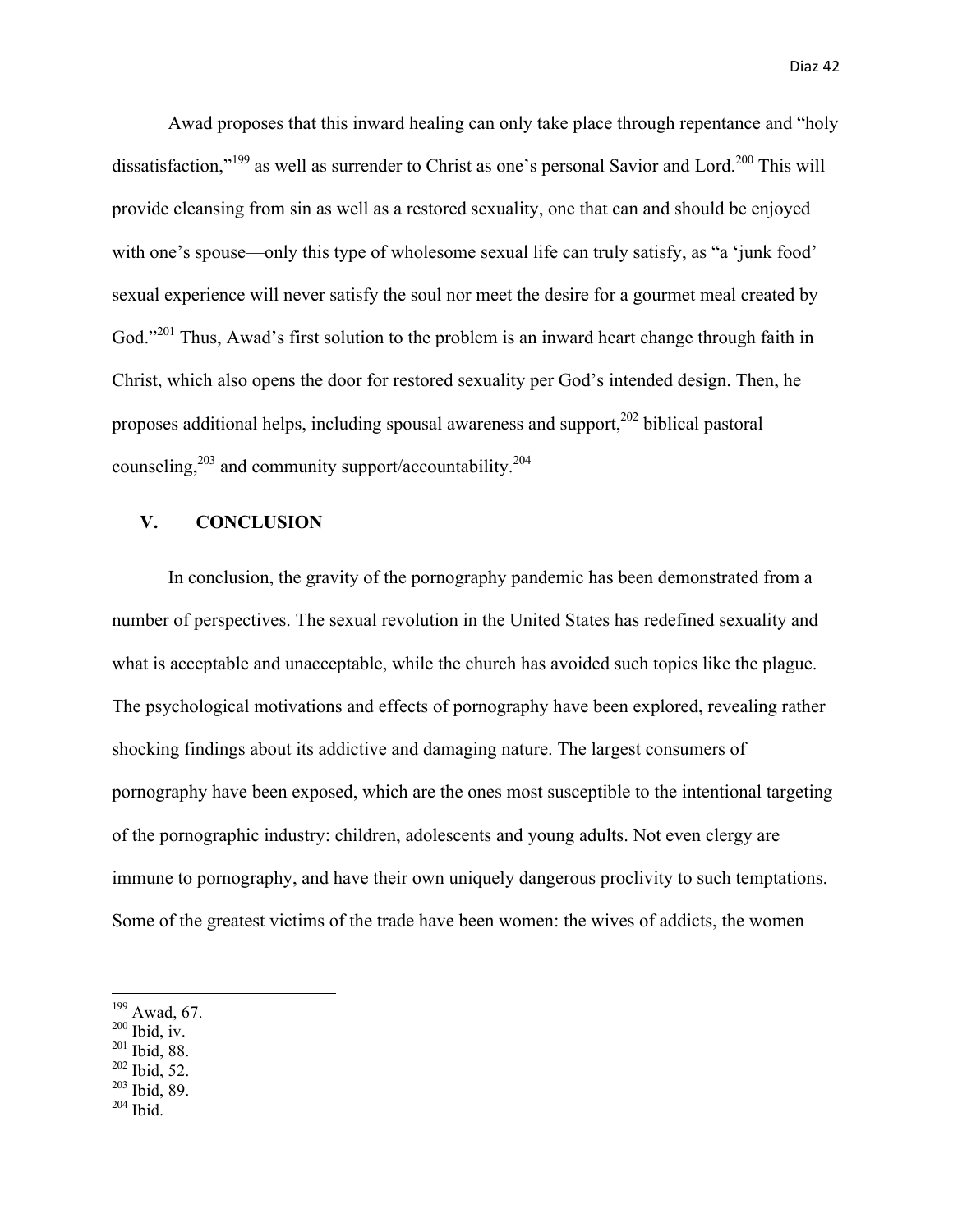Awad proposes that this inward healing can only take place through repentance and "holy dissatisfaction,"[199] as well as surrender to Christ as one's personal Savior and Lord.[200] This will provide cleansing from sin as well as a restored sexuality, one that can and should be enjoyed with one's spouse—only this type of wholesome sexual life can truly satisfy, as "a 'junk food' sexual experience will never satisfy the soul nor meet the desire for a gourmet meal created by God."[201] Thus, Awad's first solution to the problem is an inward heart change through faith in Christ, which also opens the door for restored sexuality per God's intended design. Then, he proposes additional helps, including spousal awareness and support,[202] biblical pastoral counseling,[203] and community support/accountability.[204]

## V. CONCLUSION

In conclusion, the gravity of the pornography pandemic has been demonstrated from a number of perspectives. The sexual revolution in the United States has redefined sexuality and what is acceptable and unacceptable, while the church has avoided such topics like the plague. The psychological motivations and effects of pornography have been explored, revealing rather shocking findings about its addictive and damaging nature. The largest consumers of pornography have been exposed, which are the ones most susceptible to the intentional targeting of the pornographic industry: children, adolescents and young adults. Not even clergy are immune to pornography, and have their own uniquely dangerous proclivity to such temptations. Some of the greatest victims of the trade have been women: the wives of addicts, the women

---

[199] Awad, 67.
[200] Ibid, iv.
[201] Ibid, 88.
[202] Ibid, 52.
[203] Ibid, 89.
[204] Ibid.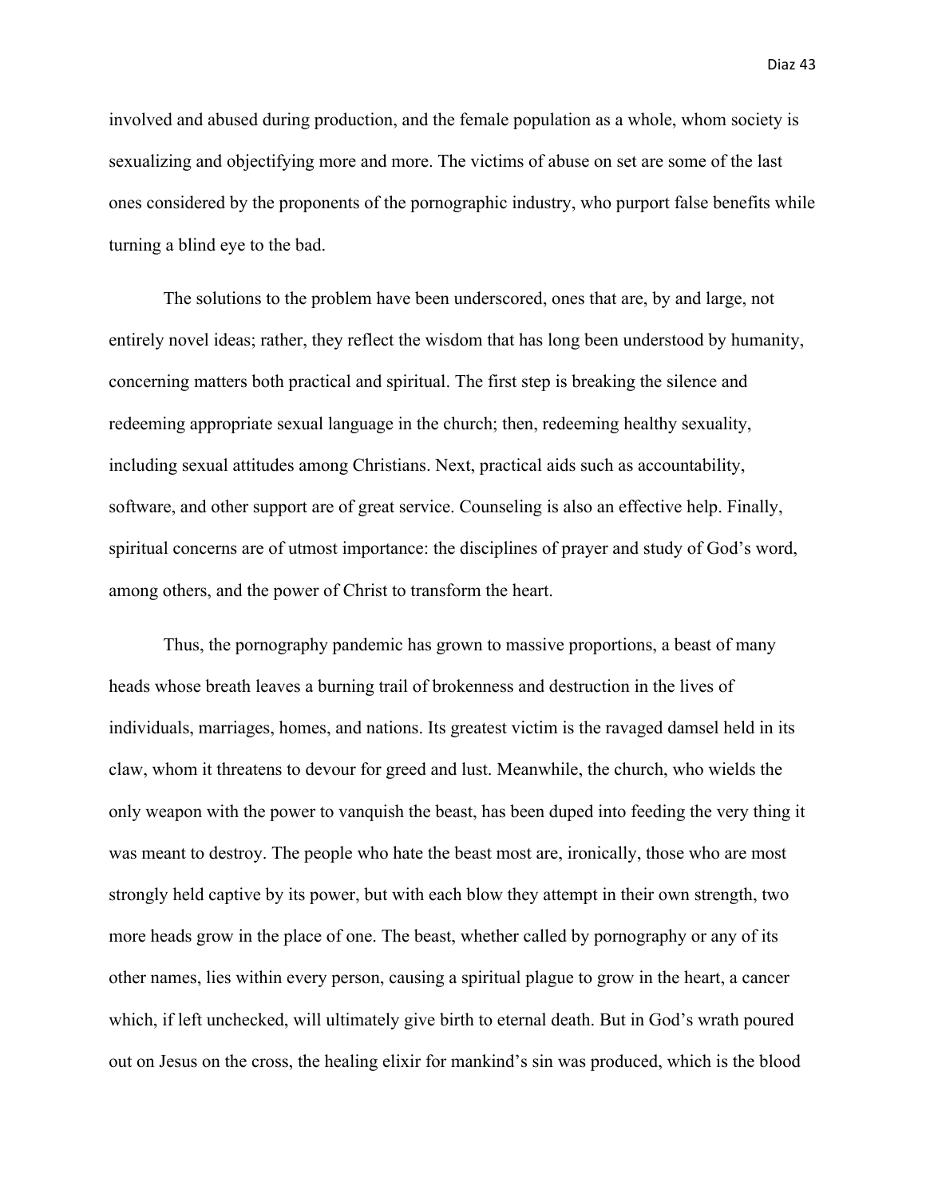involved and abused during production, and the female population as a whole, whom society is sexualizing and objectifying more and more. The victims of abuse on set are some of the last ones considered by the proponents of the pornographic industry, who purport false benefits while turning a blind eye to the bad.

The solutions to the problem have been underscored, ones that are, by and large, not entirely novel ideas; rather, they reflect the wisdom that has long been understood by humanity, concerning matters both practical and spiritual. The first step is breaking the silence and redeeming appropriate sexual language in the church; then, redeeming healthy sexuality, including sexual attitudes among Christians. Next, practical aids such as accountability, software, and other support are of great service. Counseling is also an effective help. Finally, spiritual concerns are of utmost importance: the disciplines of prayer and study of God's word, among others, and the power of Christ to transform the heart.

Thus, the pornography pandemic has grown to massive proportions, a beast of many heads whose breath leaves a burning trail of brokenness and destruction in the lives of individuals, marriages, homes, and nations. Its greatest victim is the ravaged damsel held in its claw, whom it threatens to devour for greed and lust. Meanwhile, the church, who wields the only weapon with the power to vanquish the beast, has been duped into feeding the very thing it was meant to destroy. The people who hate the beast most are, ironically, those who are most strongly held captive by its power, but with each blow they attempt in their own strength, two more heads grow in the place of one. The beast, whether called by pornography or any of its other names, lies within every person, causing a spiritual plague to grow in the heart, a cancer which, if left unchecked, will ultimately give birth to eternal death. But in God's wrath poured out on Jesus on the cross, the healing elixir for mankind's sin was produced, which is the blood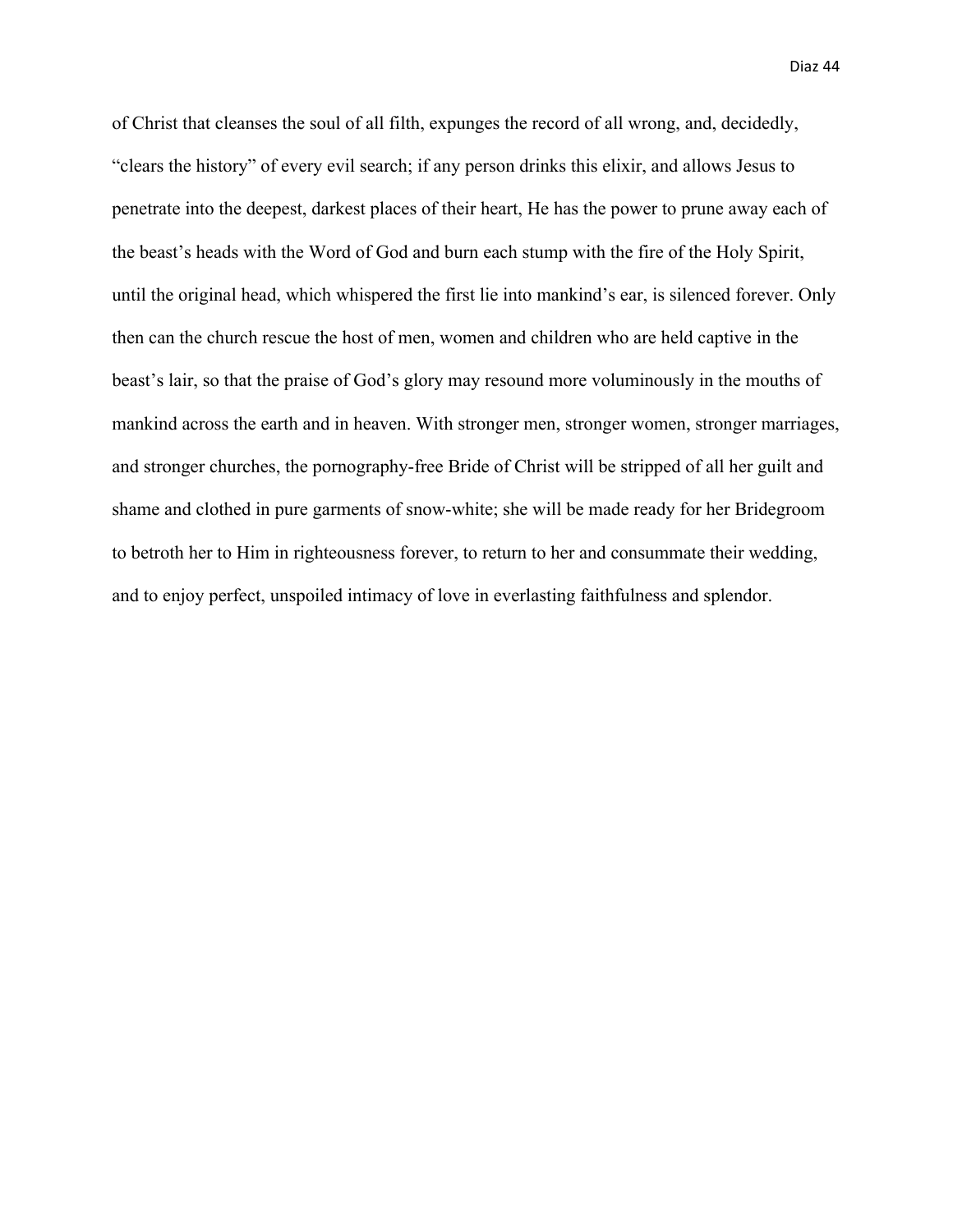of Christ that cleanses the soul of all filth, expunges the record of all wrong, and, decidedly, "clears the history" of every evil search; if any person drinks this elixir, and allows Jesus to penetrate into the deepest, darkest places of their heart, He has the power to prune away each of the beast's heads with the Word of God and burn each stump with the fire of the Holy Spirit, until the original head, which whispered the first lie into mankind's ear, is silenced forever. Only then can the church rescue the host of men, women and children who are held captive in the beast's lair, so that the praise of God's glory may resound more voluminously in the mouths of mankind across the earth and in heaven. With stronger men, stronger women, stronger marriages, and stronger churches, the pornography-free Bride of Christ will be stripped of all her guilt and shame and clothed in pure garments of snow-white; she will be made ready for her Bridegroom to betroth her to Him in righteousness forever, to return to her and consummate their wedding, and to enjoy perfect, unspoiled intimacy of love in everlasting faithfulness and splendor.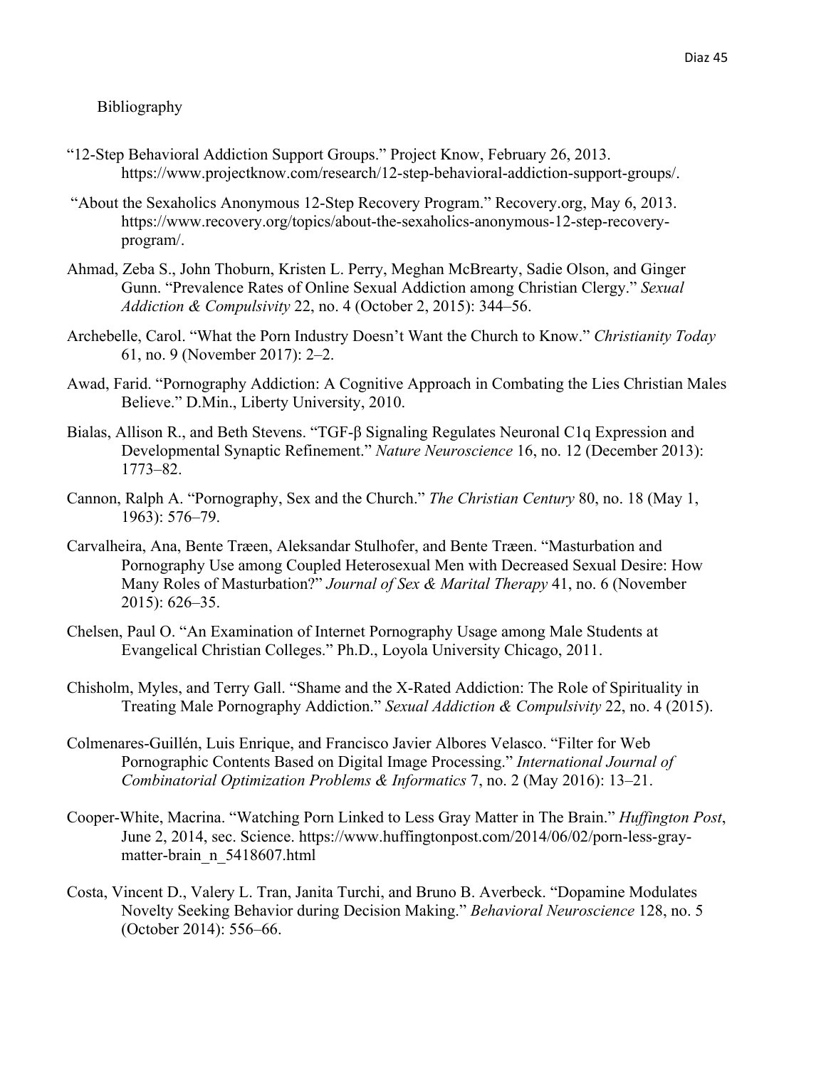# Bibliography

"12-Step Behavioral Addiction Support Groups." Project Know, February 26, 2013. https://www.projectknow.com/research/12-step-behavioral-addiction-support-groups/.

"About the Sexaholics Anonymous 12-Step Recovery Program." Recovery.org, May 6, 2013. https://www.recovery.org/topics/about-the-sexaholics-anonymous-12-step-recovery-program/.

Ahmad, Zeba S., John Thoburn, Kristen L. Perry, Meghan McBrearty, Sadie Olson, and Ginger Gunn. "Prevalence Rates of Online Sexual Addiction among Christian Clergy." *Sexual Addiction & Compulsivity* 22, no. 4 (October 2, 2015): 344–56.

Archebelle, Carol. "What the Porn Industry Doesn't Want the Church to Know." *Christianity Today* 61, no. 9 (November 2017): 2–2.

Awad, Farid. "Pornography Addiction: A Cognitive Approach in Combating the Lies Christian Males Believe." D.Min., Liberty University, 2010.

Bialas, Allison R., and Beth Stevens. "TGF-β Signaling Regulates Neuronal C1q Expression and Developmental Synaptic Refinement." *Nature Neuroscience* 16, no. 12 (December 2013): 1773–82.

Cannon, Ralph A. "Pornography, Sex and the Church." *The Christian Century* 80, no. 18 (May 1, 1963): 576–79.

Carvalheira, Ana, Bente Træen, Aleksandar Stulhofer, and Bente Træen. "Masturbation and Pornography Use among Coupled Heterosexual Men with Decreased Sexual Desire: How Many Roles of Masturbation?" *Journal of Sex & Marital Therapy* 41, no. 6 (November 2015): 626–35.

Chelsen, Paul O. "An Examination of Internet Pornography Usage among Male Students at Evangelical Christian Colleges." Ph.D., Loyola University Chicago, 2011.

Chisholm, Myles, and Terry Gall. "Shame and the X-Rated Addiction: The Role of Spirituality in Treating Male Pornography Addiction." *Sexual Addiction & Compulsivity* 22, no. 4 (2015).

Colmenares-Guillén, Luis Enrique, and Francisco Javier Albores Velasco. "Filter for Web Pornographic Contents Based on Digital Image Processing." *International Journal of Combinatorial Optimization Problems & Informatics* 7, no. 2 (May 2016): 13–21.

Cooper-White, Macrina. "Watching Porn Linked to Less Gray Matter in The Brain." *Huffington Post*, June 2, 2014, sec. Science. https://www.huffingtonpost.com/2014/06/02/porn-less-gray-matter-brain_n_5418607.html

Costa, Vincent D., Valery L. Tran, Janita Turchi, and Bruno B. Averbeck. "Dopamine Modulates Novelty Seeking Behavior during Decision Making." *Behavioral Neuroscience* 128, no. 5 (October 2014): 556–66.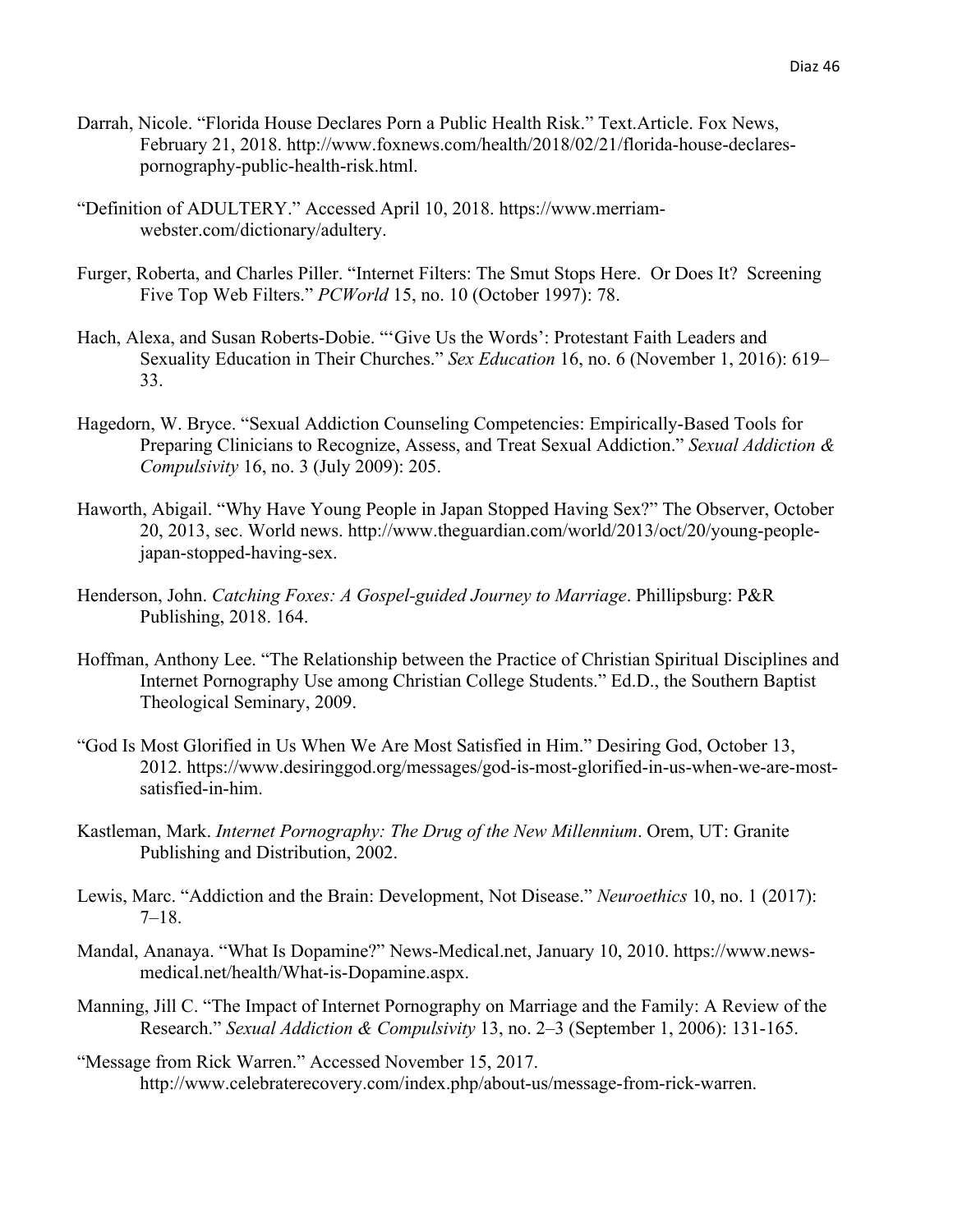Darrah, Nicole. "Florida House Declares Porn a Public Health Risk." Text.Article. Fox News, February 21, 2018. http://www.foxnews.com/health/2018/02/21/florida-house-declares-pornography-public-health-risk.html.

"Definition of ADULTERY." Accessed April 10, 2018. https://www.merriam-webster.com/dictionary/adultery.

Furger, Roberta, and Charles Piller. "Internet Filters: The Smut Stops Here. Or Does It? Screening Five Top Web Filters." *PCWorld* 15, no. 10 (October 1997): 78.

Hach, Alexa, and Susan Roberts-Dobie. "'Give Us the Words': Protestant Faith Leaders and Sexuality Education in Their Churches." *Sex Education* 16, no. 6 (November 1, 2016): 619–33.

Hagedorn, W. Bryce. "Sexual Addiction Counseling Competencies: Empirically-Based Tools for Preparing Clinicians to Recognize, Assess, and Treat Sexual Addiction." *Sexual Addiction & Compulsivity* 16, no. 3 (July 2009): 205.

Haworth, Abigail. "Why Have Young People in Japan Stopped Having Sex?" The Observer, October 20, 2013, sec. World news. http://www.theguardian.com/world/2013/oct/20/young-people-japan-stopped-having-sex.

Henderson, John. *Catching Foxes: A Gospel-guided Journey to Marriage*. Phillipsburg: P&R Publishing, 2018. 164.

Hoffman, Anthony Lee. "The Relationship between the Practice of Christian Spiritual Disciplines and Internet Pornography Use among Christian College Students." Ed.D., the Southern Baptist Theological Seminary, 2009.

"God Is Most Glorified in Us When We Are Most Satisfied in Him." Desiring God, October 13, 2012. https://www.desiringgod.org/messages/god-is-most-glorified-in-us-when-we-are-most-satisfied-in-him.

Kastleman, Mark. *Internet Pornography: The Drug of the New Millennium*. Orem, UT: Granite Publishing and Distribution, 2002.

Lewis, Marc. "Addiction and the Brain: Development, Not Disease." *Neuroethics* 10, no. 1 (2017): 7–18.

Mandal, Ananaya. "What Is Dopamine?" News-Medical.net, January 10, 2010. https://www.news-medical.net/health/What-is-Dopamine.aspx.

Manning, Jill C. "The Impact of Internet Pornography on Marriage and the Family: A Review of the Research." *Sexual Addiction & Compulsivity* 13, no. 2–3 (September 1, 2006): 131-165.

"Message from Rick Warren." Accessed November 15, 2017. http://www.celebraterecovery.com/index.php/about-us/message-from-rick-warren.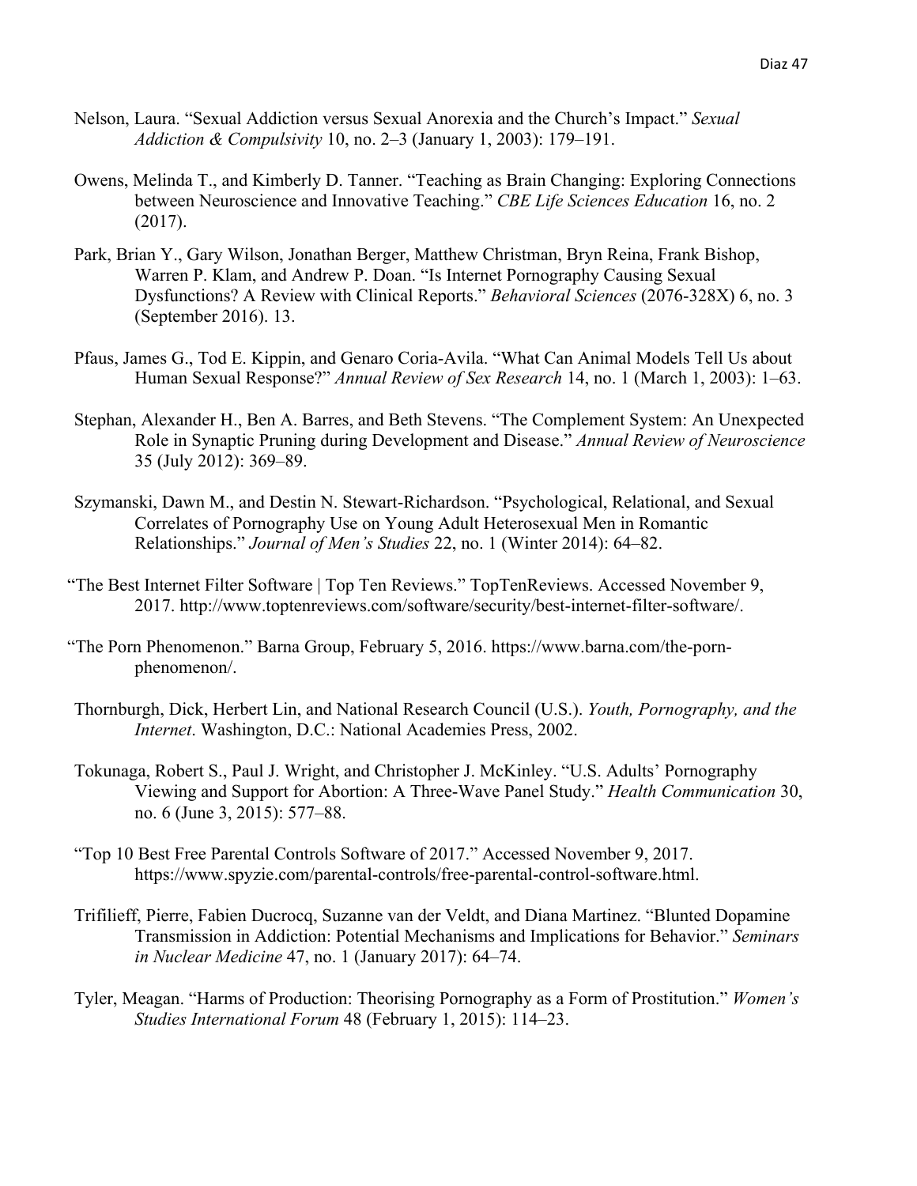Nelson, Laura. "Sexual Addiction versus Sexual Anorexia and the Church's Impact." *Sexual Addiction & Compulsivity* 10, no. 2–3 (January 1, 2003): 179–191.

Owens, Melinda T., and Kimberly D. Tanner. "Teaching as Brain Changing: Exploring Connections between Neuroscience and Innovative Teaching." *CBE Life Sciences Education* 16, no. 2 (2017).

Park, Brian Y., Gary Wilson, Jonathan Berger, Matthew Christman, Bryn Reina, Frank Bishop, Warren P. Klam, and Andrew P. Doan. "Is Internet Pornography Causing Sexual Dysfunctions? A Review with Clinical Reports." *Behavioral Sciences* (2076-328X) 6, no. 3 (September 2016). 13.

Pfaus, James G., Tod E. Kippin, and Genaro Coria-Avila. "What Can Animal Models Tell Us about Human Sexual Response?" *Annual Review of Sex Research* 14, no. 1 (March 1, 2003): 1–63.

Stephan, Alexander H., Ben A. Barres, and Beth Stevens. "The Complement System: An Unexpected Role in Synaptic Pruning during Development and Disease." *Annual Review of Neuroscience* 35 (July 2012): 369–89.

Szymanski, Dawn M., and Destin N. Stewart-Richardson. "Psychological, Relational, and Sexual Correlates of Pornography Use on Young Adult Heterosexual Men in Romantic Relationships." *Journal of Men's Studies* 22, no. 1 (Winter 2014): 64–82.

"The Best Internet Filter Software | Top Ten Reviews." TopTenReviews. Accessed November 9, 2017. http://www.toptenreviews.com/software/security/best-internet-filter-software/.

"The Porn Phenomenon." Barna Group, February 5, 2016. https://www.barna.com/the-porn-phenomenon/.

Thornburgh, Dick, Herbert Lin, and National Research Council (U.S.). *Youth, Pornography, and the Internet*. Washington, D.C.: National Academies Press, 2002.

Tokunaga, Robert S., Paul J. Wright, and Christopher J. McKinley. "U.S. Adults' Pornography Viewing and Support for Abortion: A Three-Wave Panel Study." *Health Communication* 30, no. 6 (June 3, 2015): 577–88.

"Top 10 Best Free Parental Controls Software of 2017." Accessed November 9, 2017. https://www.spyzie.com/parental-controls/free-parental-control-software.html.

Trifilieff, Pierre, Fabien Ducrocq, Suzanne van der Veldt, and Diana Martinez. "Blunted Dopamine Transmission in Addiction: Potential Mechanisms and Implications for Behavior." *Seminars in Nuclear Medicine* 47, no. 1 (January 2017): 64–74.

Tyler, Meagan. "Harms of Production: Theorising Pornography as a Form of Prostitution." *Women's Studies International Forum* 48 (February 1, 2015): 114–23.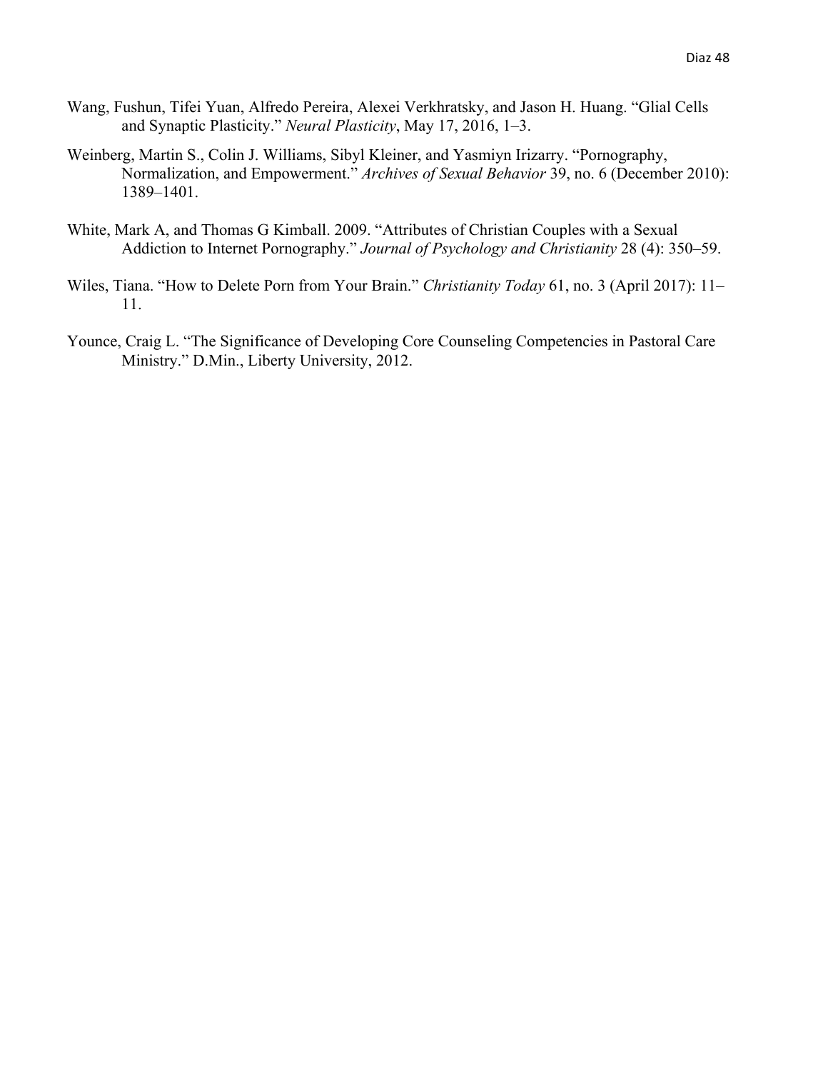Wang, Fushun, Tifei Yuan, Alfredo Pereira, Alexei Verkhratsky, and Jason H. Huang. "Glial Cells and Synaptic Plasticity." *Neural Plasticity*, May 17, 2016, 1–3.

Weinberg, Martin S., Colin J. Williams, Sibyl Kleiner, and Yasmiyn Irizarry. "Pornography, Normalization, and Empowerment." *Archives of Sexual Behavior* 39, no. 6 (December 2010): 1389–1401.

White, Mark A, and Thomas G Kimball. 2009. "Attributes of Christian Couples with a Sexual Addiction to Internet Pornography." *Journal of Psychology and Christianity* 28 (4): 350–59.

Wiles, Tiana. "How to Delete Porn from Your Brain." *Christianity Today* 61, no. 3 (April 2017): 11–11.

Younce, Craig L. "The Significance of Developing Core Counseling Competencies in Pastoral Care Ministry." D.Min., Liberty University, 2012.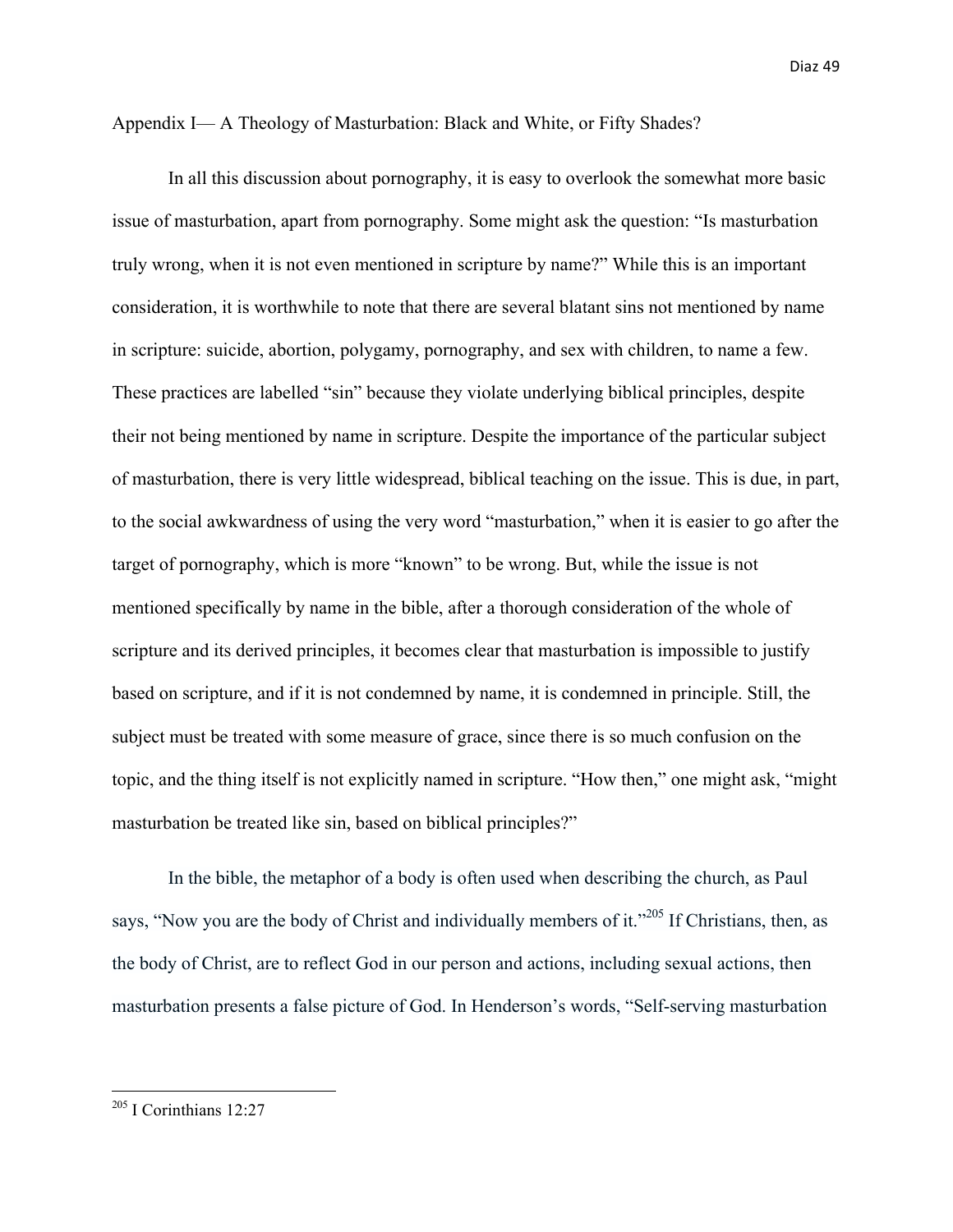## Appendix I— A Theology of Masturbation: Black and White, or Fifty Shades?

In all this discussion about pornography, it is easy to overlook the somewhat more basic issue of masturbation, apart from pornography. Some might ask the question: "Is masturbation truly wrong, when it is not even mentioned in scripture by name?" While this is an important consideration, it is worthwhile to note that there are several blatant sins not mentioned by name in scripture: suicide, abortion, polygamy, pornography, and sex with children, to name a few. These practices are labelled "sin" because they violate underlying biblical principles, despite their not being mentioned by name in scripture. Despite the importance of the particular subject of masturbation, there is very little widespread, biblical teaching on the issue. This is due, in part, to the social awkwardness of using the very word "masturbation," when it is easier to go after the target of pornography, which is more "known" to be wrong. But, while the issue is not mentioned specifically by name in the bible, after a thorough consideration of the whole of scripture and its derived principles, it becomes clear that masturbation is impossible to justify based on scripture, and if it is not condemned by name, it is condemned in principle. Still, the subject must be treated with some measure of grace, since there is so much confusion on the topic, and the thing itself is not explicitly named in scripture. "How then," one might ask, "might masturbation be treated like sin, based on biblical principles?"

In the bible, the metaphor of a body is often used when describing the church, as Paul says, "Now you are the body of Christ and individually members of it."[205] If Christians, then, as the body of Christ, are to reflect God in our person and actions, including sexual actions, then masturbation presents a false picture of God. In Henderson's words, "Self-serving masturbation

---

[205] I Corinthians 12:27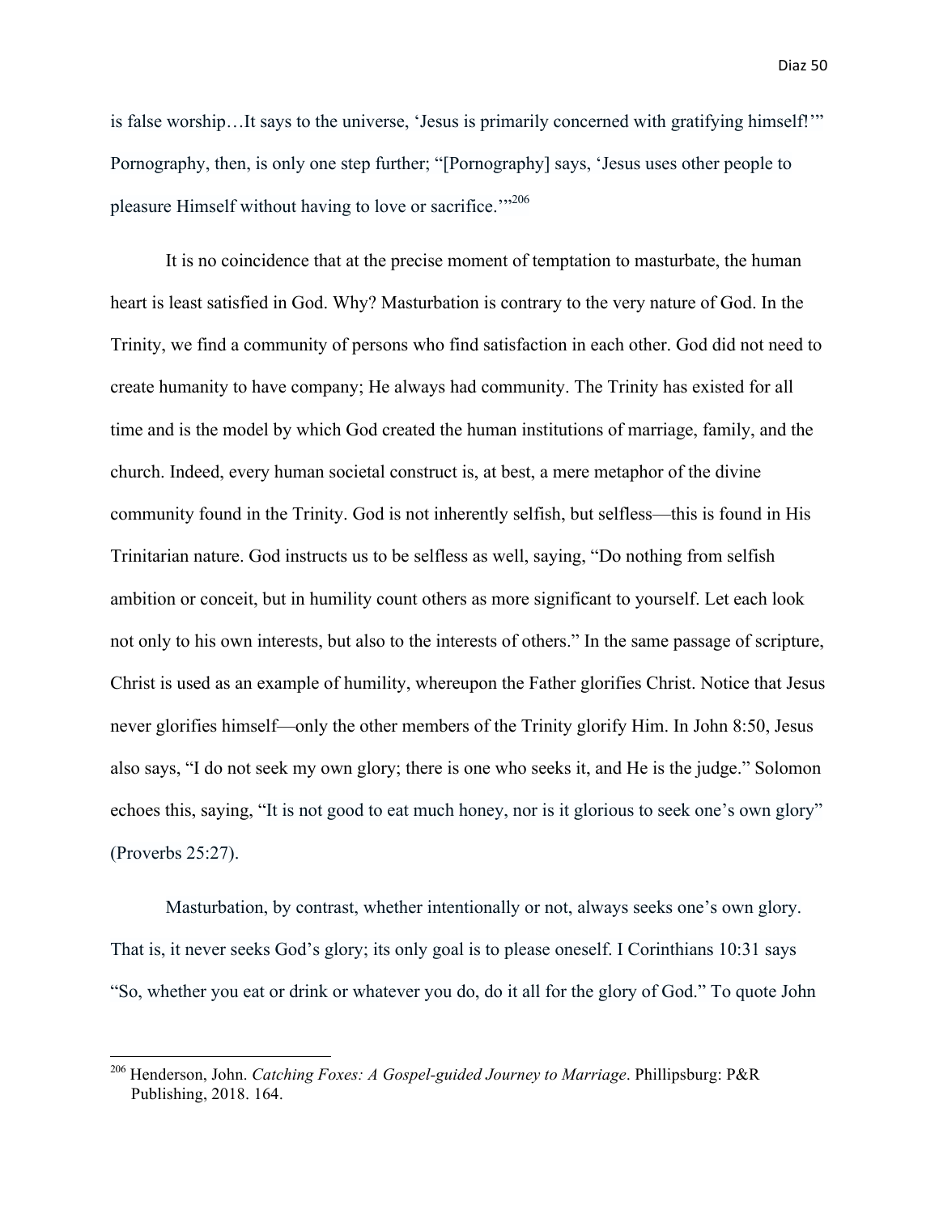is false worship…It says to the universe, 'Jesus is primarily concerned with gratifying himself!'" Pornography, then, is only one step further; "[Pornography] says, 'Jesus uses other people to pleasure Himself without having to love or sacrifice.'"[206]

It is no coincidence that at the precise moment of temptation to masturbate, the human heart is least satisfied in God. Why? Masturbation is contrary to the very nature of God. In the Trinity, we find a community of persons who find satisfaction in each other. God did not need to create humanity to have company; He always had community. The Trinity has existed for all time and is the model by which God created the human institutions of marriage, family, and the church. Indeed, every human societal construct is, at best, a mere metaphor of the divine community found in the Trinity. God is not inherently selfish, but selfless—this is found in His Trinitarian nature. God instructs us to be selfless as well, saying, "Do nothing from selfish ambition or conceit, but in humility count others as more significant to yourself. Let each look not only to his own interests, but also to the interests of others." In the same passage of scripture, Christ is used as an example of humility, whereupon the Father glorifies Christ. Notice that Jesus never glorifies himself—only the other members of the Trinity glorify Him. In John 8:50, Jesus also says, "I do not seek my own glory; there is one who seeks it, and He is the judge." Solomon echoes this, saying, "It is not good to eat much honey, nor is it glorious to seek one's own glory" (Proverbs 25:27).

Masturbation, by contrast, whether intentionally or not, always seeks one's own glory. That is, it never seeks God's glory; its only goal is to please oneself. I Corinthians 10:31 says "So, whether you eat or drink or whatever you do, do it all for the glory of God." To quote John

---

[206] Henderson, John. *Catching Foxes: A Gospel-guided Journey to Marriage*. Phillipsburg: P&R Publishing, 2018. 164.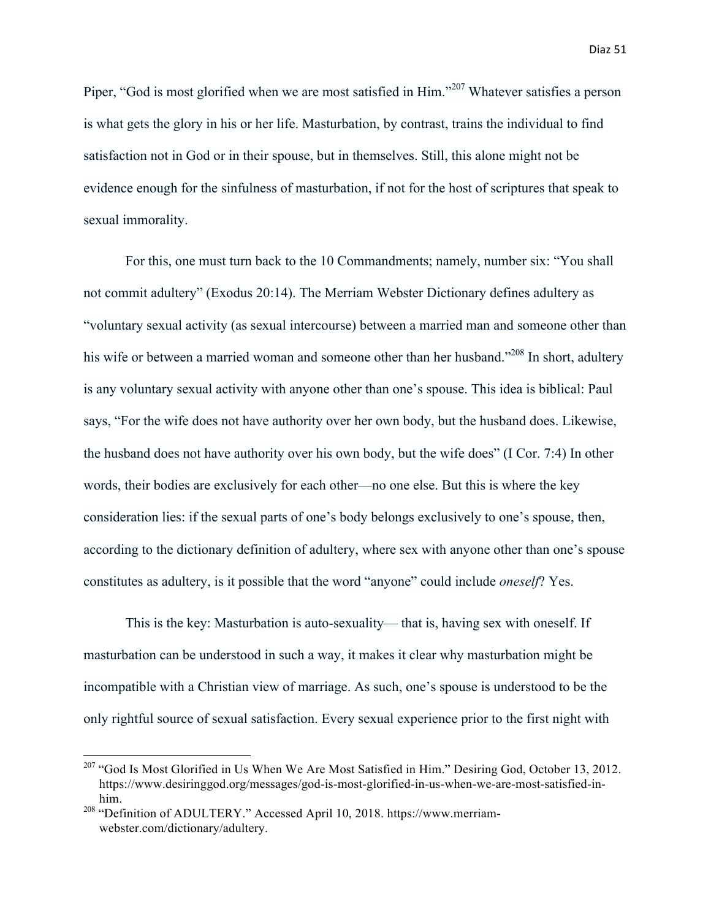Piper, "God is most glorified when we are most satisfied in Him."[207] Whatever satisfies a person is what gets the glory in his or her life. Masturbation, by contrast, trains the individual to find satisfaction not in God or in their spouse, but in themselves. Still, this alone might not be evidence enough for the sinfulness of masturbation, if not for the host of scriptures that speak to sexual immorality.

For this, one must turn back to the 10 Commandments; namely, number six: "You shall not commit adultery" (Exodus 20:14). The Merriam Webster Dictionary defines adultery as "voluntary sexual activity (as sexual intercourse) between a married man and someone other than his wife or between a married woman and someone other than her husband."[208] In short, adultery is any voluntary sexual activity with anyone other than one's spouse. This idea is biblical: Paul says, "For the wife does not have authority over her own body, but the husband does. Likewise, the husband does not have authority over his own body, but the wife does" (I Cor. 7:4) In other words, their bodies are exclusively for each other—no one else. But this is where the key consideration lies: if the sexual parts of one's body belongs exclusively to one's spouse, then, according to the dictionary definition of adultery, where sex with anyone other than one's spouse constitutes as adultery, is it possible that the word "anyone" could include *oneself*? Yes.

This is the key: Masturbation is auto-sexuality— that is, having sex with oneself. If masturbation can be understood in such a way, it makes it clear why masturbation might be incompatible with a Christian view of marriage. As such, one's spouse is understood to be the only rightful source of sexual satisfaction. Every sexual experience prior to the first night with

---

[207] "God Is Most Glorified in Us When We Are Most Satisfied in Him." Desiring God, October 13, 2012. https://www.desiringgod.org/messages/god-is-most-glorified-in-us-when-we-are-most-satisfied-in-him.

[208] "Definition of ADULTERY." Accessed April 10, 2018. https://www.merriam-webster.com/dictionary/adultery.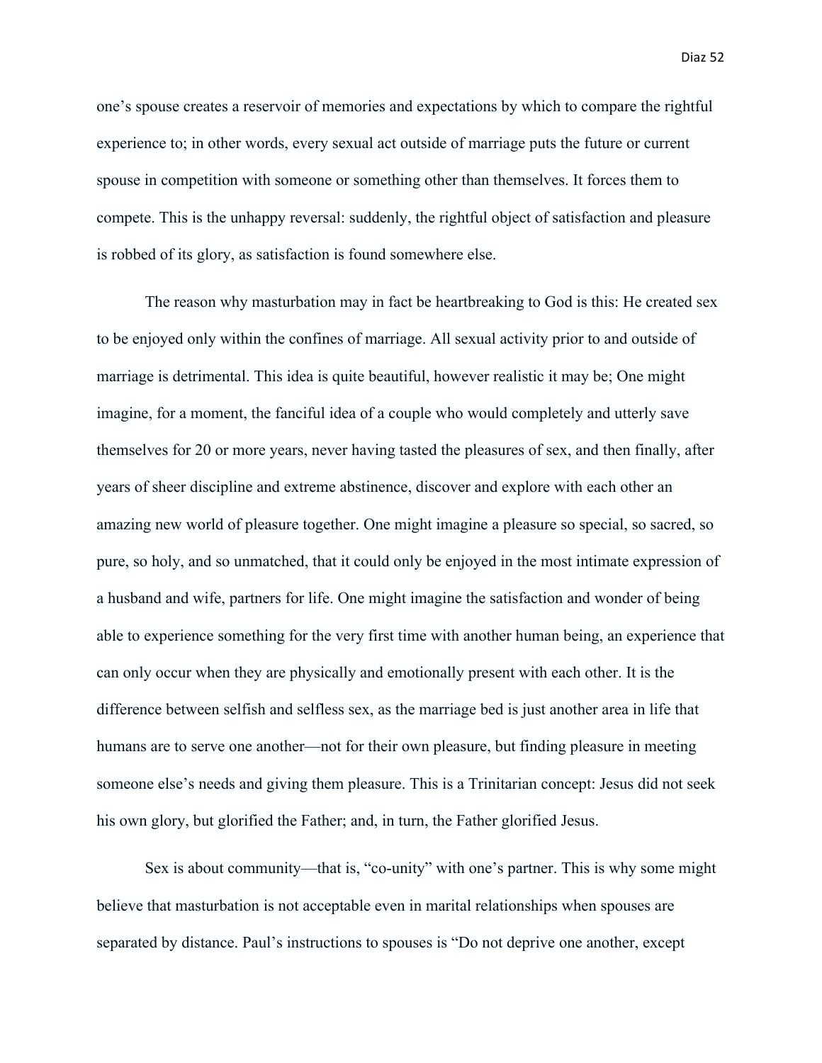one's spouse creates a reservoir of memories and expectations by which to compare the rightful experience to; in other words, every sexual act outside of marriage puts the future or current spouse in competition with someone or something other than themselves. It forces them to compete. This is the unhappy reversal: suddenly, the rightful object of satisfaction and pleasure is robbed of its glory, as satisfaction is found somewhere else.

The reason why masturbation may in fact be heartbreaking to God is this: He created sex to be enjoyed only within the confines of marriage. All sexual activity prior to and outside of marriage is detrimental. This idea is quite beautiful, however realistic it may be; One might imagine, for a moment, the fanciful idea of a couple who would completely and utterly save themselves for 20 or more years, never having tasted the pleasures of sex, and then finally, after years of sheer discipline and extreme abstinence, discover and explore with each other an amazing new world of pleasure together. One might imagine a pleasure so special, so sacred, so pure, so holy, and so unmatched, that it could only be enjoyed in the most intimate expression of a husband and wife, partners for life. One might imagine the satisfaction and wonder of being able to experience something for the very first time with another human being, an experience that can only occur when they are physically and emotionally present with each other. It is the difference between selfish and selfless sex, as the marriage bed is just another area in life that humans are to serve one another—not for their own pleasure, but finding pleasure in meeting someone else's needs and giving them pleasure. This is a Trinitarian concept: Jesus did not seek his own glory, but glorified the Father; and, in turn, the Father glorified Jesus.

Sex is about community—that is, "co-unity" with one's partner. This is why some might believe that masturbation is not acceptable even in marital relationships when spouses are separated by distance. Paul's instructions to spouses is "Do not deprive one another, except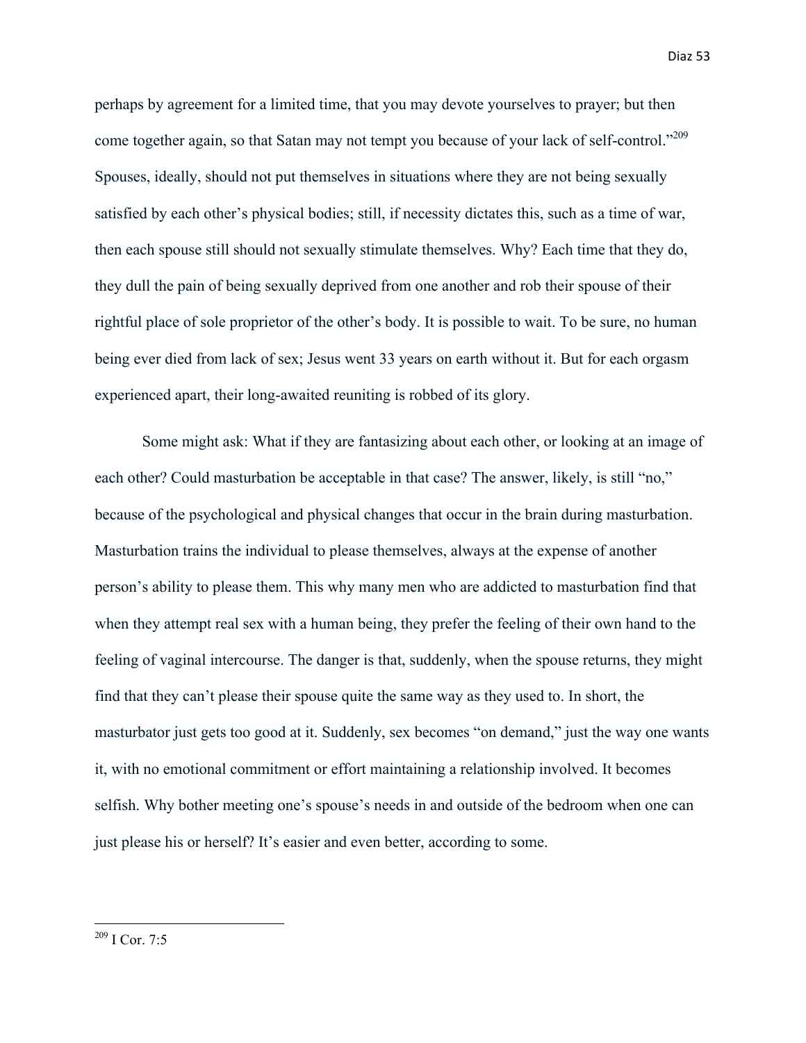perhaps by agreement for a limited time, that you may devote yourselves to prayer; but then come together again, so that Satan may not tempt you because of your lack of self-control."[209] Spouses, ideally, should not put themselves in situations where they are not being sexually satisfied by each other's physical bodies; still, if necessity dictates this, such as a time of war, then each spouse still should not sexually stimulate themselves. Why? Each time that they do, they dull the pain of being sexually deprived from one another and rob their spouse of their rightful place of sole proprietor of the other's body. It is possible to wait. To be sure, no human being ever died from lack of sex; Jesus went 33 years on earth without it. But for each orgasm experienced apart, their long-awaited reuniting is robbed of its glory.

Some might ask: What if they are fantasizing about each other, or looking at an image of each other? Could masturbation be acceptable in that case? The answer, likely, is still "no," because of the psychological and physical changes that occur in the brain during masturbation. Masturbation trains the individual to please themselves, always at the expense of another person's ability to please them. This why many men who are addicted to masturbation find that when they attempt real sex with a human being, they prefer the feeling of their own hand to the feeling of vaginal intercourse. The danger is that, suddenly, when the spouse returns, they might find that they can't please their spouse quite the same way as they used to. In short, the masturbator just gets too good at it. Suddenly, sex becomes "on demand," just the way one wants it, with no emotional commitment or effort maintaining a relationship involved. It becomes selfish. Why bother meeting one's spouse's needs in and outside of the bedroom when one can just please his or herself? It's easier and even better, according to some.

---

[209] I Cor. 7:5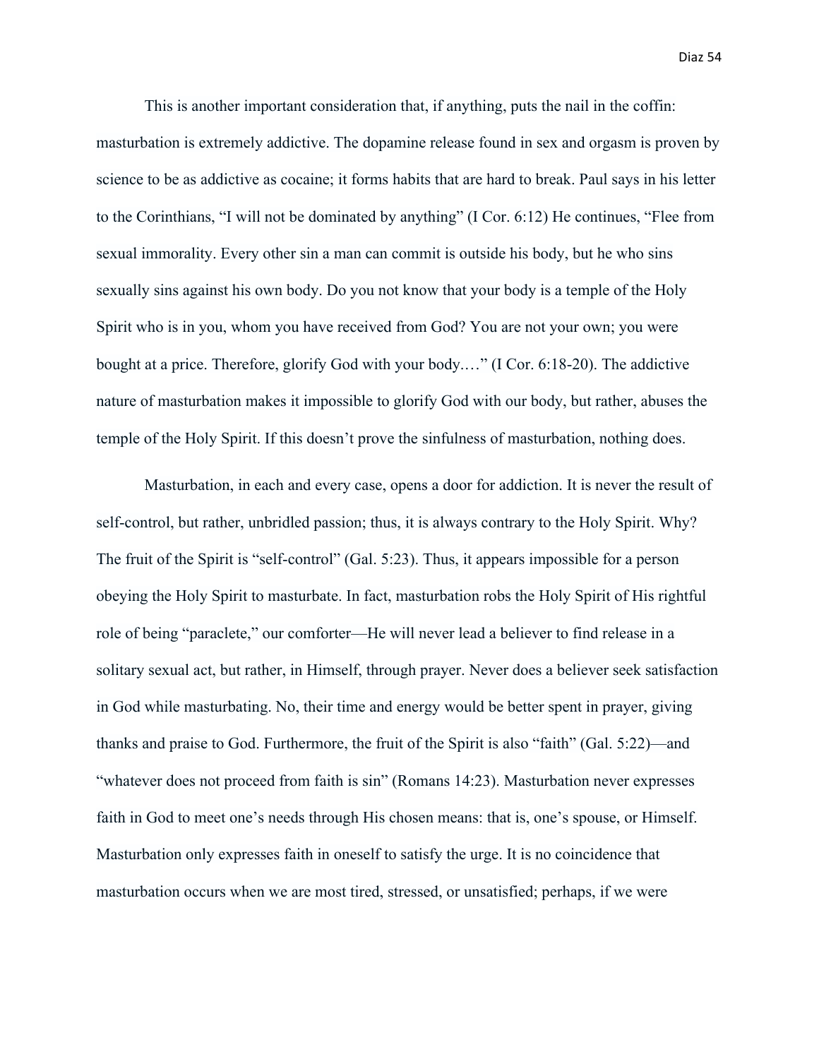This is another important consideration that, if anything, puts the nail in the coffin: masturbation is extremely addictive. The dopamine release found in sex and orgasm is proven by science to be as addictive as cocaine; it forms habits that are hard to break. Paul says in his letter to the Corinthians, "I will not be dominated by anything" (I Cor. 6:12) He continues, "Flee from sexual immorality. Every other sin a man can commit is outside his body, but he who sins sexually sins against his own body. Do you not know that your body is a temple of the Holy Spirit who is in you, whom you have received from God? You are not your own; you were bought at a price. Therefore, glorify God with your body.…" (I Cor. 6:18-20). The addictive nature of masturbation makes it impossible to glorify God with our body, but rather, abuses the temple of the Holy Spirit. If this doesn't prove the sinfulness of masturbation, nothing does.

Masturbation, in each and every case, opens a door for addiction. It is never the result of self-control, but rather, unbridled passion; thus, it is always contrary to the Holy Spirit. Why? The fruit of the Spirit is "self-control" (Gal. 5:23). Thus, it appears impossible for a person obeying the Holy Spirit to masturbate. In fact, masturbation robs the Holy Spirit of His rightful role of being "paraclete," our comforter—He will never lead a believer to find release in a solitary sexual act, but rather, in Himself, through prayer. Never does a believer seek satisfaction in God while masturbating. No, their time and energy would be better spent in prayer, giving thanks and praise to God. Furthermore, the fruit of the Spirit is also "faith" (Gal. 5:22)—and "whatever does not proceed from faith is sin" (Romans 14:23). Masturbation never expresses faith in God to meet one's needs through His chosen means: that is, one's spouse, or Himself. Masturbation only expresses faith in oneself to satisfy the urge. It is no coincidence that masturbation occurs when we are most tired, stressed, or unsatisfied; perhaps, if we were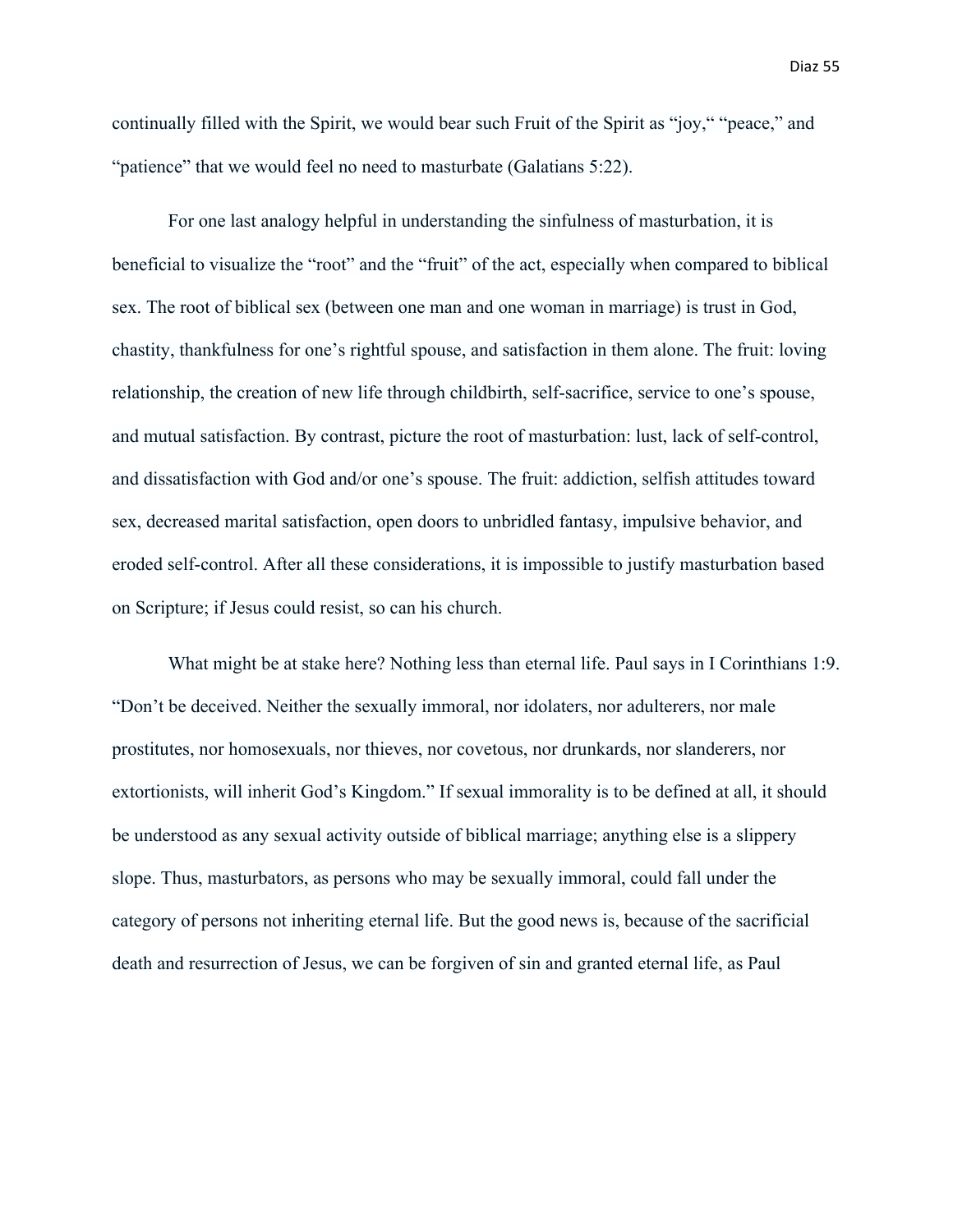continually filled with the Spirit, we would bear such Fruit of the Spirit as "joy," "peace," and "patience" that we would feel no need to masturbate (Galatians 5:22).

For one last analogy helpful in understanding the sinfulness of masturbation, it is beneficial to visualize the "root" and the "fruit" of the act, especially when compared to biblical sex. The root of biblical sex (between one man and one woman in marriage) is trust in God, chastity, thankfulness for one's rightful spouse, and satisfaction in them alone. The fruit: loving relationship, the creation of new life through childbirth, self-sacrifice, service to one's spouse, and mutual satisfaction. By contrast, picture the root of masturbation: lust, lack of self-control, and dissatisfaction with God and/or one's spouse. The fruit: addiction, selfish attitudes toward sex, decreased marital satisfaction, open doors to unbridled fantasy, impulsive behavior, and eroded self-control. After all these considerations, it is impossible to justify masturbation based on Scripture; if Jesus could resist, so can his church.

What might be at stake here? Nothing less than eternal life. Paul says in I Corinthians 1:9. "Don't be deceived. Neither the sexually immoral, nor idolaters, nor adulterers, nor male prostitutes, nor homosexuals, nor thieves, nor covetous, nor drunkards, nor slanderers, nor extortionists, will inherit God's Kingdom." If sexual immorality is to be defined at all, it should be understood as any sexual activity outside of biblical marriage; anything else is a slippery slope. Thus, masturbators, as persons who may be sexually immoral, could fall under the category of persons not inheriting eternal life. But the good news is, because of the sacrificial death and resurrection of Jesus, we can be forgiven of sin and granted eternal life, as Paul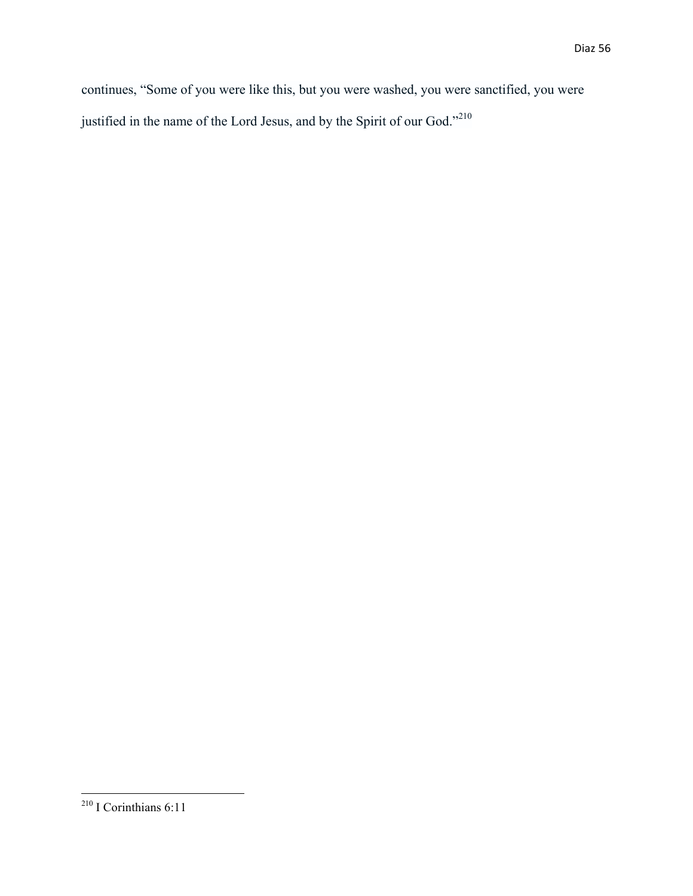continues, "Some of you were like this, but you were washed, you were sanctified, you were justified in the name of the Lord Jesus, and by the Spirit of our God."[210]

---

[210] I Corinthians 6:11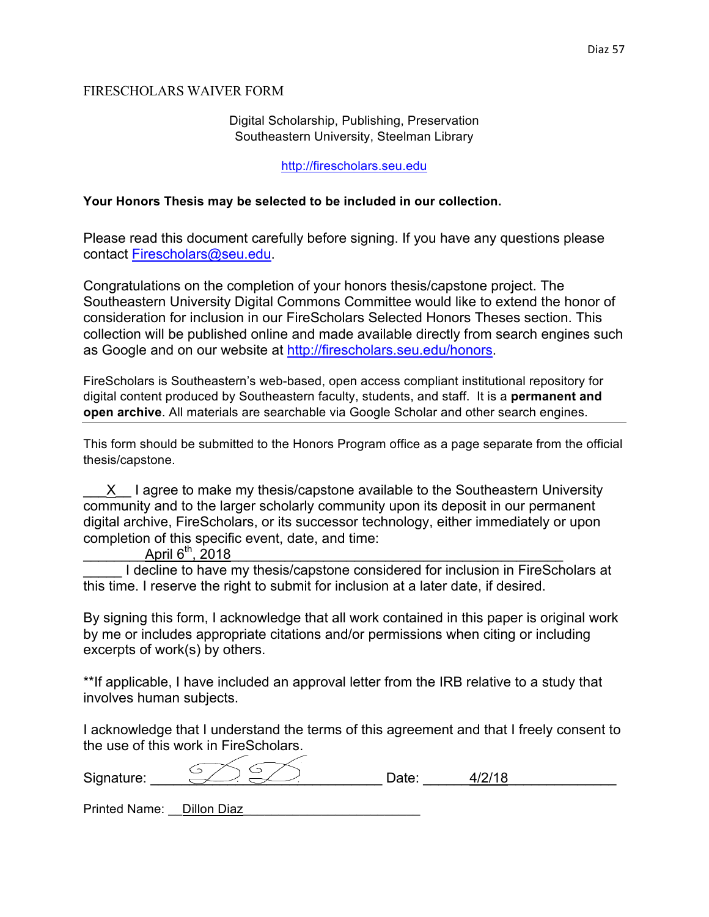FIRESCHOLARS WAIVER FORM

Digital Scholarship, Publishing, Preservation
Southeastern University, Steelman Library

http://firescholars.seu.edu

**Your Honors Thesis may be selected to be included in our collection.**

Please read this document carefully before signing. If you have any questions please contact Firescholars@seu.edu.

Congratulations on the completion of your honors thesis/capstone project. The Southeastern University Digital Commons Committee would like to extend the honor of consideration for inclusion in our FireScholars Selected Honors Theses section. This collection will be published online and made available directly from search engines such as Google and on our website at http://firescholars.seu.edu/honors.

FireScholars is Southeastern's web-based, open access compliant institutional repository for digital content produced by Southeastern faculty, students, and staff. It is a **permanent and open archive**. All materials are searchable via Google Scholar and other search engines.

---

This form should be submitted to the Honors Program office as a page separate from the official thesis/capstone.

\_\_\_X\_\_ I agree to make my thesis/capstone available to the Southeastern University community and to the larger scholarly community upon its deposit in our permanent digital archive, FireScholars, or its successor technology, either immediately or upon completion of this specific event, date, and time:
\_\_\_\_\_\_\_\_ April 6th, 2018 \_\_\_\_\_\_\_\_\_\_\_\_\_\_\_\_\_\_\_\_\_\_\_\_\_\_\_\_\_\_\_\_\_\_\_\_\_\_\_\_\_\_\_\_

\_\_\_\_\_ I decline to have my thesis/capstone considered for inclusion in FireScholars at this time. I reserve the right to submit for inclusion at a later date, if desired.

By signing this form, I acknowledge that all work contained in this paper is original work by me or includes appropriate citations and/or permissions when citing or including excerpts of work(s) by others.

**If applicable, I have included an approval letter from the IRB relative to a study that involves human subjects.

I acknowledge that I understand the terms of this agreement and that I freely consent to the use of this work in FireScholars.

Signature: \_\_\_\_\_\_\_\_\_\_\_\_\_\_\_\_\_\_\_\_\_\_\_\_\_\_\_\_ Date: \_\_\_\_\_\_ 4/2/18 \_\_\_\_\_\_\_\_\_\_\_\_\_\_

Printed Name: \_\_Dillon Diaz\_\_\_\_\_\_\_\_\_\_\_\_\_\_\_\_\_\_\_\_\_\_\_\_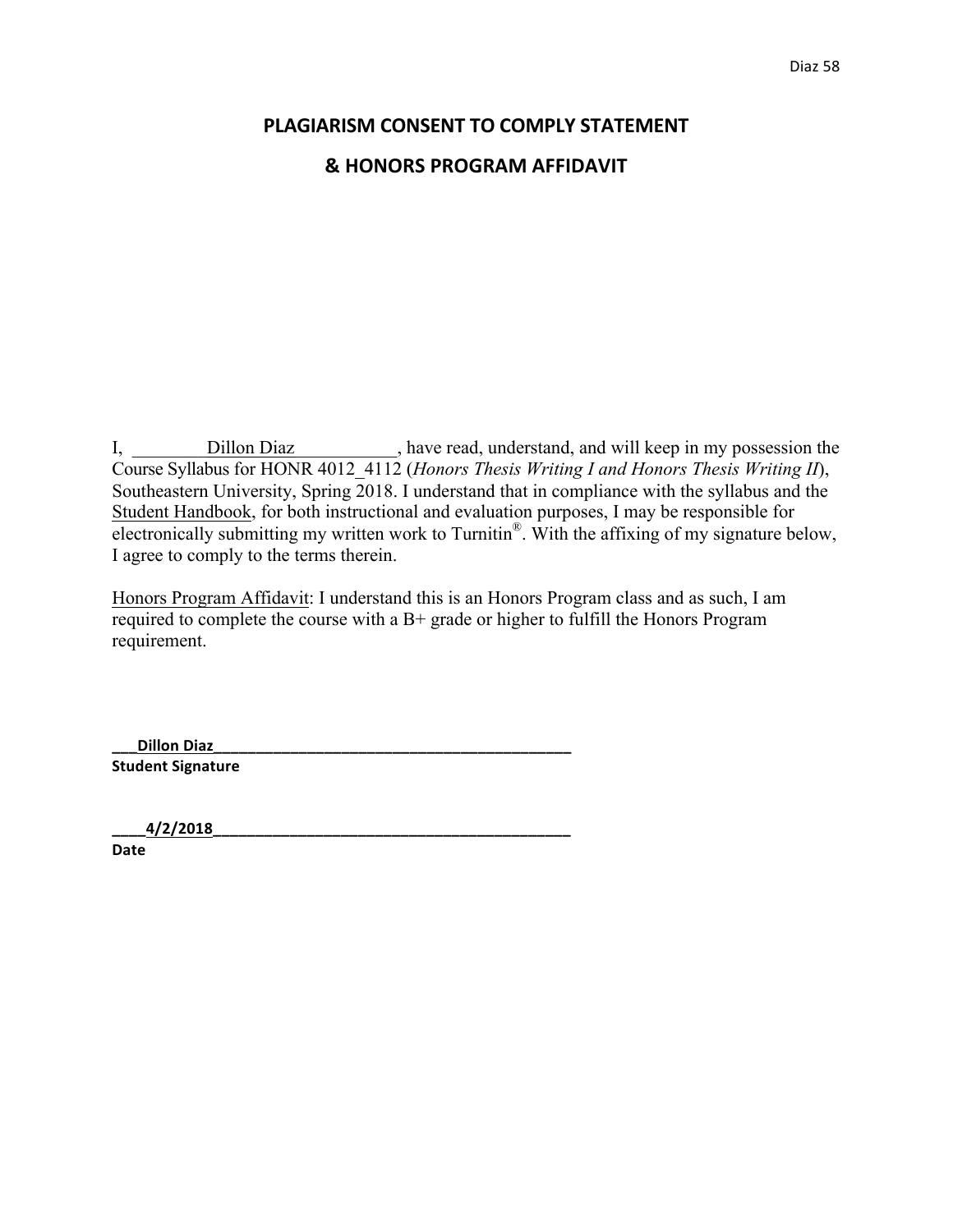# PLAGIARISM CONSENT TO COMPLY STATEMENT

# & HONORS PROGRAM AFFIDAVIT

I, ________Dillon Diaz___________, have read, understand, and will keep in my possession the Course Syllabus for HONR 4012_4112 (*Honors Thesis Writing I and Honors Thesis Writing II*), Southeastern University, Spring 2018. I understand that in compliance with the syllabus and the Student Handbook, for both instructional and evaluation purposes, I may be responsible for electronically submitting my written work to Turnitin®. With the affixing of my signature below, I agree to comply to the terms therein.

Honors Program Affidavit: I understand this is an Honors Program class and as such, I am required to complete the course with a B+ grade or higher to fulfill the Honors Program requirement.

**___Dillon Diaz_____________________________________________**
**Student Signature**

**____4/2/2018____________________________________________**
**Date**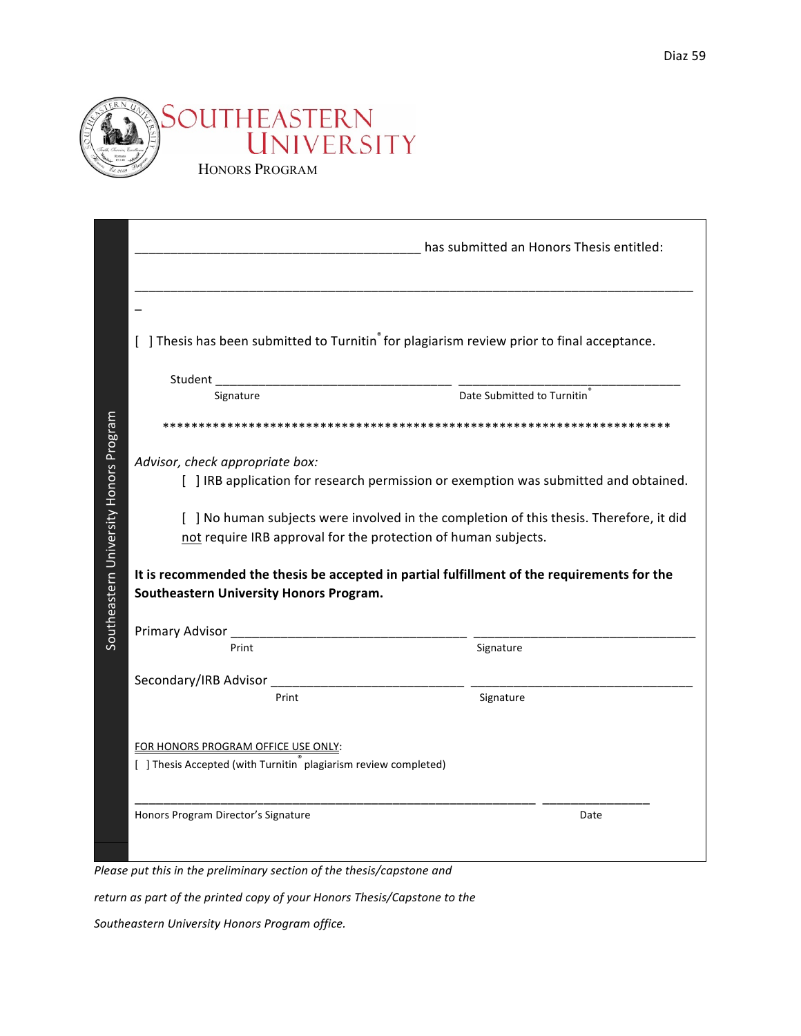# SOUTHEASTERN UNIVERSITY

HONORS PROGRAM

Southeastern University Honors Program

_______________________________________ has submitted an Honors Thesis entitled:

____________________________________________________________________________
_

[ ] Thesis has been submitted to Turnitin® for plagiarism review prior to final acceptance.

Student _________________________________ ______________________________

Signature &nbsp;&nbsp;&nbsp;&nbsp;&nbsp;&nbsp;&nbsp;&nbsp;&nbsp;&nbsp;&nbsp;&nbsp;&nbsp;&nbsp;&nbsp;&nbsp;&nbsp;&nbsp;&nbsp;&nbsp; Date Submitted to Turnitin®

**********************************************************************

*Advisor, check appropriate box:*

[ ] IRB application for research permission or exemption was submitted and obtained.

[ ] No human subjects were involved in the completion of this thesis. Therefore, it did <u>not</u> require IRB approval for the protection of human subjects.

**It is recommended the thesis be accepted in partial fulfillment of the requirements for the Southeastern University Honors Program.**

Primary Advisor _________________________________ ______________________________

Print &nbsp;&nbsp;&nbsp;&nbsp;&nbsp;&nbsp;&nbsp;&nbsp;&nbsp;&nbsp;&nbsp;&nbsp;&nbsp;&nbsp;&nbsp;&nbsp;&nbsp;&nbsp;&nbsp;&nbsp; Signature

Secondary/IRB Advisor __________________________ ______________________________

Print &nbsp;&nbsp;&nbsp;&nbsp;&nbsp;&nbsp;&nbsp;&nbsp;&nbsp;&nbsp;&nbsp;&nbsp;&nbsp;&nbsp;&nbsp;&nbsp;&nbsp;&nbsp;&nbsp;&nbsp; Signature

<u>FOR HONORS PROGRAM OFFICE USE ONLY</u>:

[ ] Thesis Accepted (with Turnitin® plagiarism review completed)

_______________________________________________________ _______________

Honors Program Director's Signature &nbsp;&nbsp;&nbsp;&nbsp;&nbsp;&nbsp;&nbsp;&nbsp;&nbsp;&nbsp;&nbsp;&nbsp;&nbsp;&nbsp;&nbsp;&nbsp;&nbsp;&nbsp;&nbsp;&nbsp; Date

*Please put this in the preliminary section of the thesis/capstone and*

*return as part of the printed copy of your Honors Thesis/Capstone to the*

*Southeastern University Honors Program office.*